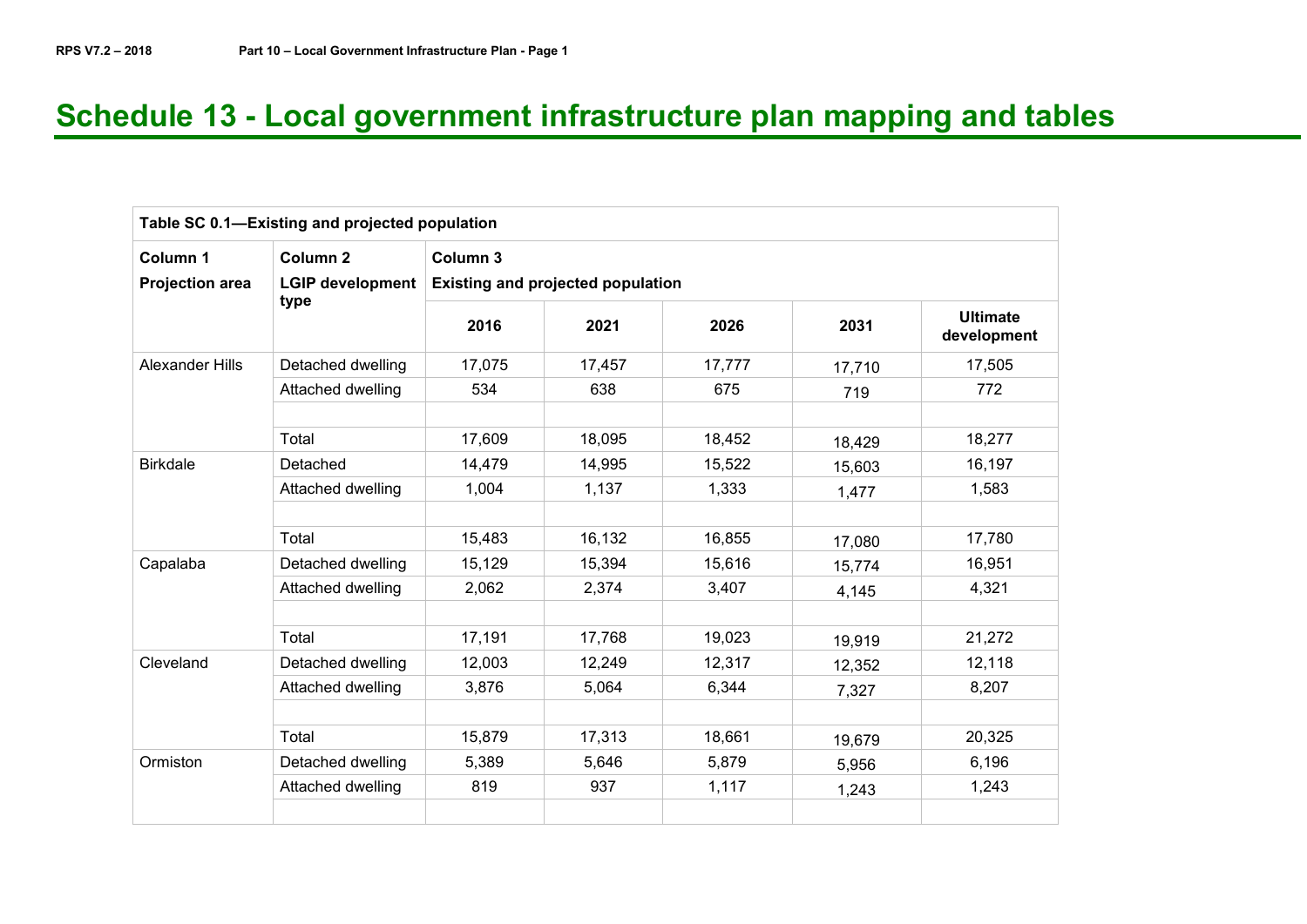# Schedule 13 - Local government infrastructure plan mapping and tables

| Table SC 0.1—Existing and projected population | | | | | | |
|---|---|---|---|---|---|---|
| **Column 1**<br>**Projection area** | **Column 2**<br>**LGIP development type** | **Column 3**<br>**Existing and projected population** | | | | |
| | | **2016** | **2021** | **2026** | **2031** | **Ultimate development** |
| Alexander Hills | Detached dwelling | 17,075 | 17,457 | 17,777 | 17,710 | 17,505 |
| | Attached dwelling | 534 | 638 | 675 | 719 | 772 |
| | | | | | | |
| | Total | 17,609 | 18,095 | 18,452 | 18,429 | 18,277 |
| Birkdale | Detached | 14,479 | 14,995 | 15,522 | 15,603 | 16,197 |
| | Attached dwelling | 1,004 | 1,137 | 1,333 | 1,477 | 1,583 |
| | | | | | | |
| | Total | 15,483 | 16,132 | 16,855 | 17,080 | 17,780 |
| Capalaba | Detached dwelling | 15,129 | 15,394 | 15,616 | 15,774 | 16,951 |
| | Attached dwelling | 2,062 | 2,374 | 3,407 | 4,145 | 4,321 |
| | | | | | | |
| | Total | 17,191 | 17,768 | 19,023 | 19,919 | 21,272 |
| Cleveland | Detached dwelling | 12,003 | 12,249 | 12,317 | 12,352 | 12,118 |
| | Attached dwelling | 3,876 | 5,064 | 6,344 | 7,327 | 8,207 |
| | | | | | | |
| | Total | 15,879 | 17,313 | 18,661 | 19,679 | 20,325 |
| Ormiston | Detached dwelling | 5,389 | 5,646 | 5,879 | 5,956 | 6,196 |
| | Attached dwelling | 819 | 937 | 1,117 | 1,243 | 1,243 |
| | | | | | | |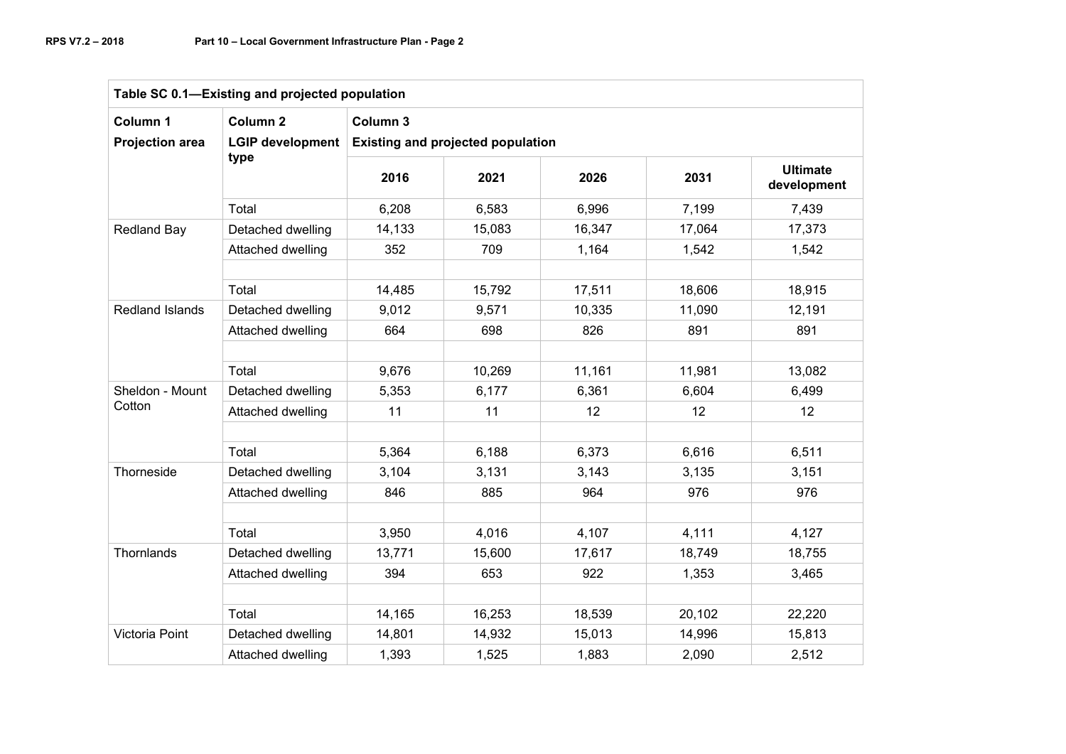| Table SC 0.1—Existing and projected population | | | | | | |
|---|---|---|---|---|---|---|
| **Column 1** **Projection area** | **Column 2** **LGIP development type** | **Column 3** **Existing and projected population** | | | | |
| | | **2016** | **2021** | **2026** | **2031** | **Ultimate development** |
| | Total | 6,208 | 6,583 | 6,996 | 7,199 | 7,439 |
| Redland Bay | Detached dwelling | 14,133 | 15,083 | 16,347 | 17,064 | 17,373 |
| | Attached dwelling | 352 | 709 | 1,164 | 1,542 | 1,542 |
| | | | | | | |
| | Total | 14,485 | 15,792 | 17,511 | 18,606 | 18,915 |
| Redland Islands | Detached dwelling | 9,012 | 9,571 | 10,335 | 11,090 | 12,191 |
| | Attached dwelling | 664 | 698 | 826 | 891 | 891 |
| | | | | | | |
| | Total | 9,676 | 10,269 | 11,161 | 11,981 | 13,082 |
| Sheldon - Mount Cotton | Detached dwelling | 5,353 | 6,177 | 6,361 | 6,604 | 6,499 |
| | Attached dwelling | 11 | 11 | 12 | 12 | 12 |
| | | | | | | |
| | Total | 5,364 | 6,188 | 6,373 | 6,616 | 6,511 |
| Thorneside | Detached dwelling | 3,104 | 3,131 | 3,143 | 3,135 | 3,151 |
| | Attached dwelling | 846 | 885 | 964 | 976 | 976 |
| | | | | | | |
| | Total | 3,950 | 4,016 | 4,107 | 4,111 | 4,127 |
| Thornlands | Detached dwelling | 13,771 | 15,600 | 17,617 | 18,749 | 18,755 |
| | Attached dwelling | 394 | 653 | 922 | 1,353 | 3,465 |
| | | | | | | |
| | Total | 14,165 | 16,253 | 18,539 | 20,102 | 22,220 |
| Victoria Point | Detached dwelling | 14,801 | 14,932 | 15,013 | 14,996 | 15,813 |
| | Attached dwelling | 1,393 | 1,525 | 1,883 | 2,090 | 2,512 |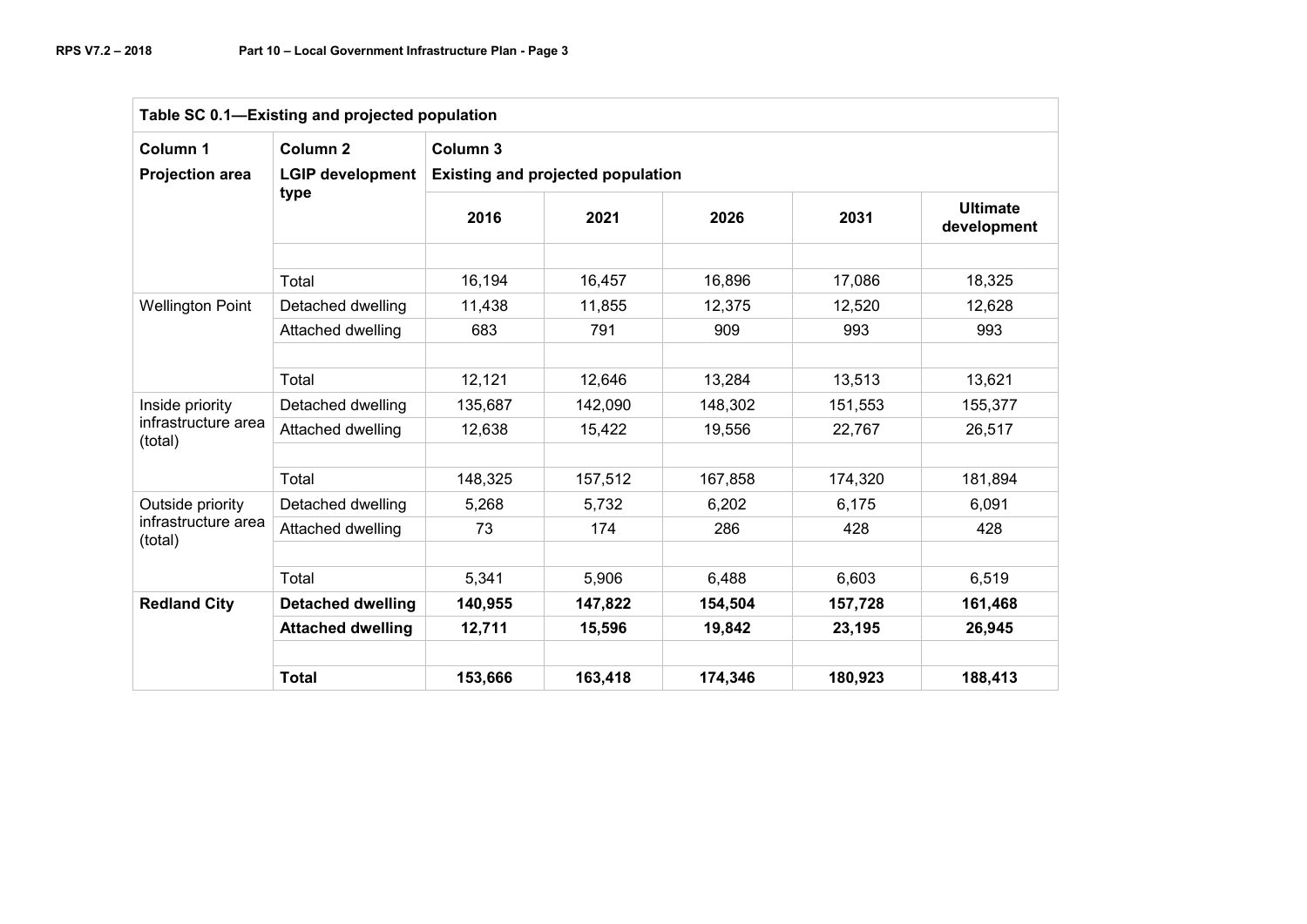| Table SC 0.1—Existing and projected population | | | | | | |
|---|---|---|---|---|---|---|
| **Column 1** | **Column 2** | **Column 3** | | | | |
| **Projection area** | **LGIP development type** | **Existing and projected population** | | | | |
| | | **2016** | **2021** | **2026** | **2031** | **Ultimate development** |
| | | | | | | |
| | Total | 16,194 | 16,457 | 16,896 | 17,086 | 18,325 |
| Wellington Point | Detached dwelling | 11,438 | 11,855 | 12,375 | 12,520 | 12,628 |
| | Attached dwelling | 683 | 791 | 909 | 993 | 993 |
| | | | | | | |
| | Total | 12,121 | 12,646 | 13,284 | 13,513 | 13,621 |
| Inside priority infrastructure area (total) | Detached dwelling | 135,687 | 142,090 | 148,302 | 151,553 | 155,377 |
| | Attached dwelling | 12,638 | 15,422 | 19,556 | 22,767 | 26,517 |
| | | | | | | |
| | Total | 148,325 | 157,512 | 167,858 | 174,320 | 181,894 |
| Outside priority infrastructure area (total) | Detached dwelling | 5,268 | 5,732 | 6,202 | 6,175 | 6,091 |
| | Attached dwelling | 73 | 174 | 286 | 428 | 428 |
| | | | | | | |
| | Total | 5,341 | 5,906 | 6,488 | 6,603 | 6,519 |
| **Redland City** | **Detached dwelling** | **140,955** | **147,822** | **154,504** | **157,728** | **161,468** |
| | **Attached dwelling** | **12,711** | **15,596** | **19,842** | **23,195** | **26,945** |
| | | | | | | |
| | **Total** | **153,666** | **163,418** | **174,346** | **180,923** | **188,413** |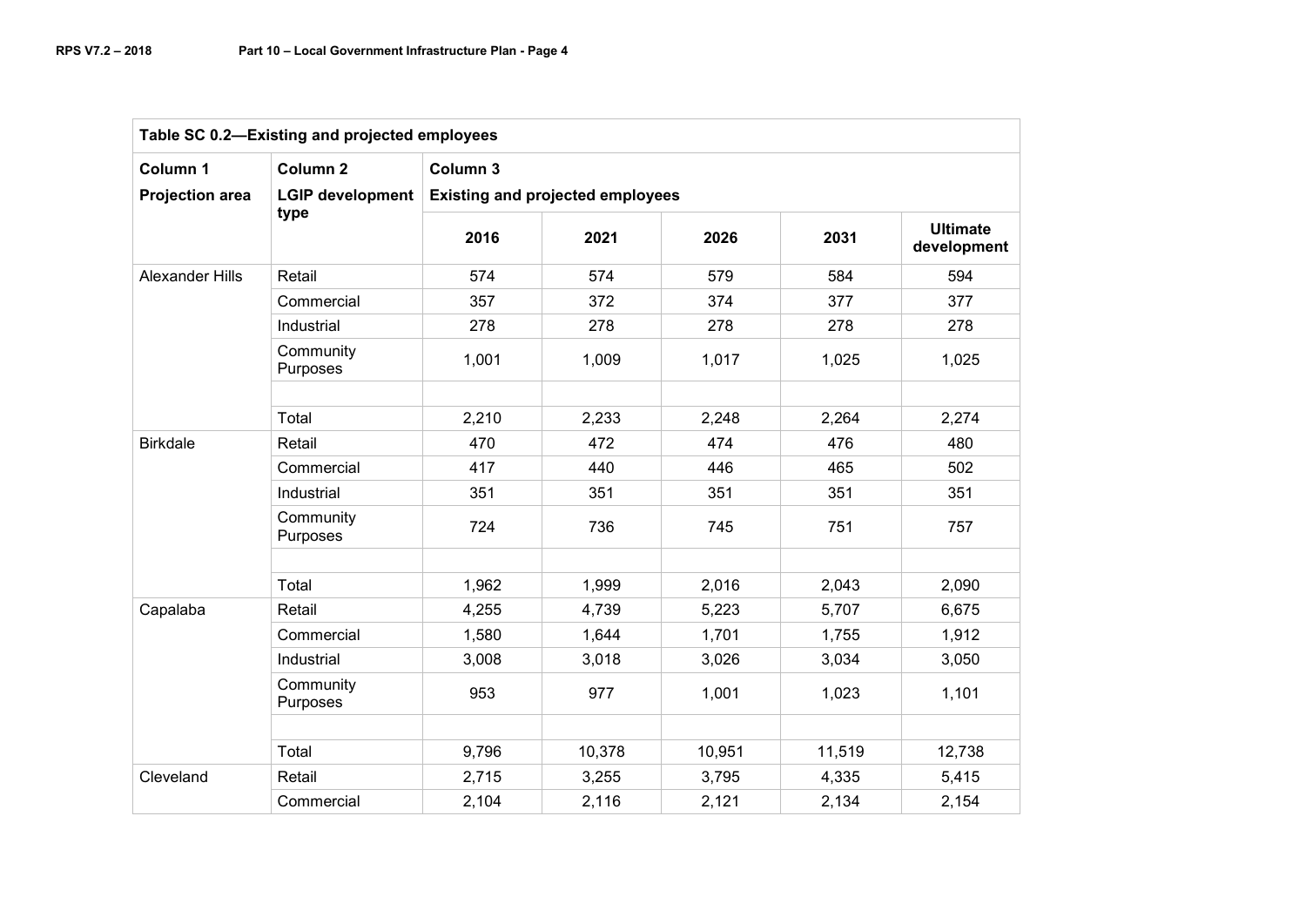| Table SC 0.2—Existing and projected employees | | | | | | |
|---|---|---|---|---|---|---|
| **Column 1** | **Column 2** | **Column 3** | | | | |
| **Projection area** | **LGIP development type** | **Existing and projected employees** | | | | |
| | | **2016** | **2021** | **2026** | **2031** | **Ultimate development** |
| Alexander Hills | Retail | 574 | 574 | 579 | 584 | 594 |
| | Commercial | 357 | 372 | 374 | 377 | 377 |
| | Industrial | 278 | 278 | 278 | 278 | 278 |
| | Community Purposes | 1,001 | 1,009 | 1,017 | 1,025 | 1,025 |
| | | | | | | |
| | Total | 2,210 | 2,233 | 2,248 | 2,264 | 2,274 |
| Birkdale | Retail | 470 | 472 | 474 | 476 | 480 |
| | Commercial | 417 | 440 | 446 | 465 | 502 |
| | Industrial | 351 | 351 | 351 | 351 | 351 |
| | Community Purposes | 724 | 736 | 745 | 751 | 757 |
| | | | | | | |
| | Total | 1,962 | 1,999 | 2,016 | 2,043 | 2,090 |
| Capalaba | Retail | 4,255 | 4,739 | 5,223 | 5,707 | 6,675 |
| | Commercial | 1,580 | 1,644 | 1,701 | 1,755 | 1,912 |
| | Industrial | 3,008 | 3,018 | 3,026 | 3,034 | 3,050 |
| | Community Purposes | 953 | 977 | 1,001 | 1,023 | 1,101 |
| | | | | | | |
| | Total | 9,796 | 10,378 | 10,951 | 11,519 | 12,738 |
| Cleveland | Retail | 2,715 | 3,255 | 3,795 | 4,335 | 5,415 |
| | Commercial | 2,104 | 2,116 | 2,121 | 2,134 | 2,154 |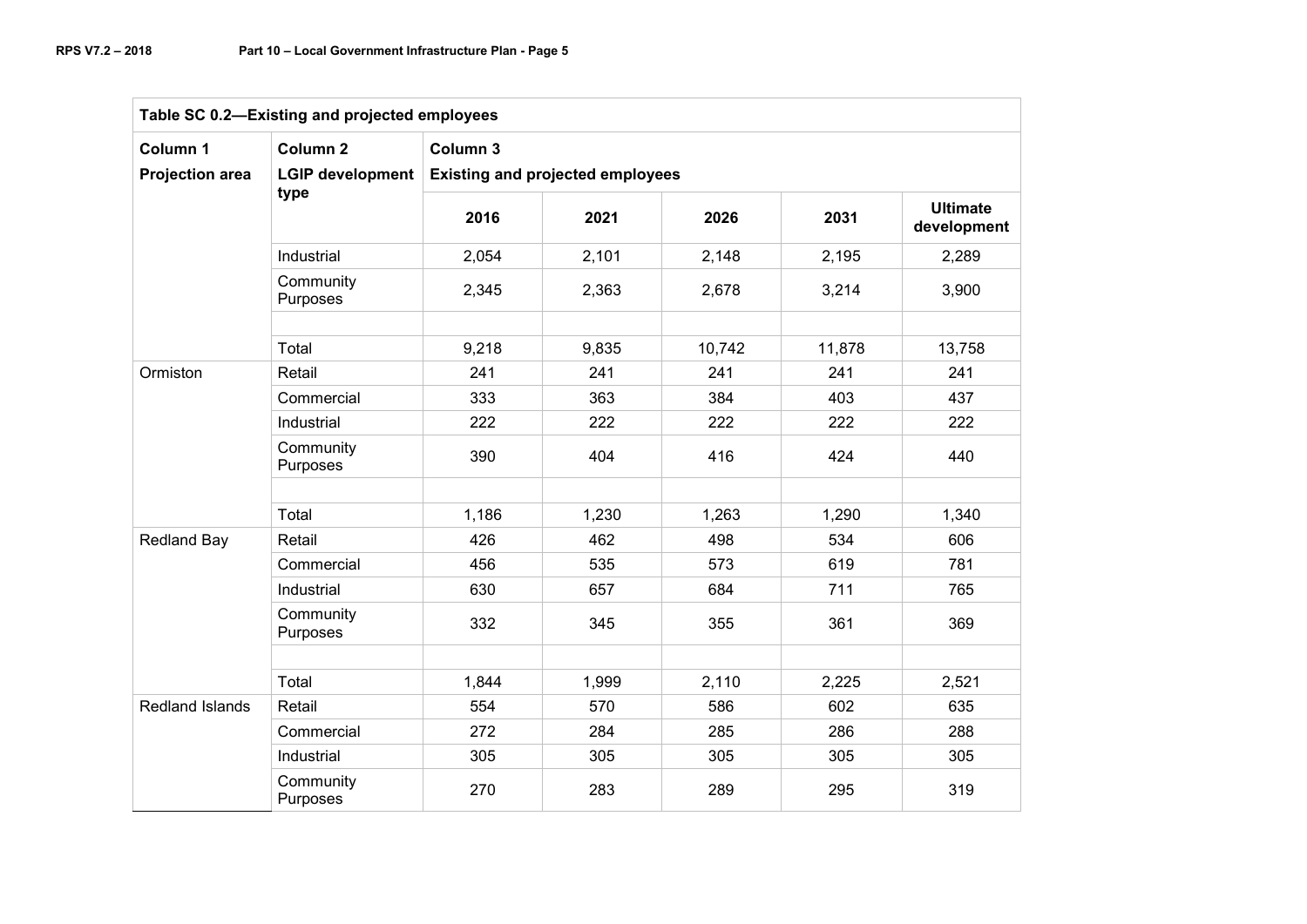| Table SC 0.2—Existing and projected employees | | | | | | |
|---|---|---|---|---|---|---|
| **Column 1** **Projection area** | **Column 2** **LGIP development type** | **Column 3** **Existing and projected employees** | | | | |
| | | **2016** | **2021** | **2026** | **2031** | **Ultimate development** |
| | Industrial | 2,054 | 2,101 | 2,148 | 2,195 | 2,289 |
| | Community Purposes | 2,345 | 2,363 | 2,678 | 3,214 | 3,900 |
| | | | | | | |
| | Total | 9,218 | 9,835 | 10,742 | 11,878 | 13,758 |
| Ormiston | Retail | 241 | 241 | 241 | 241 | 241 |
| | Commercial | 333 | 363 | 384 | 403 | 437 |
| | Industrial | 222 | 222 | 222 | 222 | 222 |
| | Community Purposes | 390 | 404 | 416 | 424 | 440 |
| | | | | | | |
| | Total | 1,186 | 1,230 | 1,263 | 1,290 | 1,340 |
| Redland Bay | Retail | 426 | 462 | 498 | 534 | 606 |
| | Commercial | 456 | 535 | 573 | 619 | 781 |
| | Industrial | 630 | 657 | 684 | 711 | 765 |
| | Community Purposes | 332 | 345 | 355 | 361 | 369 |
| | | | | | | |
| | Total | 1,844 | 1,999 | 2,110 | 2,225 | 2,521 |
| Redland Islands | Retail | 554 | 570 | 586 | 602 | 635 |
| | Commercial | 272 | 284 | 285 | 286 | 288 |
| | Industrial | 305 | 305 | 305 | 305 | 305 |
| | Community Purposes | 270 | 283 | 289 | 295 | 319 |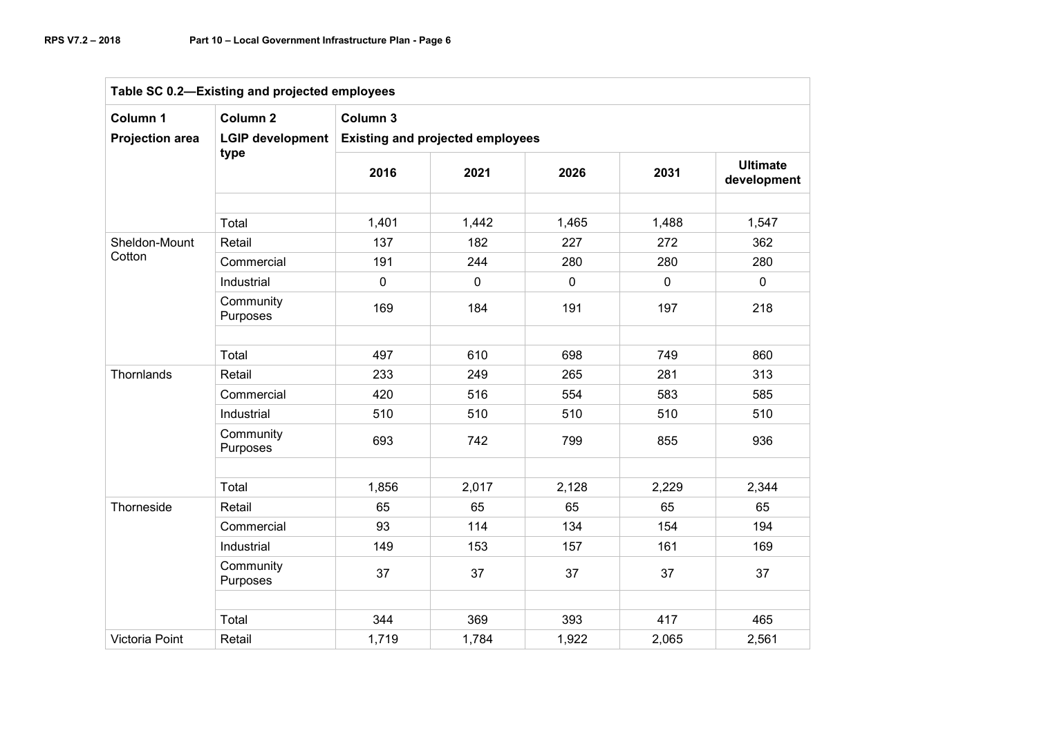| Table SC 0.2—Existing and projected employees | | | | | | |
|---|---|---|---|---|---|---|
| **Column 1** **Projection area** | **Column 2** **LGIP development type** | **Column 3** **Existing and projected employees** | | | | |
| | | **2016** | **2021** | **2026** | **2031** | **Ultimate development** |
| | | | | | | |
| | Total | 1,401 | 1,442 | 1,465 | 1,488 | 1,547 |
| Sheldon-Mount Cotton | Retail | 137 | 182 | 227 | 272 | 362 |
| | Commercial | 191 | 244 | 280 | 280 | 280 |
| | Industrial | 0 | 0 | 0 | 0 | 0 |
| | Community Purposes | 169 | 184 | 191 | 197 | 218 |
| | | | | | | |
| | Total | 497 | 610 | 698 | 749 | 860 |
| Thornlands | Retail | 233 | 249 | 265 | 281 | 313 |
| | Commercial | 420 | 516 | 554 | 583 | 585 |
| | Industrial | 510 | 510 | 510 | 510 | 510 |
| | Community Purposes | 693 | 742 | 799 | 855 | 936 |
| | | | | | | |
| | Total | 1,856 | 2,017 | 2,128 | 2,229 | 2,344 |
| Thorneside | Retail | 65 | 65 | 65 | 65 | 65 |
| | Commercial | 93 | 114 | 134 | 154 | 194 |
| | Industrial | 149 | 153 | 157 | 161 | 169 |
| | Community Purposes | 37 | 37 | 37 | 37 | 37 |
| | | | | | | |
| | Total | 344 | 369 | 393 | 417 | 465 |
| Victoria Point | Retail | 1,719 | 1,784 | 1,922 | 2,065 | 2,561 |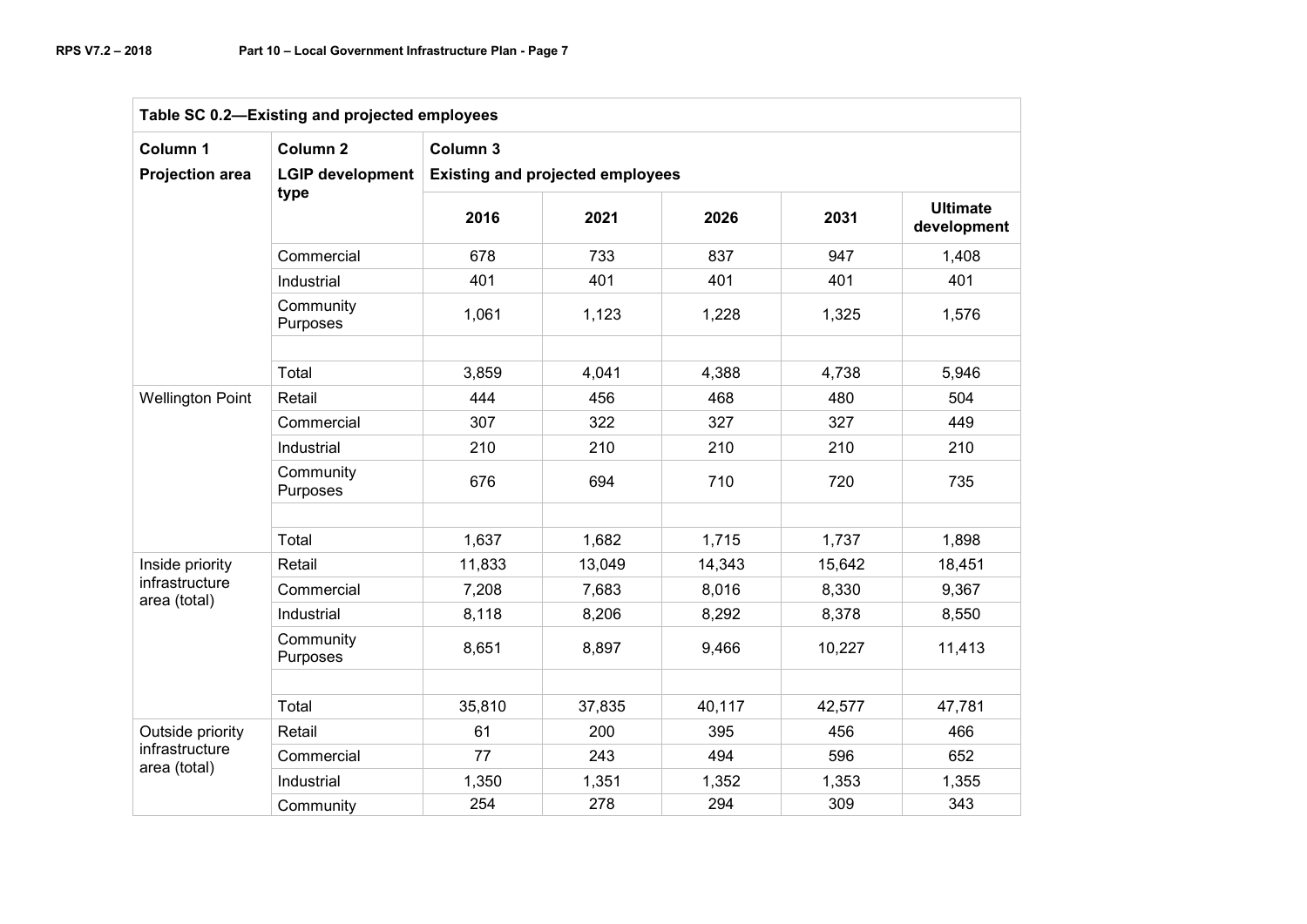| Table SC 0.2—Existing and projected employees | | | | | | |
|---|---|---|---|---|---|---|
| **Column 1**<br>**Projection area** | **Column 2**<br>**LGIP development type** | **Column 3**<br>**Existing and projected employees** | | | | |
| | | **2016** | **2021** | **2026** | **2031** | **Ultimate development** |
| | Commercial | 678 | 733 | 837 | 947 | 1,408 |
| | Industrial | 401 | 401 | 401 | 401 | 401 |
| | Community Purposes | 1,061 | 1,123 | 1,228 | 1,325 | 1,576 |
| | | | | | | |
| | Total | 3,859 | 4,041 | 4,388 | 4,738 | 5,946 |
| Wellington Point | Retail | 444 | 456 | 468 | 480 | 504 |
| | Commercial | 307 | 322 | 327 | 327 | 449 |
| | Industrial | 210 | 210 | 210 | 210 | 210 |
| | Community Purposes | 676 | 694 | 710 | 720 | 735 |
| | | | | | | |
| | Total | 1,637 | 1,682 | 1,715 | 1,737 | 1,898 |
| Inside priority infrastructure area (total) | Retail | 11,833 | 13,049 | 14,343 | 15,642 | 18,451 |
| | Commercial | 7,208 | 7,683 | 8,016 | 8,330 | 9,367 |
| | Industrial | 8,118 | 8,206 | 8,292 | 8,378 | 8,550 |
| | Community Purposes | 8,651 | 8,897 | 9,466 | 10,227 | 11,413 |
| | | | | | | |
| | Total | 35,810 | 37,835 | 40,117 | 42,577 | 47,781 |
| Outside priority infrastructure area (total) | Retail | 61 | 200 | 395 | 456 | 466 |
| | Commercial | 77 | 243 | 494 | 596 | 652 |
| | Industrial | 1,350 | 1,351 | 1,352 | 1,353 | 1,355 |
| | Community | 254 | 278 | 294 | 309 | 343 |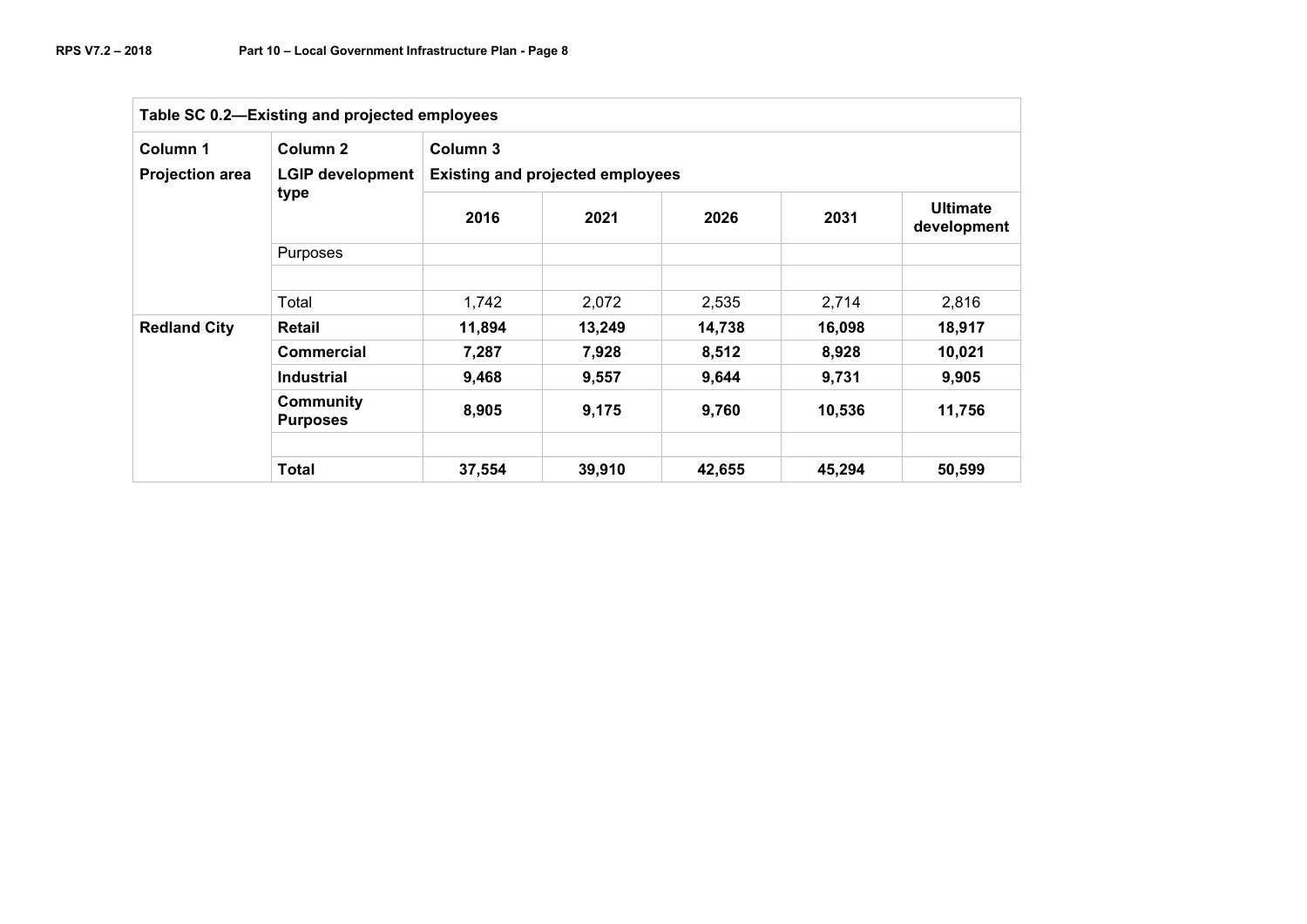| Table SC 0.2—Existing and projected employees | | | | | | |
|---|---|---|---|---|---|---|
| **Column 1**<br>**Projection area** | **Column 2**<br>**LGIP development type** | **Column 3**<br>**Existing and projected employees** | | | | |
| | | **2016** | **2021** | **2026** | **2031** | **Ultimate development** |
| | Purposes | | | | | |
| | | | | | | |
| | Total | 1,742 | 2,072 | 2,535 | 2,714 | 2,816 |
| **Redland City** | **Retail** | **11,894** | **13,249** | **14,738** | **16,098** | **18,917** |
| | **Commercial** | **7,287** | **7,928** | **8,512** | **8,928** | **10,021** |
| | **Industrial** | **9,468** | **9,557** | **9,644** | **9,731** | **9,905** |
| | **Community Purposes** | **8,905** | **9,175** | **9,760** | **10,536** | **11,756** |
| | | | | | | |
| | **Total** | **37,554** | **39,910** | **42,655** | **45,294** | **50,599** |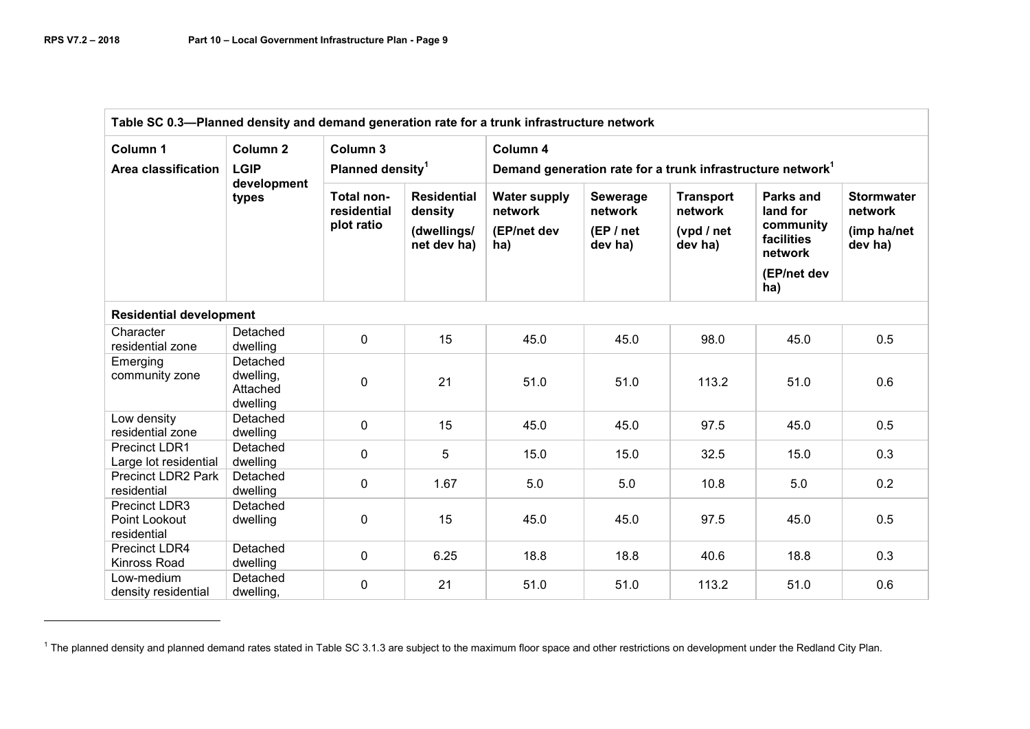| Table SC 0.3—Planned density and demand generation rate for a trunk infrastructure network | | | | | | | | |
|---|---|---|---|---|---|---|---|---|
| **Column 1** | **Column 2** | **Column 3** | | **Column 4** | | | | |
| **Area classification** | **LGIP development types** | **Planned density[1]** | | **Demand generation rate for a trunk infrastructure network[1]** | | | | |
| | | **Total non-residential plot ratio** | **Residential density (dwellings/ net dev ha)** | **Water supply network (EP/net dev ha)** | **Sewerage network (EP / net dev ha)** | **Transport network (vpd / net dev ha)** | **Parks and land for community facilities network (EP/net dev ha)** | **Stormwater network (imp ha/net dev ha)** |
| **Residential development** | | | | | | | | |
| Character residential zone | Detached dwelling | 0 | 15 | 45.0 | 45.0 | 98.0 | 45.0 | 0.5 |
| Emerging community zone | Detached dwelling, Attached dwelling | 0 | 21 | 51.0 | 51.0 | 113.2 | 51.0 | 0.6 |
| Low density residential zone | Detached dwelling | 0 | 15 | 45.0 | 45.0 | 97.5 | 45.0 | 0.5 |
| Precinct LDR1 Large lot residential | Detached dwelling | 0 | 5 | 15.0 | 15.0 | 32.5 | 15.0 | 0.3 |
| Precinct LDR2 Park residential | Detached dwelling | 0 | 1.67 | 5.0 | 5.0 | 10.8 | 5.0 | 0.2 |
| Precinct LDR3 Point Lookout residential | Detached dwelling | 0 | 15 | 45.0 | 45.0 | 97.5 | 45.0 | 0.5 |
| Precinct LDR4 Kinross Road | Detached dwelling | 0 | 6.25 | 18.8 | 18.8 | 40.6 | 18.8 | 0.3 |
| Low-medium density residential | Detached dwelling, | 0 | 21 | 51.0 | 51.0 | 113.2 | 51.0 | 0.6 |

[1] The planned density and planned demand rates stated in Table SC 3.1.3 are subject to the maximum floor space and other restrictions on development under the Redland City Plan.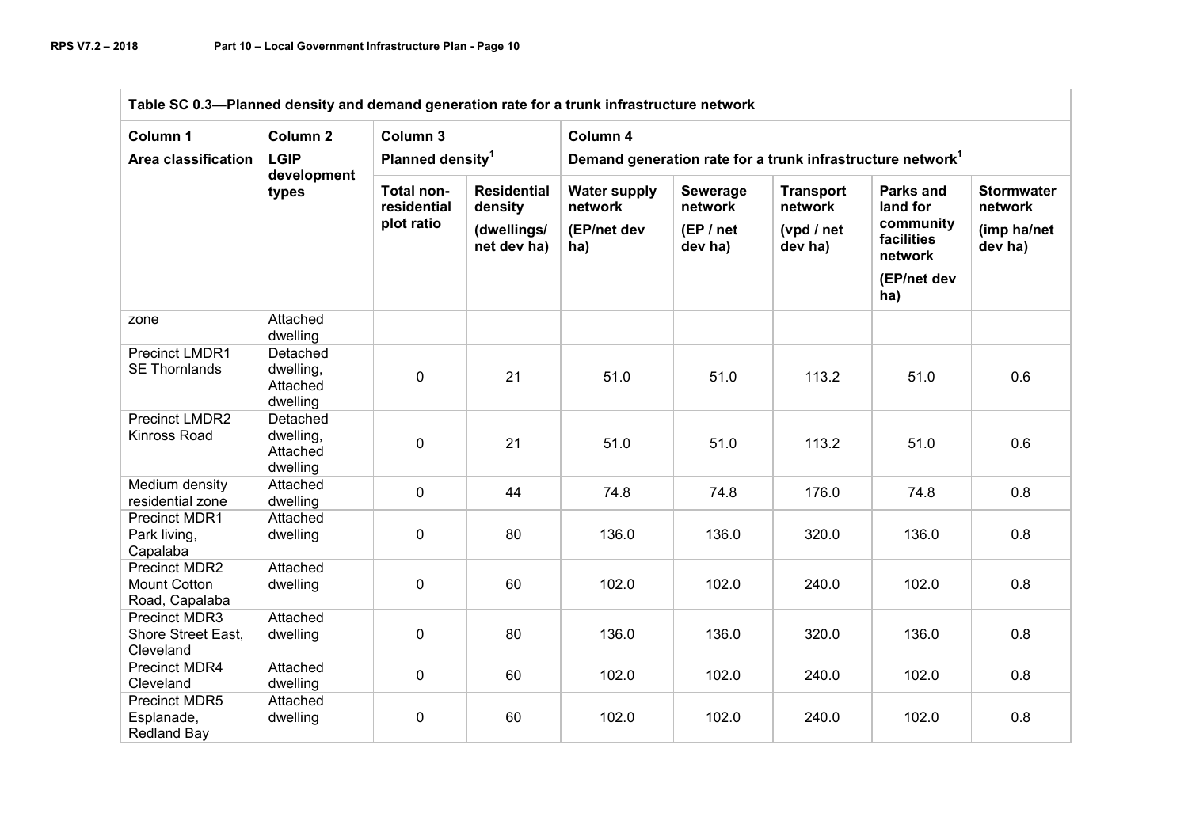| Table SC 0.3—Planned density and demand generation rate for a trunk infrastructure network | | | | | | | | | |
|---|---|---|---|---|---|---|---|---|---|
| **Column 1** | **Column 2** | **Column 3** | | **Column 4** | | | | | |
| **Area classification** | **LGIP development types** | **Planned density[1]** | | **Demand generation rate for a trunk infrastructure network[1]** | | | | | |
| | | **Total non-residential plot ratio** | **Residential density (dwellings/ net dev ha)** | **Water supply network (EP/net dev ha)** | **Sewerage network (EP / net dev ha)** | **Transport network (vpd / net dev ha)** | **Parks and land for community facilities network (EP/net dev ha)** | **Stormwater network (imp ha/net dev ha)** |
| zone | Attached dwelling | | | | | | | |
| Precinct LMDR1 SE Thornlands | Detached dwelling, Attached dwelling | 0 | 21 | 51.0 | 51.0 | 113.2 | 51.0 | 0.6 |
| Precinct LMDR2 Kinross Road | Detached dwelling, Attached dwelling | 0 | 21 | 51.0 | 51.0 | 113.2 | 51.0 | 0.6 |
| Medium density residential zone | Attached dwelling | 0 | 44 | 74.8 | 74.8 | 176.0 | 74.8 | 0.8 |
| Precinct MDR1 Park living, Capalaba | Attached dwelling | 0 | 80 | 136.0 | 136.0 | 320.0 | 136.0 | 0.8 |
| Precinct MDR2 Mount Cotton Road, Capalaba | Attached dwelling | 0 | 60 | 102.0 | 102.0 | 240.0 | 102.0 | 0.8 |
| Precinct MDR3 Shore Street East, Cleveland | Attached dwelling | 0 | 80 | 136.0 | 136.0 | 320.0 | 136.0 | 0.8 |
| Precinct MDR4 Cleveland | Attached dwelling | 0 | 60 | 102.0 | 102.0 | 240.0 | 102.0 | 0.8 |
| Precinct MDR5 Esplanade, Redland Bay | Attached dwelling | 0 | 60 | 102.0 | 102.0 | 240.0 | 102.0 | 0.8 |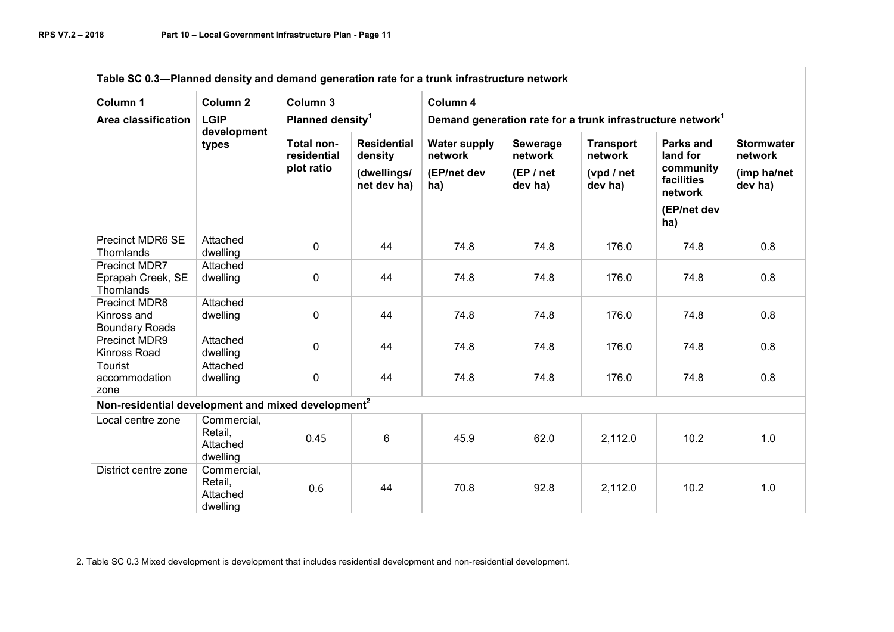| Table SC 0.3—Planned density and demand generation rate for a trunk infrastructure network | | | | | | | | |
|---|---|---|---|---|---|---|---|---|
| **Column 1** Area classification | **Column 2** LGIP development types | **Column 3** Planned density[1] | | **Column 4** Demand generation rate for a trunk infrastructure network[1] | | | | |
| | | Total non-residential plot ratio | Residential density (dwellings/ net dev ha) | Water supply network (EP/net dev ha) | Sewerage network (EP / net dev ha) | Transport network (vpd / net dev ha) | Parks and land for community facilities network (EP/net dev ha) | Stormwater network (imp ha/net dev ha) |
| Precinct MDR6 SE Thornlands | Attached dwelling | 0 | 44 | 74.8 | 74.8 | 176.0 | 74.8 | 0.8 |
| Precinct MDR7 Eprapah Creek, SE Thornlands | Attached dwelling | 0 | 44 | 74.8 | 74.8 | 176.0 | 74.8 | 0.8 |
| Precinct MDR8 Kinross and Boundary Roads | Attached dwelling | 0 | 44 | 74.8 | 74.8 | 176.0 | 74.8 | 0.8 |
| Precinct MDR9 Kinross Road | Attached dwelling | 0 | 44 | 74.8 | 74.8 | 176.0 | 74.8 | 0.8 |
| Tourist accommodation zone | Attached dwelling | 0 | 44 | 74.8 | 74.8 | 176.0 | 74.8 | 0.8 |
| **Non-residential development and mixed development[2]** | | | | | | | | |
| Local centre zone | Commercial, Retail, Attached dwelling | 0.45 | 6 | 45.9 | 62.0 | 2,112.0 | 10.2 | 1.0 |
| District centre zone | Commercial, Retail, Attached dwelling | 0.6 | 44 | 70.8 | 92.8 | 2,112.0 | 10.2 | 1.0 |

2. Table SC 0.3 Mixed development is development that includes residential development and non-residential development.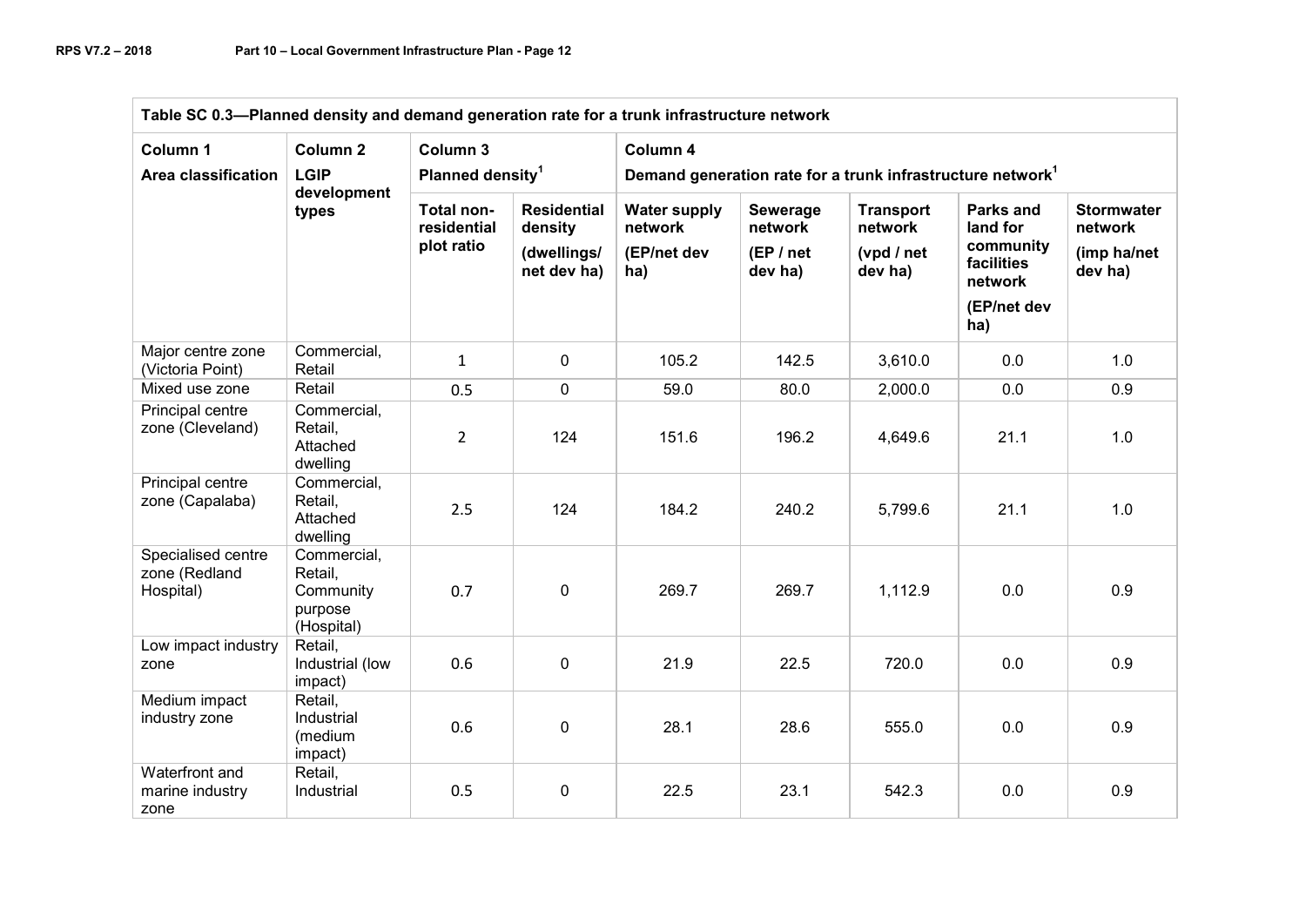| Table SC 0.3—Planned density and demand generation rate for a trunk infrastructure network | | | | | | | | |
|---|---|---|---|---|---|---|---|---|
| Column 1<br>Area classification | Column 2<br>LGIP development types | Column 3<br>Planned density[1] | | Column 4<br>Demand generation rate for a trunk infrastructure network[1] | | | | |
| | | Total non-residential plot ratio | Residential density (dwellings/ net dev ha) | Water supply network (EP/net dev ha) | Sewerage network (EP / net dev ha) | Transport network (vpd / net dev ha) | Parks and land for community facilities network (EP/net dev ha) | Stormwater network (imp ha/net dev ha) |
| Major centre zone (Victoria Point) | Commercial, Retail | 1 | 0 | 105.2 | 142.5 | 3,610.0 | 0.0 | 1.0 |
| Mixed use zone | Retail | 0.5 | 0 | 59.0 | 80.0 | 2,000.0 | 0.0 | 0.9 |
| Principal centre zone (Cleveland) | Commercial, Retail, Attached dwelling | 2 | 124 | 151.6 | 196.2 | 4,649.6 | 21.1 | 1.0 |
| Principal centre zone (Capalaba) | Commercial, Retail, Attached dwelling | 2.5 | 124 | 184.2 | 240.2 | 5,799.6 | 21.1 | 1.0 |
| Specialised centre zone (Redland Hospital) | Commercial, Retail, Community purpose (Hospital) | 0.7 | 0 | 269.7 | 269.7 | 1,112.9 | 0.0 | 0.9 |
| Low impact industry zone | Retail, Industrial (low impact) | 0.6 | 0 | 21.9 | 22.5 | 720.0 | 0.0 | 0.9 |
| Medium impact industry zone | Retail, Industrial (medium impact) | 0.6 | 0 | 28.1 | 28.6 | 555.0 | 0.0 | 0.9 |
| Waterfront and marine industry zone | Retail, Industrial | 0.5 | 0 | 22.5 | 23.1 | 542.3 | 0.0 | 0.9 |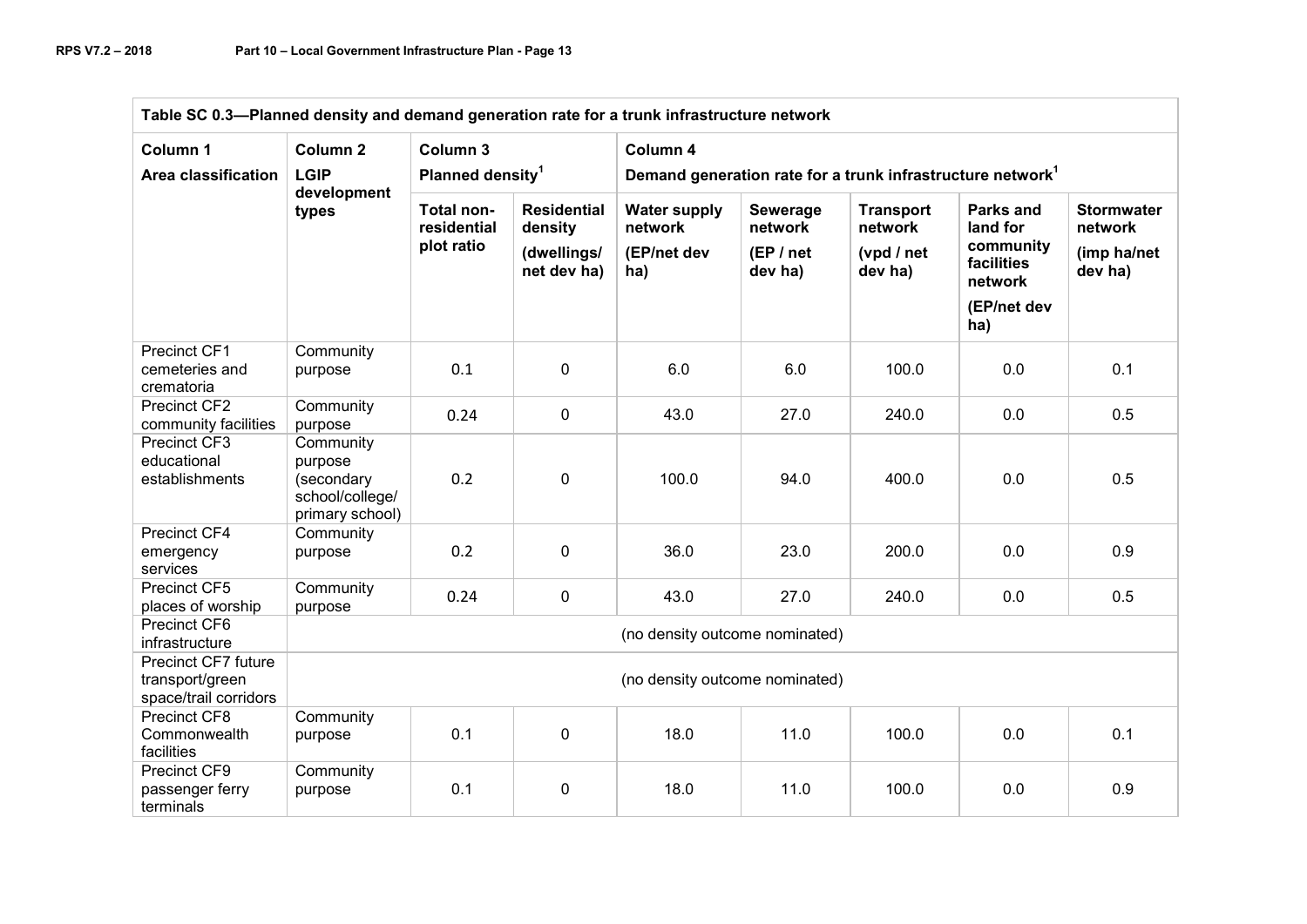| Table SC 0.3—Planned density and demand generation rate for a trunk infrastructure network | | | | | | | | |
|---|---|---|---|---|---|---|---|---|
| **Column 1** <br> **Area classification** | **Column 2** <br> **LGIP development types** | **Column 3** <br> **Planned density**[1] | | **Column 4** <br> **Demand generation rate for a trunk infrastructure network**[1] | | | | |
| | | **Total non-residential plot ratio** | **Residential density (dwellings/ net dev ha)** | **Water supply network (EP/net dev ha)** | **Sewerage network (EP / net dev ha)** | **Transport network (vpd / net dev ha)** | **Parks and land for community facilities network (EP/net dev ha)** | **Stormwater network (imp ha/net dev ha)** |
| Precinct CF1 cemeteries and crematoria | Community purpose | 0.1 | 0 | 6.0 | 6.0 | 100.0 | 0.0 | 0.1 |
| Precinct CF2 community facilities | Community purpose | 0.24 | 0 | 43.0 | 27.0 | 240.0 | 0.0 | 0.5 |
| Precinct CF3 educational establishments | Community purpose (secondary school/college/ primary school) | 0.2 | 0 | 100.0 | 94.0 | 400.0 | 0.0 | 0.5 |
| Precinct CF4 emergency services | Community purpose | 0.2 | 0 | 36.0 | 23.0 | 200.0 | 0.0 | 0.9 |
| Precinct CF5 places of worship | Community purpose | 0.24 | 0 | 43.0 | 27.0 | 240.0 | 0.0 | 0.5 |
| Precinct CF6 infrastructure | (no density outcome nominated) | | | | | | | |
| Precinct CF7 future transport/green space/trail corridors | (no density outcome nominated) | | | | | | | |
| Precinct CF8 Commonwealth facilities | Community purpose | 0.1 | 0 | 18.0 | 11.0 | 100.0 | 0.0 | 0.1 |
| Precinct CF9 passenger ferry terminals | Community purpose | 0.1 | 0 | 18.0 | 11.0 | 100.0 | 0.0 | 0.9 |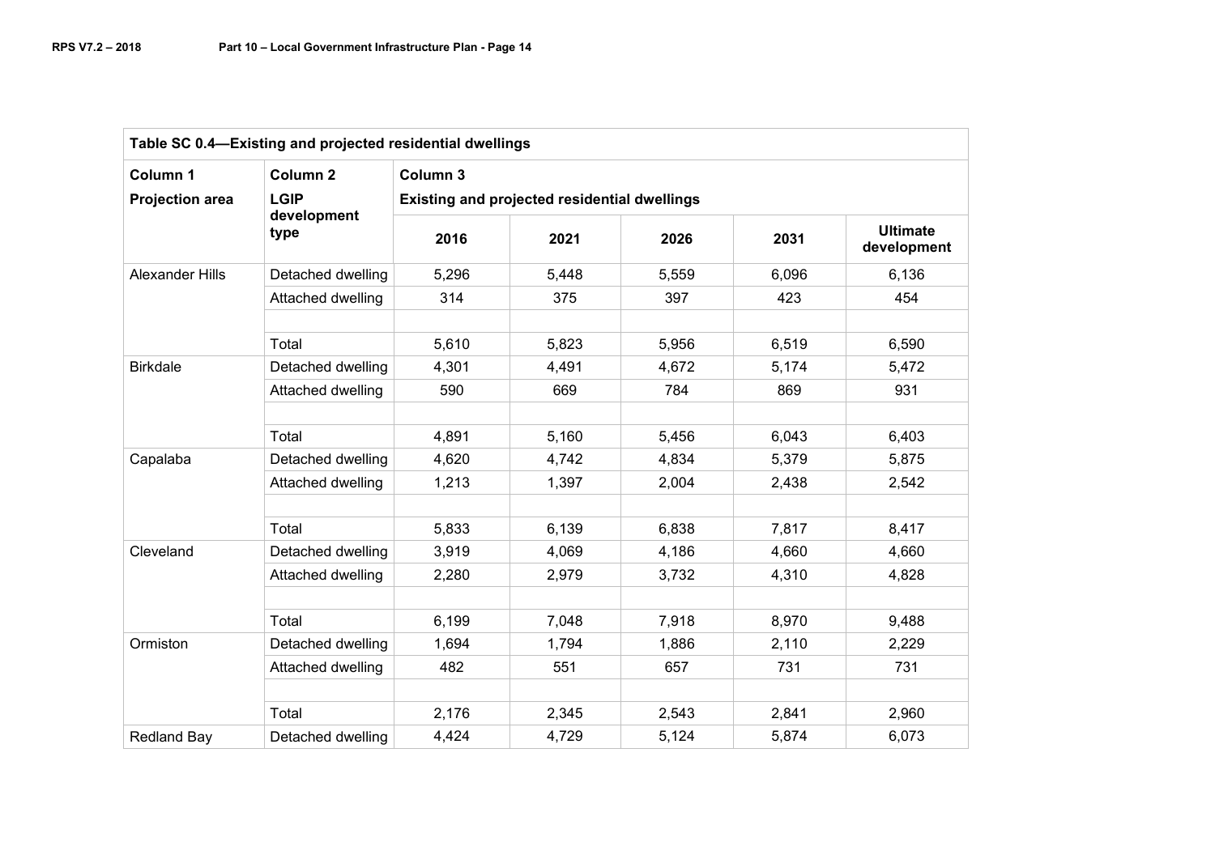| Table SC 0.4—Existing and projected residential dwellings | | | | | | |
|---|---|---|---|---|---|---|
| **Column 1** | **Column 2** | **Column 3** | | | | |
| **Projection area** | **LGIP development type** | **Existing and projected residential dwellings** | | | | |
| | | **2016** | **2021** | **2026** | **2031** | **Ultimate development** |
| Alexander Hills | Detached dwelling | 5,296 | 5,448 | 5,559 | 6,096 | 6,136 |
| | Attached dwelling | 314 | 375 | 397 | 423 | 454 |
| | | | | | | |
| | Total | 5,610 | 5,823 | 5,956 | 6,519 | 6,590 |
| Birkdale | Detached dwelling | 4,301 | 4,491 | 4,672 | 5,174 | 5,472 |
| | Attached dwelling | 590 | 669 | 784 | 869 | 931 |
| | | | | | | |
| | Total | 4,891 | 5,160 | 5,456 | 6,043 | 6,403 |
| Capalaba | Detached dwelling | 4,620 | 4,742 | 4,834 | 5,379 | 5,875 |
| | Attached dwelling | 1,213 | 1,397 | 2,004 | 2,438 | 2,542 |
| | | | | | | |
| | Total | 5,833 | 6,139 | 6,838 | 7,817 | 8,417 |
| Cleveland | Detached dwelling | 3,919 | 4,069 | 4,186 | 4,660 | 4,660 |
| | Attached dwelling | 2,280 | 2,979 | 3,732 | 4,310 | 4,828 |
| | | | | | | |
| | Total | 6,199 | 7,048 | 7,918 | 8,970 | 9,488 |
| Ormiston | Detached dwelling | 1,694 | 1,794 | 1,886 | 2,110 | 2,229 |
| | Attached dwelling | 482 | 551 | 657 | 731 | 731 |
| | | | | | | |
| | Total | 2,176 | 2,345 | 2,543 | 2,841 | 2,960 |
| Redland Bay | Detached dwelling | 4,424 | 4,729 | 5,124 | 5,874 | 6,073 |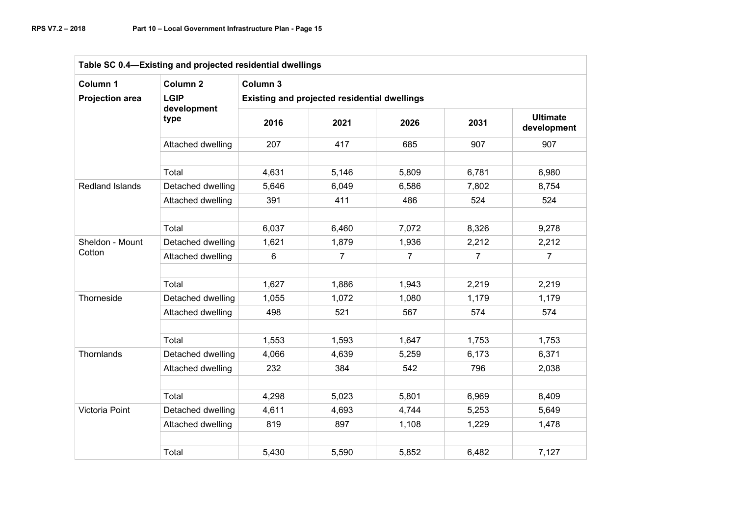| Table SC 0.4—Existing and projected residential dwellings | | | | | | |
|---|---|---|---|---|---|---|
| **Column 1** | **Column 2** | **Column 3** | | | | |
| **Projection area** | **LGIP development type** | **Existing and projected residential dwellings** | | | | |
| | | **2016** | **2021** | **2026** | **2031** | **Ultimate development** |
| | Attached dwelling | 207 | 417 | 685 | 907 | 907 |
| | | | | | | |
| | Total | 4,631 | 5,146 | 5,809 | 6,781 | 6,980 |
| Redland Islands | Detached dwelling | 5,646 | 6,049 | 6,586 | 7,802 | 8,754 |
| | Attached dwelling | 391 | 411 | 486 | 524 | 524 |
| | | | | | | |
| | Total | 6,037 | 6,460 | 7,072 | 8,326 | 9,278 |
| Sheldon - Mount Cotton | Detached dwelling | 1,621 | 1,879 | 1,936 | 2,212 | 2,212 |
| | Attached dwelling | 6 | 7 | 7 | 7 | 7 |
| | | | | | | |
| | Total | 1,627 | 1,886 | 1,943 | 2,219 | 2,219 |
| Thorneside | Detached dwelling | 1,055 | 1,072 | 1,080 | 1,179 | 1,179 |
| | Attached dwelling | 498 | 521 | 567 | 574 | 574 |
| | | | | | | |
| | Total | 1,553 | 1,593 | 1,647 | 1,753 | 1,753 |
| Thornlands | Detached dwelling | 4,066 | 4,639 | 5,259 | 6,173 | 6,371 |
| | Attached dwelling | 232 | 384 | 542 | 796 | 2,038 |
| | | | | | | |
| | Total | 4,298 | 5,023 | 5,801 | 6,969 | 8,409 |
| Victoria Point | Detached dwelling | 4,611 | 4,693 | 4,744 | 5,253 | 5,649 |
| | Attached dwelling | 819 | 897 | 1,108 | 1,229 | 1,478 |
| | | | | | | |
| | Total | 5,430 | 5,590 | 5,852 | 6,482 | 7,127 |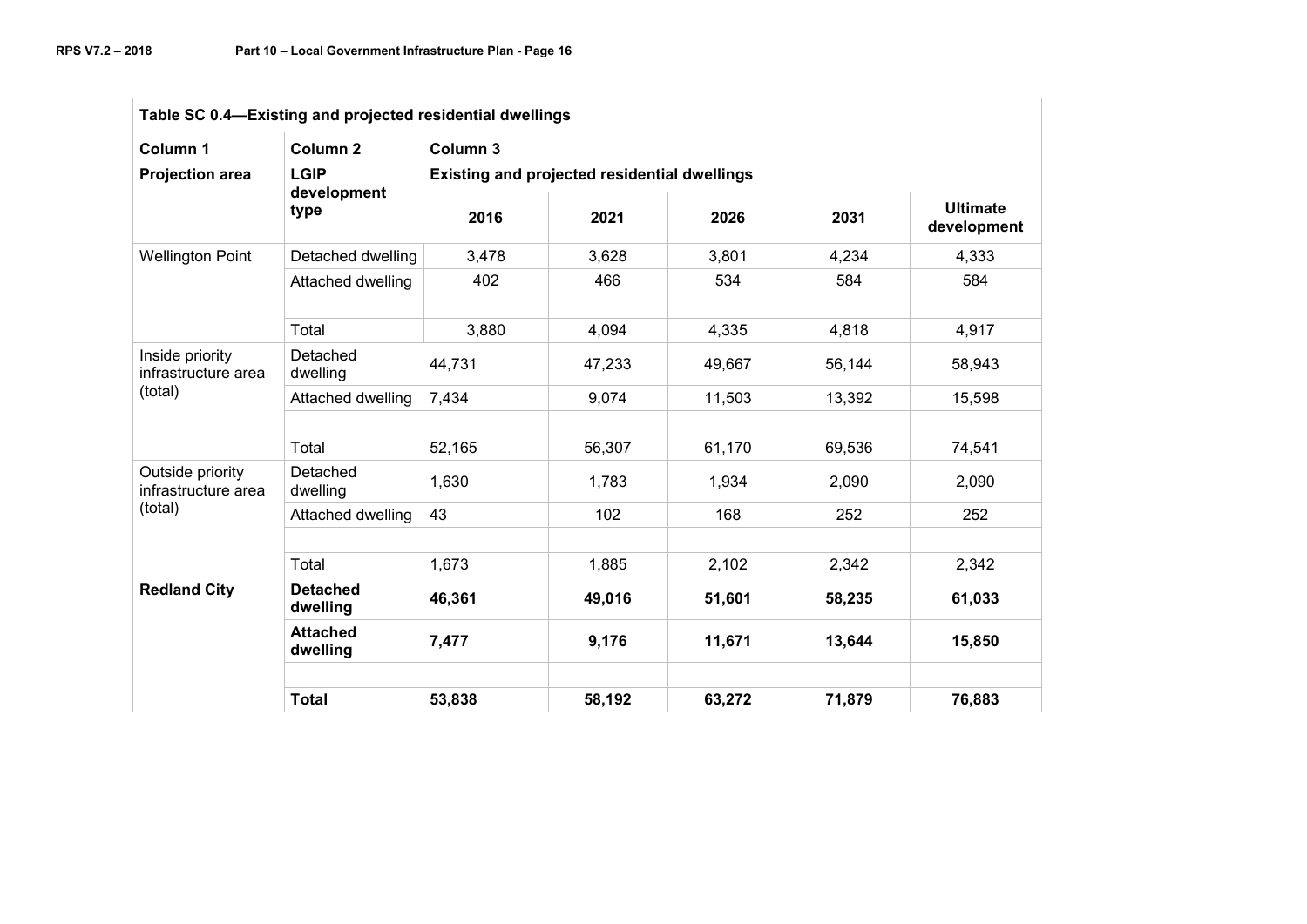| Table SC 0.4—Existing and projected residential dwellings | | | | | | |
|---|---|---|---|---|---|---|
| **Column 1** **Projection area** | **Column 2** **LGIP development type** | **Column 3** **Existing and projected residential dwellings** | | | | |
| | | **2016** | **2021** | **2026** | **2031** | **Ultimate development** |
| Wellington Point | Detached dwelling | 3,478 | 3,628 | 3,801 | 4,234 | 4,333 |
| | Attached dwelling | 402 | 466 | 534 | 584 | 584 |
| | | | | | | |
| | Total | 3,880 | 4,094 | 4,335 | 4,818 | 4,917 |
| Inside priority infrastructure area (total) | Detached dwelling | 44,731 | 47,233 | 49,667 | 56,144 | 58,943 |
| | Attached dwelling | 7,434 | 9,074 | 11,503 | 13,392 | 15,598 |
| | | | | | | |
| | Total | 52,165 | 56,307 | 61,170 | 69,536 | 74,541 |
| Outside priority infrastructure area (total) | Detached dwelling | 1,630 | 1,783 | 1,934 | 2,090 | 2,090 |
| | Attached dwelling | 43 | 102 | 168 | 252 | 252 |
| | | | | | | |
| | Total | 1,673 | 1,885 | 2,102 | 2,342 | 2,342 |
| **Redland City** | **Detached dwelling** | **46,361** | **49,016** | **51,601** | **58,235** | **61,033** |
| | **Attached dwelling** | **7,477** | **9,176** | **11,671** | **13,644** | **15,850** |
| | | | | | | |
| | **Total** | **53,838** | **58,192** | **63,272** | **71,879** | **76,883** |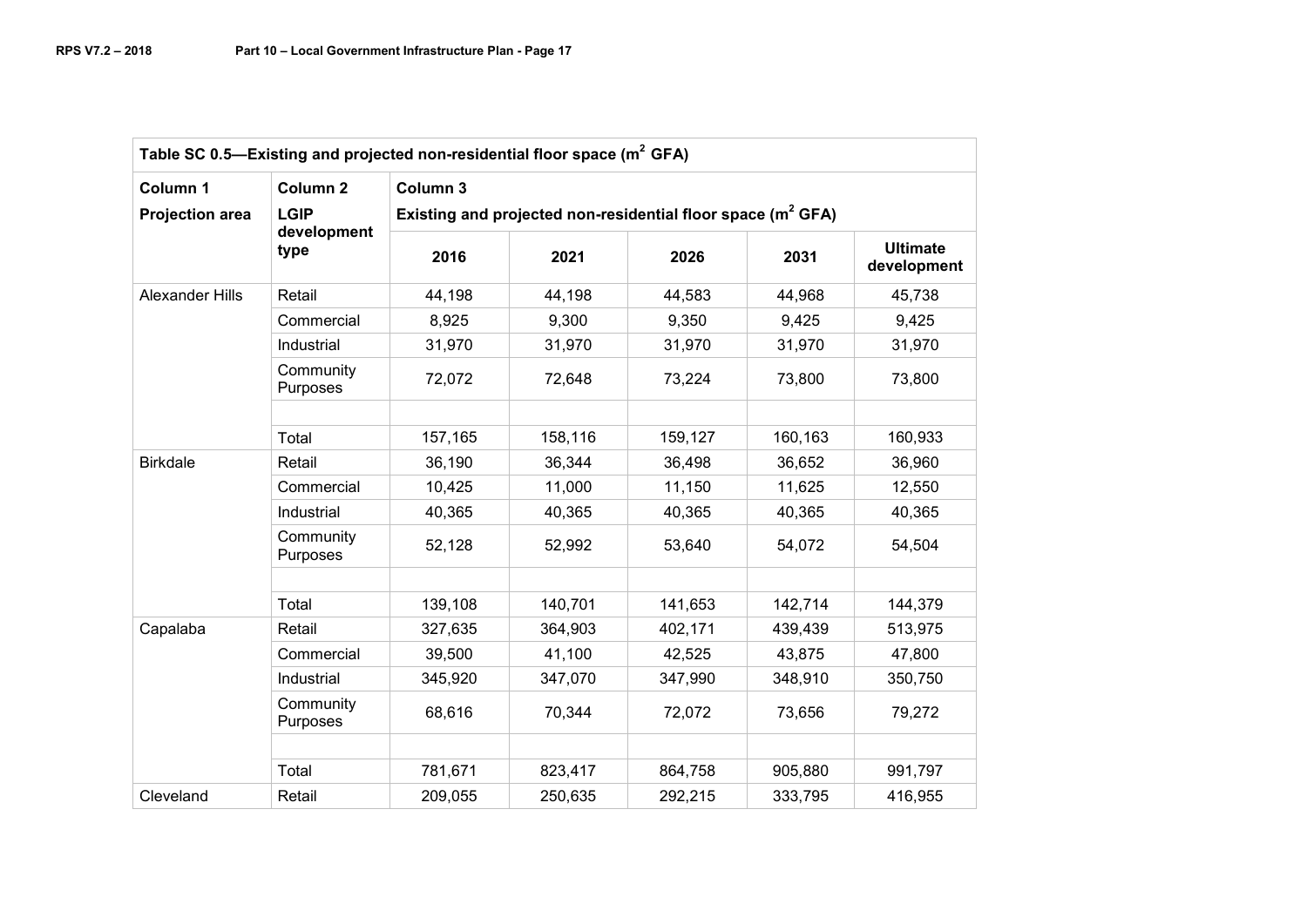| Table SC 0.5—Existing and projected non-residential floor space ($m^2$ GFA) | | | | | | |
|---|---|---|---|---|---|---|
| **Column 1** | **Column 2** | **Column 3** | | | | |
| **Projection area** | **LGIP development type** | **Existing and projected non-residential floor space ($m^2$ GFA)** | | | | |
| | | **2016** | **2021** | **2026** | **2031** | **Ultimate development** |
| Alexander Hills | Retail | 44,198 | 44,198 | 44,583 | 44,968 | 45,738 |
| | Commercial | 8,925 | 9,300 | 9,350 | 9,425 | 9,425 |
| | Industrial | 31,970 | 31,970 | 31,970 | 31,970 | 31,970 |
| | Community Purposes | 72,072 | 72,648 | 73,224 | 73,800 | 73,800 |
| | | | | | | |
| | Total | 157,165 | 158,116 | 159,127 | 160,163 | 160,933 |
| Birkdale | Retail | 36,190 | 36,344 | 36,498 | 36,652 | 36,960 |
| | Commercial | 10,425 | 11,000 | 11,150 | 11,625 | 12,550 |
| | Industrial | 40,365 | 40,365 | 40,365 | 40,365 | 40,365 |
| | Community Purposes | 52,128 | 52,992 | 53,640 | 54,072 | 54,504 |
| | | | | | | |
| | Total | 139,108 | 140,701 | 141,653 | 142,714 | 144,379 |
| Capalaba | Retail | 327,635 | 364,903 | 402,171 | 439,439 | 513,975 |
| | Commercial | 39,500 | 41,100 | 42,525 | 43,875 | 47,800 |
| | Industrial | 345,920 | 347,070 | 347,990 | 348,910 | 350,750 |
| | Community Purposes | 68,616 | 70,344 | 72,072 | 73,656 | 79,272 |
| | | | | | | |
| | Total | 781,671 | 823,417 | 864,758 | 905,880 | 991,797 |
| Cleveland | Retail | 209,055 | 250,635 | 292,215 | 333,795 | 416,955 |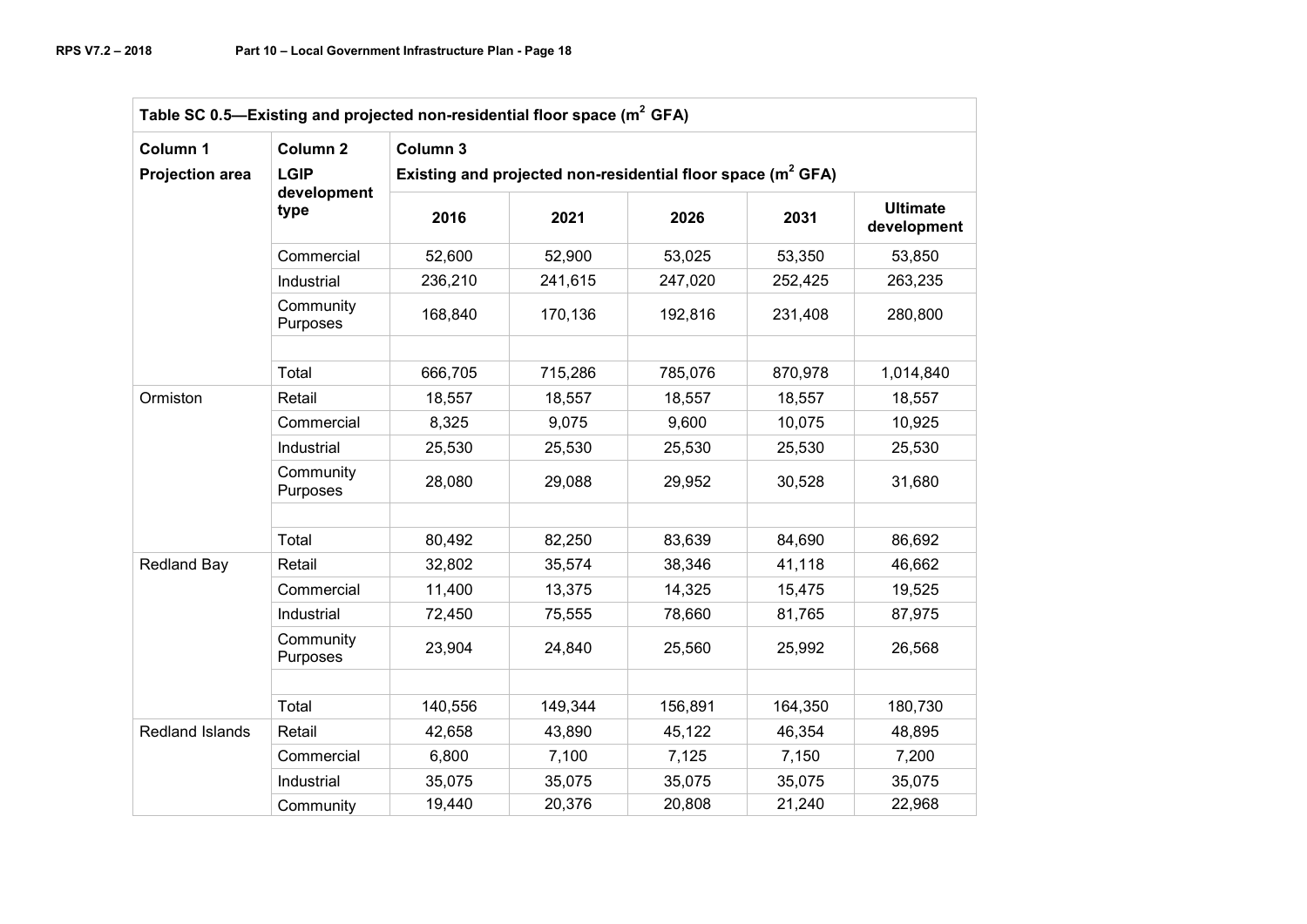| Table SC 0.5—Existing and projected non-residential floor space ($m^2$ GFA) | | | | | | |
|---|---|---|---|---|---|---|
| **Column 1** | **Column 2** | **Column 3** | | | | |
| **Projection area** | **LGIP development type** | **Existing and projected non-residential floor space ($m^2$ GFA)** | | | | |
| | | **2016** | **2021** | **2026** | **2031** | **Ultimate development** |
| | Commercial | 52,600 | 52,900 | 53,025 | 53,350 | 53,850 |
| | Industrial | 236,210 | 241,615 | 247,020 | 252,425 | 263,235 |
| | Community Purposes | 168,840 | 170,136 | 192,816 | 231,408 | 280,800 |
| | | | | | | |
| | Total | 666,705 | 715,286 | 785,076 | 870,978 | 1,014,840 |
| Ormiston | Retail | 18,557 | 18,557 | 18,557 | 18,557 | 18,557 |
| | Commercial | 8,325 | 9,075 | 9,600 | 10,075 | 10,925 |
| | Industrial | 25,530 | 25,530 | 25,530 | 25,530 | 25,530 |
| | Community Purposes | 28,080 | 29,088 | 29,952 | 30,528 | 31,680 |
| | | | | | | |
| | Total | 80,492 | 82,250 | 83,639 | 84,690 | 86,692 |
| Redland Bay | Retail | 32,802 | 35,574 | 38,346 | 41,118 | 46,662 |
| | Commercial | 11,400 | 13,375 | 14,325 | 15,475 | 19,525 |
| | Industrial | 72,450 | 75,555 | 78,660 | 81,765 | 87,975 |
| | Community Purposes | 23,904 | 24,840 | 25,560 | 25,992 | 26,568 |
| | | | | | | |
| | Total | 140,556 | 149,344 | 156,891 | 164,350 | 180,730 |
| Redland Islands | Retail | 42,658 | 43,890 | 45,122 | 46,354 | 48,895 |
| | Commercial | 6,800 | 7,100 | 7,125 | 7,150 | 7,200 |
| | Industrial | 35,075 | 35,075 | 35,075 | 35,075 | 35,075 |
| | Community | 19,440 | 20,376 | 20,808 | 21,240 | 22,968 |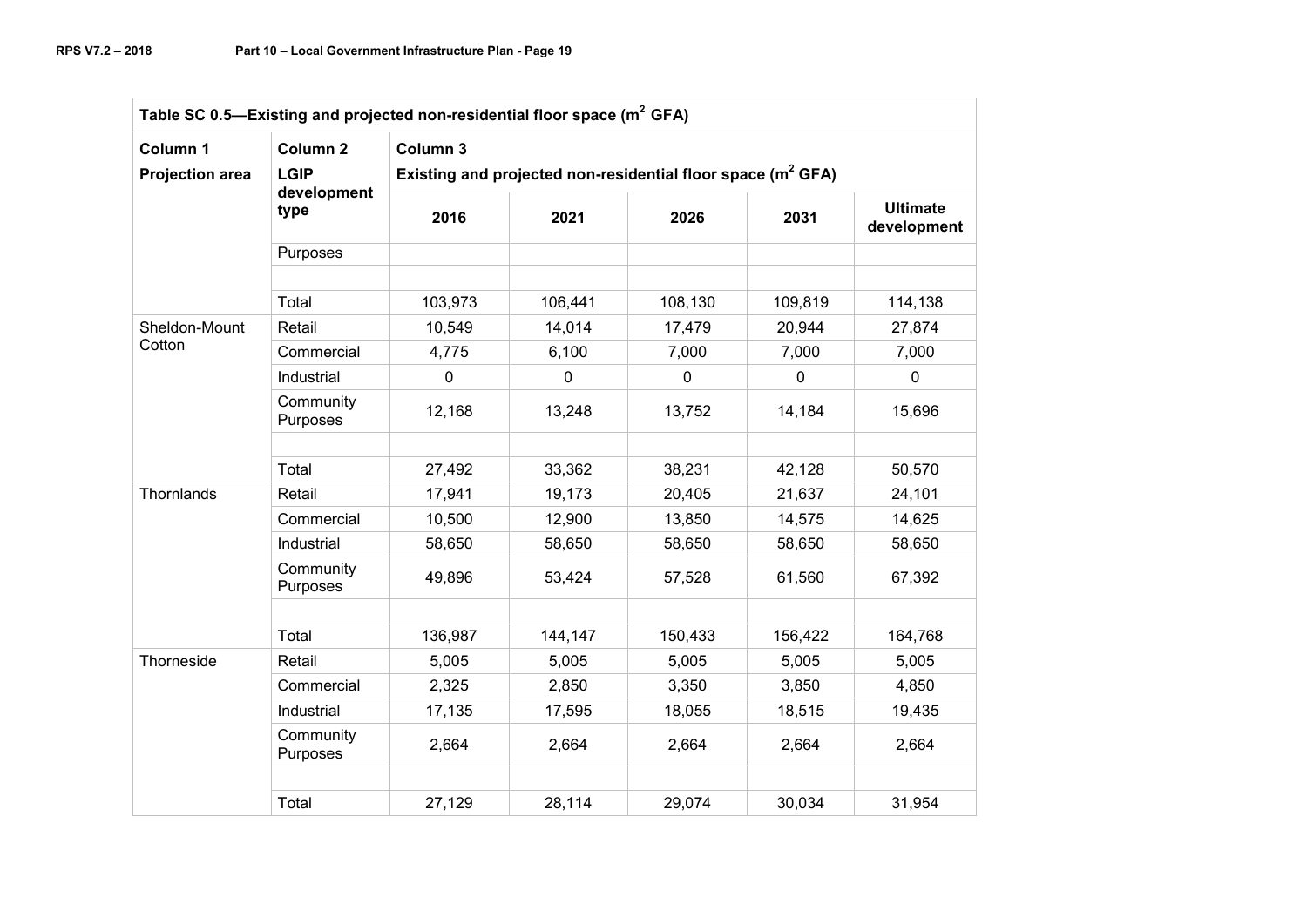| Table SC 0.5—Existing and projected non-residential floor space ($m^2$ GFA) | | | | | | |
|---|---|---|---|---|---|---|
| **Column 1** **Projection area** | **Column 2** **LGIP development type** | **Column 3** **Existing and projected non-residential floor space ($m^2$ GFA)** | | | | |
| | | **2016** | **2021** | **2026** | **2031** | **Ultimate development** |
| | Purposes | | | | | |
| | | | | | | |
| | Total | 103,973 | 106,441 | 108,130 | 109,819 | 114,138 |
| Sheldon-Mount Cotton | Retail | 10,549 | 14,014 | 17,479 | 20,944 | 27,874 |
| | Commercial | 4,775 | 6,100 | 7,000 | 7,000 | 7,000 |
| | Industrial | 0 | 0 | 0 | 0 | 0 |
| | Community Purposes | 12,168 | 13,248 | 13,752 | 14,184 | 15,696 |
| | | | | | | |
| | Total | 27,492 | 33,362 | 38,231 | 42,128 | 50,570 |
| Thornlands | Retail | 17,941 | 19,173 | 20,405 | 21,637 | 24,101 |
| | Commercial | 10,500 | 12,900 | 13,850 | 14,575 | 14,625 |
| | Industrial | 58,650 | 58,650 | 58,650 | 58,650 | 58,650 |
| | Community Purposes | 49,896 | 53,424 | 57,528 | 61,560 | 67,392 |
| | | | | | | |
| | Total | 136,987 | 144,147 | 150,433 | 156,422 | 164,768 |
| Thorneside | Retail | 5,005 | 5,005 | 5,005 | 5,005 | 5,005 |
| | Commercial | 2,325 | 2,850 | 3,350 | 3,850 | 4,850 |
| | Industrial | 17,135 | 17,595 | 18,055 | 18,515 | 19,435 |
| | Community Purposes | 2,664 | 2,664 | 2,664 | 2,664 | 2,664 |
| | | | | | | |
| | Total | 27,129 | 28,114 | 29,074 | 30,034 | 31,954 |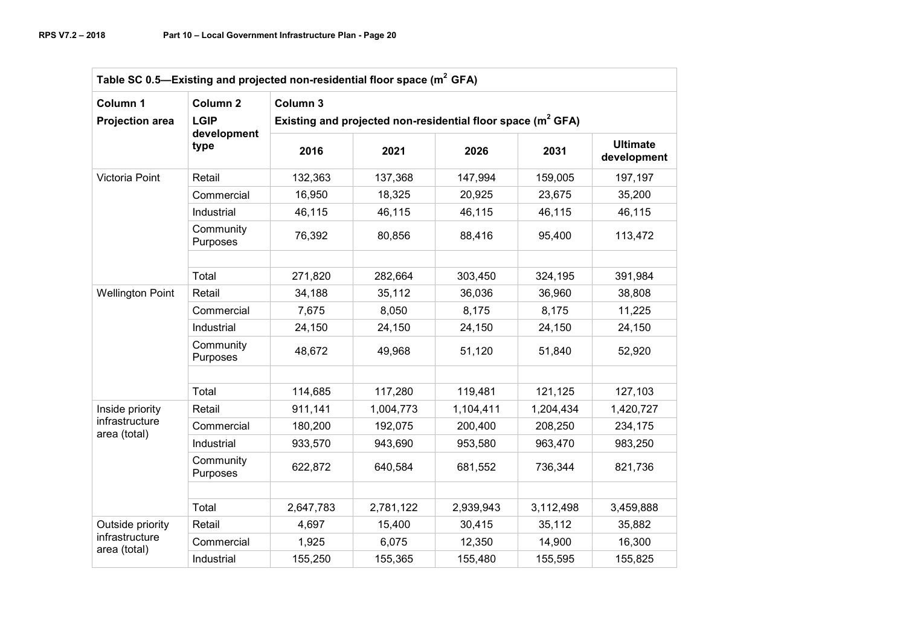| Table SC 0.5—Existing and projected non-residential floor space ($m^2$ GFA) | | | | | | |
|---|---|---|---|---|---|---|
| **Column 1** | **Column 2** | **Column 3** | | | | |
| **Projection area** | **LGIP development type** | **Existing and projected non-residential floor space ($m^2$ GFA)** | | | | |
| | | **2016** | **2021** | **2026** | **2031** | **Ultimate development** |
| Victoria Point | Retail | 132,363 | 137,368 | 147,994 | 159,005 | 197,197 |
| | Commercial | 16,950 | 18,325 | 20,925 | 23,675 | 35,200 |
| | Industrial | 46,115 | 46,115 | 46,115 | 46,115 | 46,115 |
| | Community Purposes | 76,392 | 80,856 | 88,416 | 95,400 | 113,472 |
| | | | | | | |
| | Total | 271,820 | 282,664 | 303,450 | 324,195 | 391,984 |
| Wellington Point | Retail | 34,188 | 35,112 | 36,036 | 36,960 | 38,808 |
| | Commercial | 7,675 | 8,050 | 8,175 | 8,175 | 11,225 |
| | Industrial | 24,150 | 24,150 | 24,150 | 24,150 | 24,150 |
| | Community Purposes | 48,672 | 49,968 | 51,120 | 51,840 | 52,920 |
| | | | | | | |
| | Total | 114,685 | 117,280 | 119,481 | 121,125 | 127,103 |
| Inside priority infrastructure area (total) | Retail | 911,141 | 1,004,773 | 1,104,411 | 1,204,434 | 1,420,727 |
| | Commercial | 180,200 | 192,075 | 200,400 | 208,250 | 234,175 |
| | Industrial | 933,570 | 943,690 | 953,580 | 963,470 | 983,250 |
| | Community Purposes | 622,872 | 640,584 | 681,552 | 736,344 | 821,736 |
| | | | | | | |
| | Total | 2,647,783 | 2,781,122 | 2,939,943 | 3,112,498 | 3,459,888 |
| Outside priority infrastructure area (total) | Retail | 4,697 | 15,400 | 30,415 | 35,112 | 35,882 |
| | Commercial | 1,925 | 6,075 | 12,350 | 14,900 | 16,300 |
| | Industrial | 155,250 | 155,365 | 155,480 | 155,595 | 155,825 |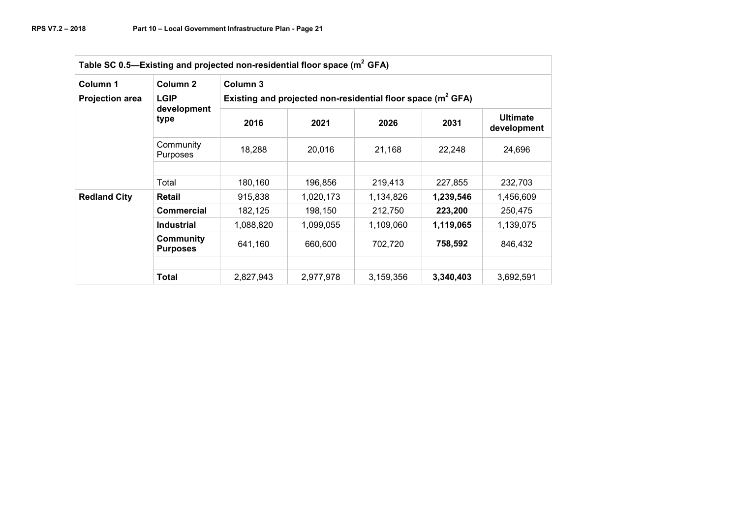| Table SC 0.5—Existing and projected non-residential floor space ($m^2$ GFA) | | | | | | |
|---|---|---|---|---|---|---|
| **Column 1** **Projection area** | **Column 2** **LGIP development type** | **Column 3** **Existing and projected non-residential floor space ($m^2$ GFA)** | | | | |
| | | **2016** | **2021** | **2026** | **2031** | **Ultimate development** |
| | Community Purposes | 18,288 | 20,016 | 21,168 | 22,248 | 24,696 |
| | | | | | | |
| | Total | 180,160 | 196,856 | 219,413 | 227,855 | 232,703 |
| **Redland City** | **Retail** | 915,838 | 1,020,173 | 1,134,826 | **1,239,546** | 1,456,609 |
| | **Commercial** | 182,125 | 198,150 | 212,750 | **223,200** | 250,475 |
| | **Industrial** | 1,088,820 | 1,099,055 | 1,109,060 | **1,119,065** | 1,139,075 |
| | **Community Purposes** | 641,160 | 660,600 | 702,720 | **758,592** | 846,432 |
| | | | | | | |
| | **Total** | 2,827,943 | 2,977,978 | 3,159,356 | **3,340,403** | 3,692,591 |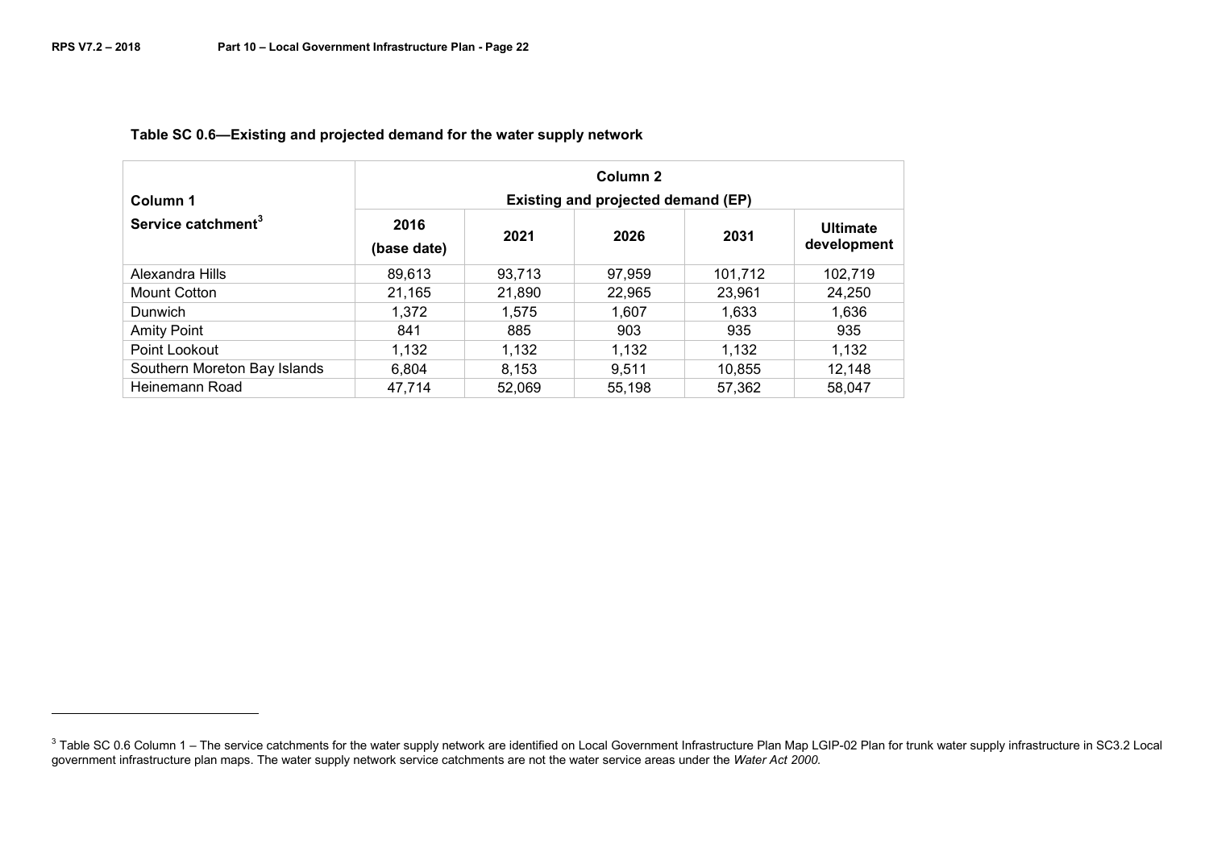**Table SC 0.6—Existing and projected demand for the water supply network**

| Column 1<br>Service catchment[3] | Column 2<br>Existing and projected demand (EP) | | | | |
|---|---|---|---|---|---|
| | 2016 (base date) | 2021 | 2026 | 2031 | Ultimate development |
| Alexandra Hills | 89,613 | 93,713 | 97,959 | 101,712 | 102,719 |
| Mount Cotton | 21,165 | 21,890 | 22,965 | 23,961 | 24,250 |
| Dunwich | 1,372 | 1,575 | 1,607 | 1,633 | 1,636 |
| Amity Point | 841 | 885 | 903 | 935 | 935 |
| Point Lookout | 1,132 | 1,132 | 1,132 | 1,132 | 1,132 |
| Southern Moreton Bay Islands | 6,804 | 8,153 | 9,511 | 10,855 | 12,148 |
| Heinemann Road | 47,714 | 52,069 | 55,198 | 57,362 | 58,047 |

[3] Table SC 0.6 Column 1 – The service catchments for the water supply network are identified on Local Government Infrastructure Plan Map LGIP-02 Plan for trunk water supply infrastructure in SC3.2 Local government infrastructure plan maps. The water supply network service catchments are not the water service areas under the *Water Act 2000.*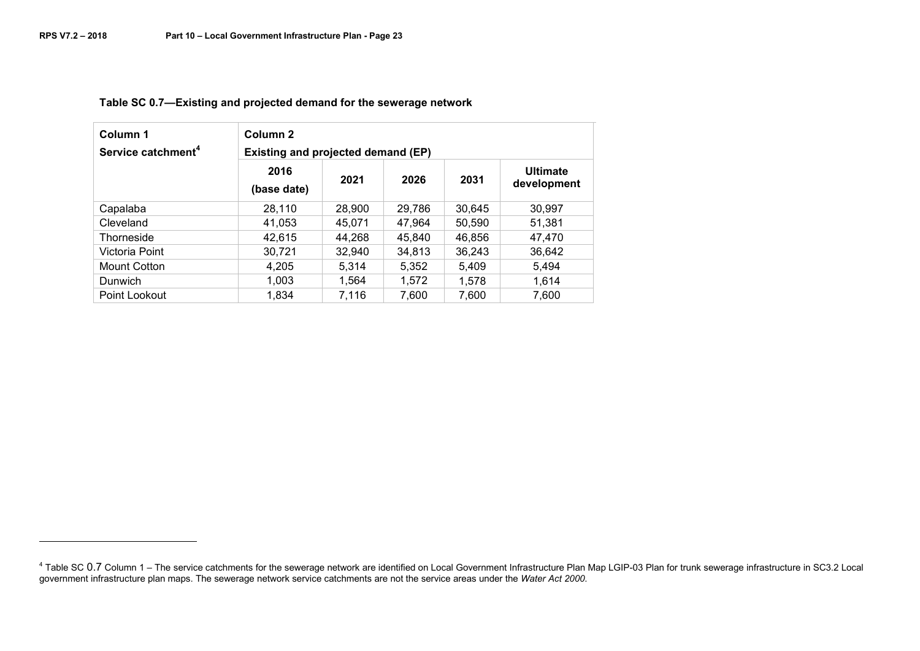**Table SC 0.7—Existing and projected demand for the sewerage network**

| Column 1<br>Service catchment[4] | Column 2<br>Existing and projected demand (EP) | | | | |
|---|---|---|---|---|---|
| | 2016 (base date) | 2021 | 2026 | 2031 | Ultimate development |
| Capalaba | 28,110 | 28,900 | 29,786 | 30,645 | 30,997 |
| Cleveland | 41,053 | 45,071 | 47,964 | 50,590 | 51,381 |
| Thorneside | 42,615 | 44,268 | 45,840 | 46,856 | 47,470 |
| Victoria Point | 30,721 | 32,940 | 34,813 | 36,243 | 36,642 |
| Mount Cotton | 4,205 | 5,314 | 5,352 | 5,409 | 5,494 |
| Dunwich | 1,003 | 1,564 | 1,572 | 1,578 | 1,614 |
| Point Lookout | 1,834 | 7,116 | 7,600 | 7,600 | 7,600 |

[4] Table SC 0.7 Column 1 – The service catchments for the sewerage network are identified on Local Government Infrastructure Plan Map LGIP-03 Plan for trunk sewerage infrastructure in SC3.2 Local government infrastructure plan maps. The sewerage network service catchments are not the service areas under the *Water Act 2000*.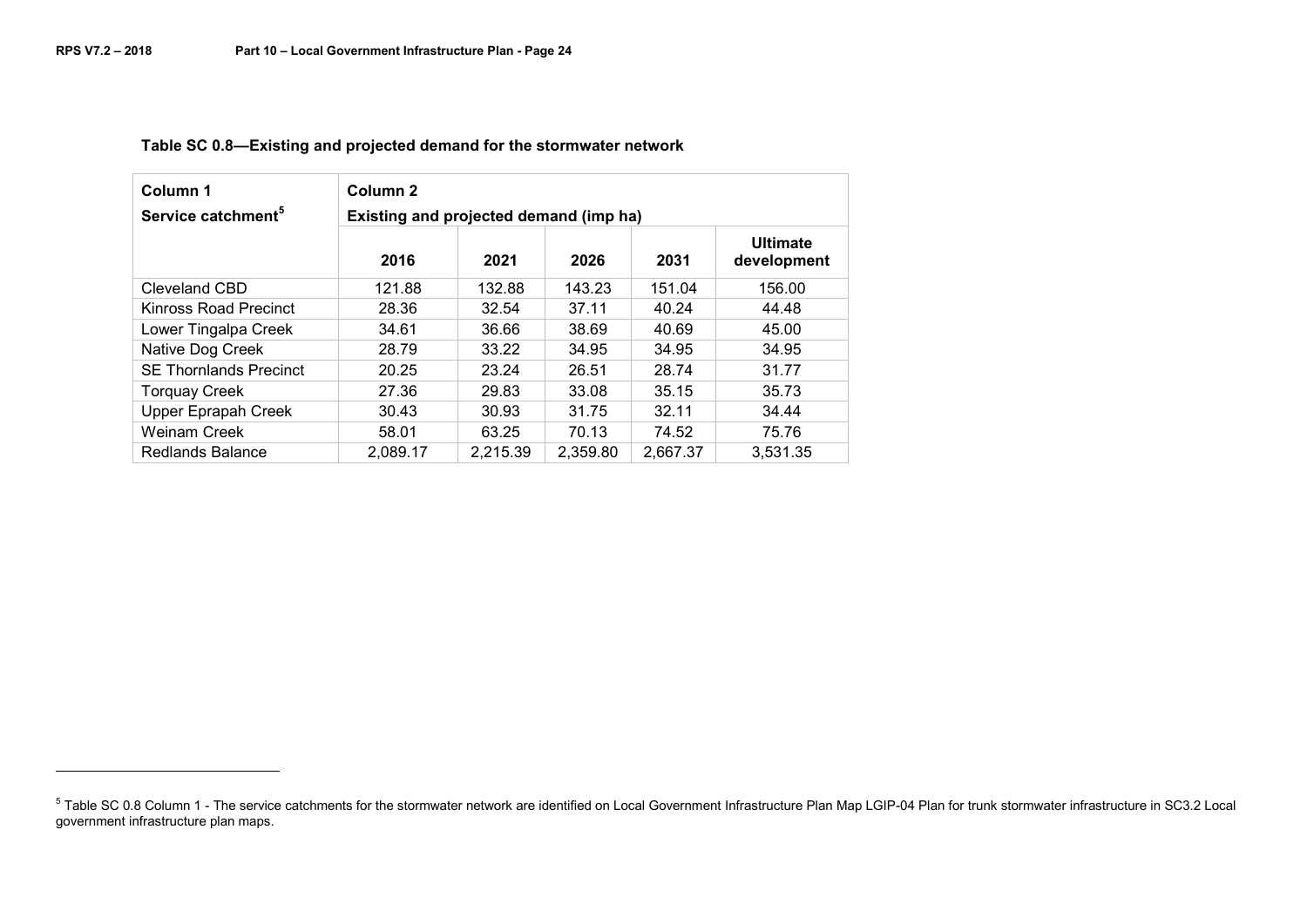**Table SC 0.8—Existing and projected demand for the stormwater network**

| Column 1<br>Service catchment[5] | Column 2<br>Existing and projected demand (imp ha) | | | | |
|---|---|---|---|---|---|
| | 2016 | 2021 | 2026 | 2031 | Ultimate development |
| Cleveland CBD | 121.88 | 132.88 | 143.23 | 151.04 | 156.00 |
| Kinross Road Precinct | 28.36 | 32.54 | 37.11 | 40.24 | 44.48 |
| Lower Tingalpa Creek | 34.61 | 36.66 | 38.69 | 40.69 | 45.00 |
| Native Dog Creek | 28.79 | 33.22 | 34.95 | 34.95 | 34.95 |
| SE Thornlands Precinct | 20.25 | 23.24 | 26.51 | 28.74 | 31.77 |
| Torquay Creek | 27.36 | 29.83 | 33.08 | 35.15 | 35.73 |
| Upper Eprapah Creek | 30.43 | 30.93 | 31.75 | 32.11 | 34.44 |
| Weinam Creek | 58.01 | 63.25 | 70.13 | 74.52 | 75.76 |
| Redlands Balance | 2,089.17 | 2,215.39 | 2,359.80 | 2,667.37 | 3,531.35 |

[5] Table SC 0.8 Column 1 - The service catchments for the stormwater network are identified on Local Government Infrastructure Plan Map LGIP-04 Plan for trunk stormwater infrastructure in SC3.2 Local government infrastructure plan maps.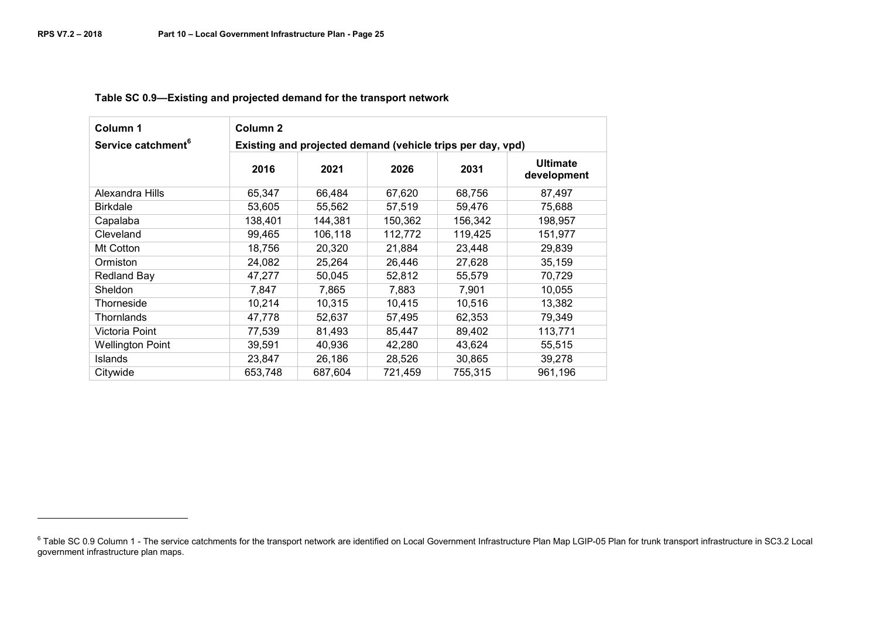**Table SC 0.9—Existing and projected demand for the transport network**

| Column 1<br>Service catchment[6] | Column 2<br>Existing and projected demand (vehicle trips per day, vpd) | | | | |
|---|---|---|---|---|---|
| | 2016 | 2021 | 2026 | 2031 | Ultimate development |
| Alexandra Hills | 65,347 | 66,484 | 67,620 | 68,756 | 87,497 |
| Birkdale | 53,605 | 55,562 | 57,519 | 59,476 | 75,688 |
| Capalaba | 138,401 | 144,381 | 150,362 | 156,342 | 198,957 |
| Cleveland | 99,465 | 106,118 | 112,772 | 119,425 | 151,977 |
| Mt Cotton | 18,756 | 20,320 | 21,884 | 23,448 | 29,839 |
| Ormiston | 24,082 | 25,264 | 26,446 | 27,628 | 35,159 |
| Redland Bay | 47,277 | 50,045 | 52,812 | 55,579 | 70,729 |
| Sheldon | 7,847 | 7,865 | 7,883 | 7,901 | 10,055 |
| Thorneside | 10,214 | 10,315 | 10,415 | 10,516 | 13,382 |
| Thornlands | 47,778 | 52,637 | 57,495 | 62,353 | 79,349 |
| Victoria Point | 77,539 | 81,493 | 85,447 | 89,402 | 113,771 |
| Wellington Point | 39,591 | 40,936 | 42,280 | 43,624 | 55,515 |
| Islands | 23,847 | 26,186 | 28,526 | 30,865 | 39,278 |
| Citywide | 653,748 | 687,604 | 721,459 | 755,315 | 961,196 |

[6] Table SC 0.9 Column 1 - The service catchments for the transport network are identified on Local Government Infrastructure Plan Map LGIP-05 Plan for trunk transport infrastructure in SC3.2 Local government infrastructure plan maps.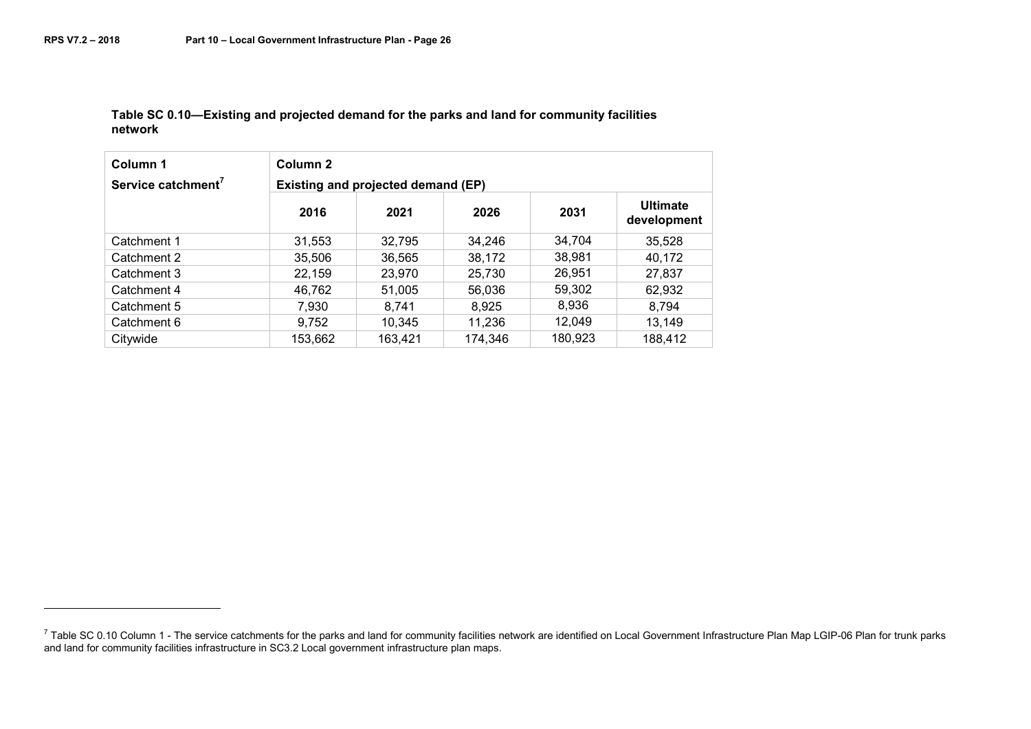**Table SC 0.10—Existing and projected demand for the parks and land for community facilities network**

| Column 1<br>Service catchment[7] | Column 2<br>Existing and projected demand (EP) | | | | |
|---|---|---|---|---|---|
| | 2016 | 2021 | 2026 | 2031 | Ultimate development |
| Catchment 1 | 31,553 | 32,795 | 34,246 | 34,704 | 35,528 |
| Catchment 2 | 35,506 | 36,565 | 38,172 | 38,981 | 40,172 |
| Catchment 3 | 22,159 | 23,970 | 25,730 | 26,951 | 27,837 |
| Catchment 4 | 46,762 | 51,005 | 56,036 | 59,302 | 62,932 |
| Catchment 5 | 7,930 | 8,741 | 8,925 | 8,936 | 8,794 |
| Catchment 6 | 9,752 | 10,345 | 11,236 | 12,049 | 13,149 |
| Citywide | 153,662 | 163,421 | 174,346 | 180,923 | 188,412 |

[7] Table SC 0.10 Column 1 - The service catchments for the parks and land for community facilities network are identified on Local Government Infrastructure Plan Map LGIP-06 Plan for trunk parks and land for community facilities infrastructure in SC3.2 Local government infrastructure plan maps.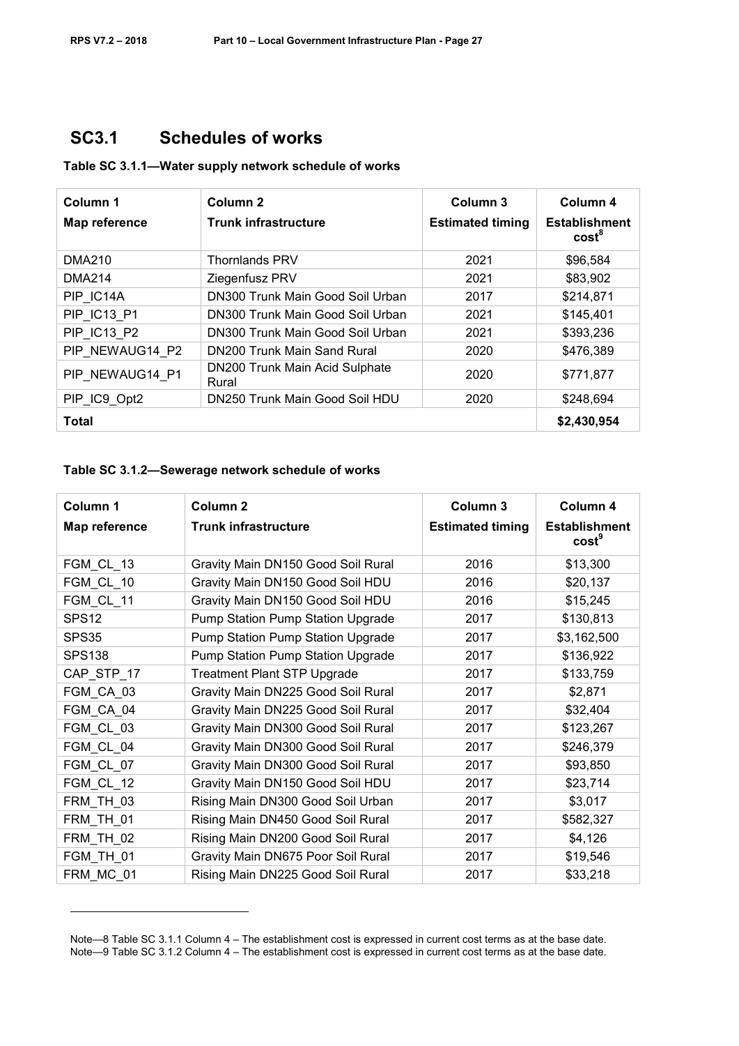## SC3.1 Schedules of works

**Table SC 3.1.1—Water supply network schedule of works**

| Column 1<br>Map reference | Column 2<br>Trunk infrastructure | Column 3<br>Estimated timing | Column 4<br>Establishment cost[8] |
|---|---|---|---|
| DMA210 | Thornlands PRV | 2021 | $96,584 |
| DMA214 | Ziegenfusz PRV | 2021 | $83,902 |
| PIP_IC14A | DN300 Trunk Main Good Soil Urban | 2017 | $214,871 |
| PIP_IC13_P1 | DN300 Trunk Main Good Soil Urban | 2021 | $145,401 |
| PIP_IC13_P2 | DN300 Trunk Main Good Soil Urban | 2021 | $393,236 |
| PIP_NEWAUG14_P2 | DN200 Trunk Main Sand Rural | 2020 | $476,389 |
| PIP_NEWAUG14_P1 | DN200 Trunk Main Acid Sulphate Rural | 2020 | $771,877 |
| PIP_IC9_Opt2 | DN250 Trunk Main Good Soil HDU | 2020 | $248,694 |
| **Total** | | | **$2,430,954** |

**Table SC 3.1.2—Sewerage network schedule of works**

| Column 1<br>Map reference | Column 2<br>Trunk infrastructure | Column 3<br>Estimated timing | Column 4<br>Establishment cost[9] |
|---|---|---|---|
| FGM_CL_13 | Gravity Main DN150 Good Soil Rural | 2016 | $13,300 |
| FGM_CL_10 | Gravity Main DN150 Good Soil HDU | 2016 | $20,137 |
| FGM_CL_11 | Gravity Main DN150 Good Soil HDU | 2016 | $15,245 |
| SPS12 | Pump Station Pump Station Upgrade | 2017 | $130,813 |
| SPS35 | Pump Station Pump Station Upgrade | 2017 | $3,162,500 |
| SPS138 | Pump Station Pump Station Upgrade | 2017 | $136,922 |
| CAP_STP_17 | Treatment Plant STP Upgrade | 2017 | $133,759 |
| FGM_CA_03 | Gravity Main DN225 Good Soil Rural | 2017 | $2,871 |
| FGM_CA_04 | Gravity Main DN225 Good Soil Rural | 2017 | $32,404 |
| FGM_CL_03 | Gravity Main DN300 Good Soil Rural | 2017 | $123,267 |
| FGM_CL_04 | Gravity Main DN300 Good Soil Rural | 2017 | $246,379 |
| FGM_CL_07 | Gravity Main DN300 Good Soil Rural | 2017 | $93,850 |
| FGM_CL_12 | Gravity Main DN150 Good Soil HDU | 2017 | $23,714 |
| FRM_TH_03 | Rising Main DN300 Good Soil Urban | 2017 | $3,017 |
| FRM_TH_01 | Rising Main DN450 Good Soil Rural | 2017 | $582,327 |
| FRM_TH_02 | Rising Main DN200 Good Soil Rural | 2017 | $4,126 |
| FGM_TH_01 | Gravity Main DN675 Poor Soil Rural | 2017 | $19,546 |
| FRM_MC_01 | Rising Main DN225 Good Soil Rural | 2017 | $33,218 |

Note—8 Table SC 3.1.1 Column 4 – The establishment cost is expressed in current cost terms as at the base date.
Note—9 Table SC 3.1.2 Column 4 – The establishment cost is expressed in current cost terms as at the base date.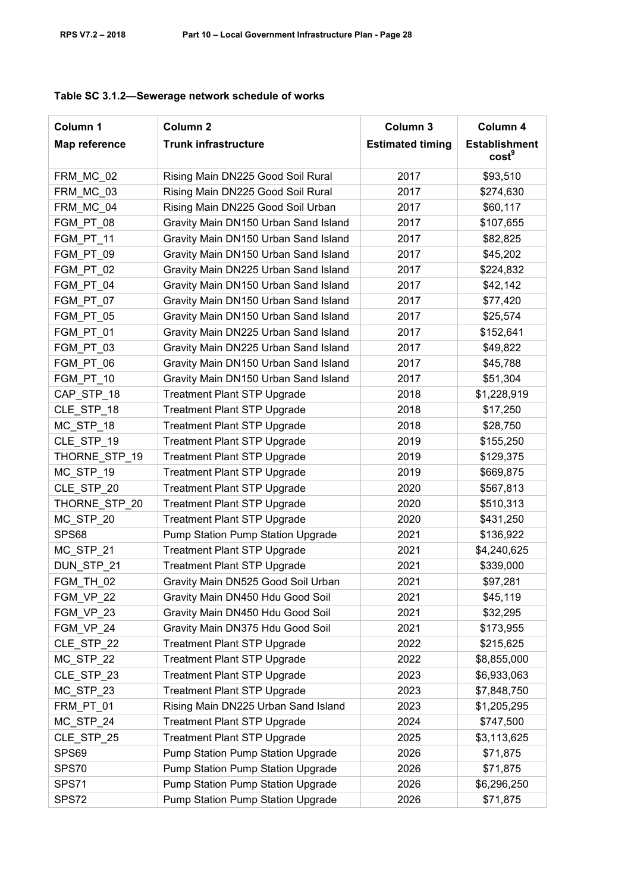**Table SC 3.1.2—Sewerage network schedule of works**

| Column 1<br>Map reference | Column 2<br>Trunk infrastructure | Column 3<br>Estimated timing | Column 4<br>Establishment cost[9] |
|---|---|---|---|
| FRM_MC_02 | Rising Main DN225 Good Soil Rural | 2017 | $93,510 |
| FRM_MC_03 | Rising Main DN225 Good Soil Rural | 2017 | $274,630 |
| FRM_MC_04 | Rising Main DN225 Good Soil Urban | 2017 | $60,117 |
| FGM_PT_08 | Gravity Main DN150 Urban Sand Island | 2017 | $107,655 |
| FGM_PT_11 | Gravity Main DN150 Urban Sand Island | 2017 | $82,825 |
| FGM_PT_09 | Gravity Main DN150 Urban Sand Island | 2017 | $45,202 |
| FGM_PT_02 | Gravity Main DN225 Urban Sand Island | 2017 | $224,832 |
| FGM_PT_04 | Gravity Main DN150 Urban Sand Island | 2017 | $42,142 |
| FGM_PT_07 | Gravity Main DN150 Urban Sand Island | 2017 | $77,420 |
| FGM_PT_05 | Gravity Main DN150 Urban Sand Island | 2017 | $25,574 |
| FGM_PT_01 | Gravity Main DN225 Urban Sand Island | 2017 | $152,641 |
| FGM_PT_03 | Gravity Main DN225 Urban Sand Island | 2017 | $49,822 |
| FGM_PT_06 | Gravity Main DN150 Urban Sand Island | 2017 | $45,788 |
| FGM_PT_10 | Gravity Main DN150 Urban Sand Island | 2017 | $51,304 |
| CAP_STP_18 | Treatment Plant STP Upgrade | 2018 | $1,228,919 |
| CLE_STP_18 | Treatment Plant STP Upgrade | 2018 | $17,250 |
| MC_STP_18 | Treatment Plant STP Upgrade | 2018 | $28,750 |
| CLE_STP_19 | Treatment Plant STP Upgrade | 2019 | $155,250 |
| THORNE_STP_19 | Treatment Plant STP Upgrade | 2019 | $129,375 |
| MC_STP_19 | Treatment Plant STP Upgrade | 2019 | $669,875 |
| CLE_STP_20 | Treatment Plant STP Upgrade | 2020 | $567,813 |
| THORNE_STP_20 | Treatment Plant STP Upgrade | 2020 | $510,313 |
| MC_STP_20 | Treatment Plant STP Upgrade | 2020 | $431,250 |
| SPS68 | Pump Station Pump Station Upgrade | 2021 | $136,922 |
| MC_STP_21 | Treatment Plant STP Upgrade | 2021 | $4,240,625 |
| DUN_STP_21 | Treatment Plant STP Upgrade | 2021 | $339,000 |
| FGM_TH_02 | Gravity Main DN525 Good Soil Urban | 2021 | $97,281 |
| FGM_VP_22 | Gravity Main DN450 Hdu Good Soil | 2021 | $45,119 |
| FGM_VP_23 | Gravity Main DN450 Hdu Good Soil | 2021 | $32,295 |
| FGM_VP_24 | Gravity Main DN375 Hdu Good Soil | 2021 | $173,955 |
| CLE_STP_22 | Treatment Plant STP Upgrade | 2022 | $215,625 |
| MC_STP_22 | Treatment Plant STP Upgrade | 2022 | $8,855,000 |
| CLE_STP_23 | Treatment Plant STP Upgrade | 2023 | $6,933,063 |
| MC_STP_23 | Treatment Plant STP Upgrade | 2023 | $7,848,750 |
| FRM_PT_01 | Rising Main DN225 Urban Sand Island | 2023 | $1,205,295 |
| MC_STP_24 | Treatment Plant STP Upgrade | 2024 | $747,500 |
| CLE_STP_25 | Treatment Plant STP Upgrade | 2025 | $3,113,625 |
| SPS69 | Pump Station Pump Station Upgrade | 2026 | $71,875 |
| SPS70 | Pump Station Pump Station Upgrade | 2026 | $71,875 |
| SPS71 | Pump Station Pump Station Upgrade | 2026 | $6,296,250 |
| SPS72 | Pump Station Pump Station Upgrade | 2026 | $71,875 |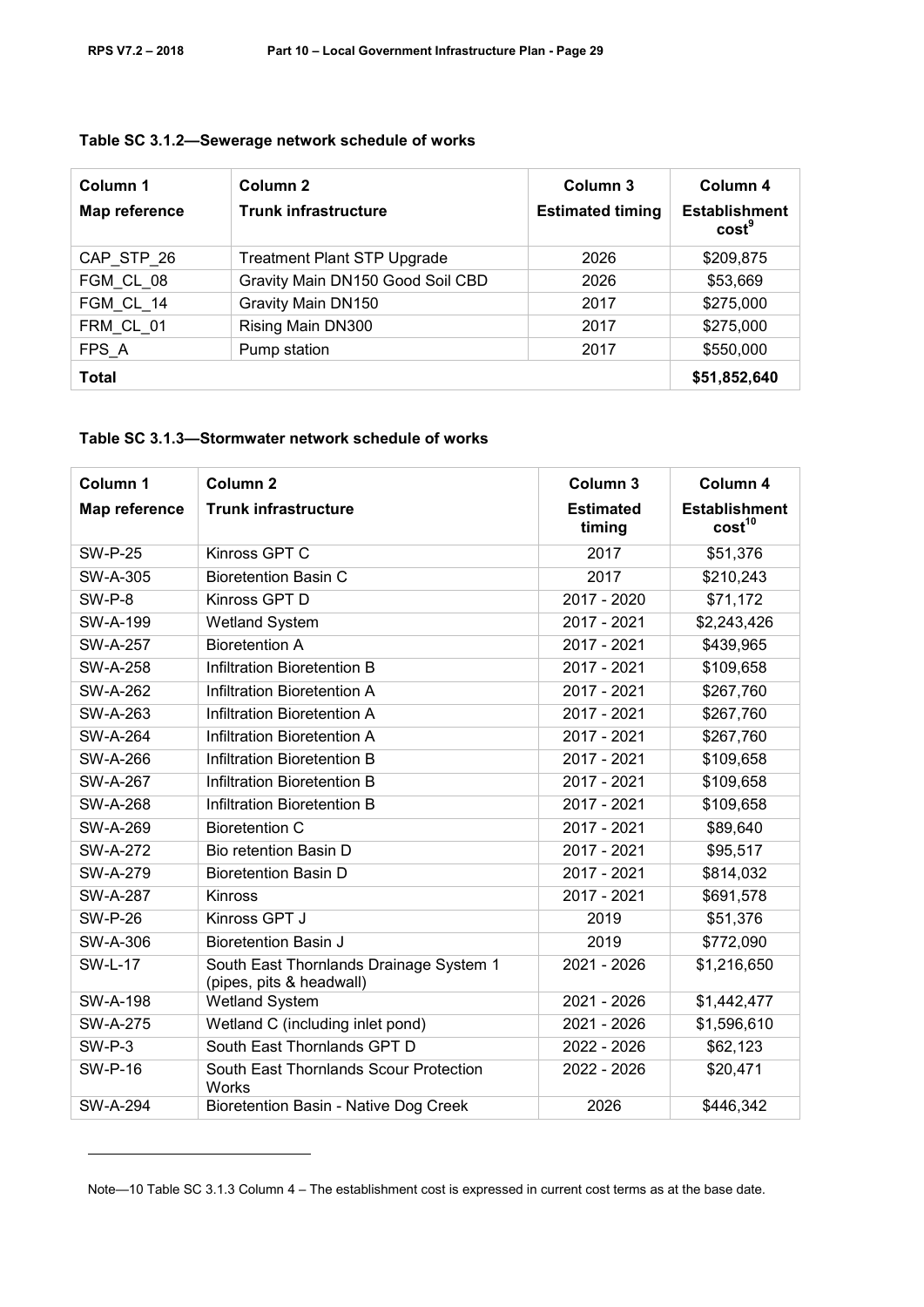**Table SC 3.1.2—Sewerage network schedule of works**

| Column 1<br>Map reference | Column 2<br>Trunk infrastructure | Column 3<br>Estimated timing | Column 4<br>Establishment cost[9] |
|---|---|---|---|
| CAP_STP_26 | Treatment Plant STP Upgrade | 2026 | $209,875 |
| FGM_CL_08 | Gravity Main DN150 Good Soil CBD | 2026 | $53,669 |
| FGM_CL_14 | Gravity Main DN150 | 2017 | $275,000 |
| FRM_CL_01 | Rising Main DN300 | 2017 | $275,000 |
| FPS_A | Pump station | 2017 | $550,000 |
| **Total** | | | **$51,852,640** |

**Table SC 3.1.3—Stormwater network schedule of works**

| Column 1<br>Map reference | Column 2<br>Trunk infrastructure | Column 3<br>Estimated timing | Column 4<br>Establishment cost[10] |
|---|---|---|---|
| SW-P-25 | Kinross GPT C | 2017 | $51,376 |
| SW-A-305 | Bioretention Basin C | 2017 | $210,243 |
| SW-P-8 | Kinross GPT D | 2017 - 2020 | $71,172 |
| SW-A-199 | Wetland System | 2017 - 2021 | $2,243,426 |
| SW-A-257 | Bioretention A | 2017 - 2021 | $439,965 |
| SW-A-258 | Infiltration Bioretention B | 2017 - 2021 | $109,658 |
| SW-A-262 | Infiltration Bioretention A | 2017 - 2021 | $267,760 |
| SW-A-263 | Infiltration Bioretention A | 2017 - 2021 | $267,760 |
| SW-A-264 | Infiltration Bioretention A | 2017 - 2021 | $267,760 |
| SW-A-266 | Infiltration Bioretention B | 2017 - 2021 | $109,658 |
| SW-A-267 | Infiltration Bioretention B | 2017 - 2021 | $109,658 |
| SW-A-268 | Infiltration Bioretention B | 2017 - 2021 | $109,658 |
| SW-A-269 | Bioretention C | 2017 - 2021 | $89,640 |
| SW-A-272 | Bio retention Basin D | 2017 - 2021 | $95,517 |
| SW-A-279 | Bioretention Basin D | 2017 - 2021 | $814,032 |
| SW-A-287 | Kinross | 2017 - 2021 | $691,578 |
| SW-P-26 | Kinross GPT J | 2019 | $51,376 |
| SW-A-306 | Bioretention Basin J | 2019 | $772,090 |
| SW-L-17 | South East Thornlands Drainage System 1 (pipes, pits & headwall) | 2021 - 2026 | $1,216,650 |
| SW-A-198 | Wetland System | 2021 - 2026 | $1,442,477 |
| SW-A-275 | Wetland C (including inlet pond) | 2021 - 2026 | $1,596,610 |
| SW-P-3 | South East Thornlands GPT D | 2022 - 2026 | $62,123 |
| SW-P-16 | South East Thornlands Scour Protection Works | 2022 - 2026 | $20,471 |
| SW-A-294 | Bioretention Basin - Native Dog Creek | 2026 | $446,342 |

Note—10 Table SC 3.1.3 Column 4 – The establishment cost is expressed in current cost terms as at the base date.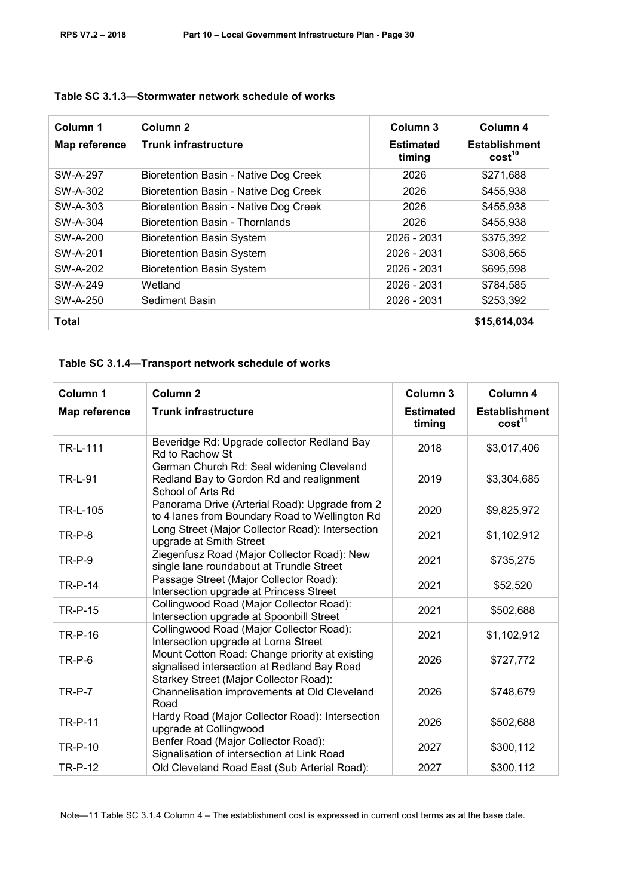**Table SC 3.1.3—Stormwater network schedule of works**

| Column 1<br>Map reference | Column 2<br>Trunk infrastructure | Column 3<br>Estimated timing | Column 4<br>Establishment cost[10] |
|---|---|---|---|
| SW-A-297 | Bioretention Basin - Native Dog Creek | 2026 | $271,688 |
| SW-A-302 | Bioretention Basin - Native Dog Creek | 2026 | $455,938 |
| SW-A-303 | Bioretention Basin - Native Dog Creek | 2026 | $455,938 |
| SW-A-304 | Bioretention Basin - Thornlands | 2026 | $455,938 |
| SW-A-200 | Bioretention Basin System | 2026 - 2031 | $375,392 |
| SW-A-201 | Bioretention Basin System | 2026 - 2031 | $308,565 |
| SW-A-202 | Bioretention Basin System | 2026 - 2031 | $695,598 |
| SW-A-249 | Wetland | 2026 - 2031 | $784,585 |
| SW-A-250 | Sediment Basin | 2026 - 2031 | $253,392 |
| **Total** | | | **$15,614,034** |

**Table SC 3.1.4—Transport network schedule of works**

| Column 1<br>Map reference | Column 2<br>Trunk infrastructure | Column 3<br>Estimated timing | Column 4<br>Establishment cost[11] |
|---|---|---|---|
| TR-L-111 | Beveridge Rd: Upgrade collector Redland Bay Rd to Rachow St | 2018 | $3,017,406 |
| TR-L-91 | German Church Rd: Seal widening Cleveland Redland Bay to Gordon Rd and realignment School of Arts Rd | 2019 | $3,304,685 |
| TR-L-105 | Panorama Drive (Arterial Road): Upgrade from 2 to 4 lanes from Boundary Road to Wellington Rd | 2020 | $9,825,972 |
| TR-P-8 | Long Street (Major Collector Road): Intersection upgrade at Smith Street | 2021 | $1,102,912 |
| TR-P-9 | Ziegenfusz Road (Major Collector Road): New single lane roundabout at Trundle Street | 2021 | $735,275 |
| TR-P-14 | Passage Street (Major Collector Road): Intersection upgrade at Princess Street | 2021 | $52,520 |
| TR-P-15 | Collingwood Road (Major Collector Road): Intersection upgrade at Spoonbill Street | 2021 | $502,688 |
| TR-P-16 | Collingwood Road (Major Collector Road): Intersection upgrade at Lorna Street | 2021 | $1,102,912 |
| TR-P-6 | Mount Cotton Road: Change priority at existing signalised intersection at Redland Bay Road | 2026 | $727,772 |
| TR-P-7 | Starkey Street (Major Collector Road): Channelisation improvements at Old Cleveland Road | 2026 | $748,679 |
| TR-P-11 | Hardy Road (Major Collector Road): Intersection upgrade at Collingwood | 2026 | $502,688 |
| TR-P-10 | Benfer Road (Major Collector Road): Signalisation of intersection at Link Road | 2027 | $300,112 |
| TR-P-12 | Old Cleveland Road East (Sub Arterial Road): | 2027 | $300,112 |

Note—11 Table SC 3.1.4 Column 4 – The establishment cost is expressed in current cost terms as at the base date.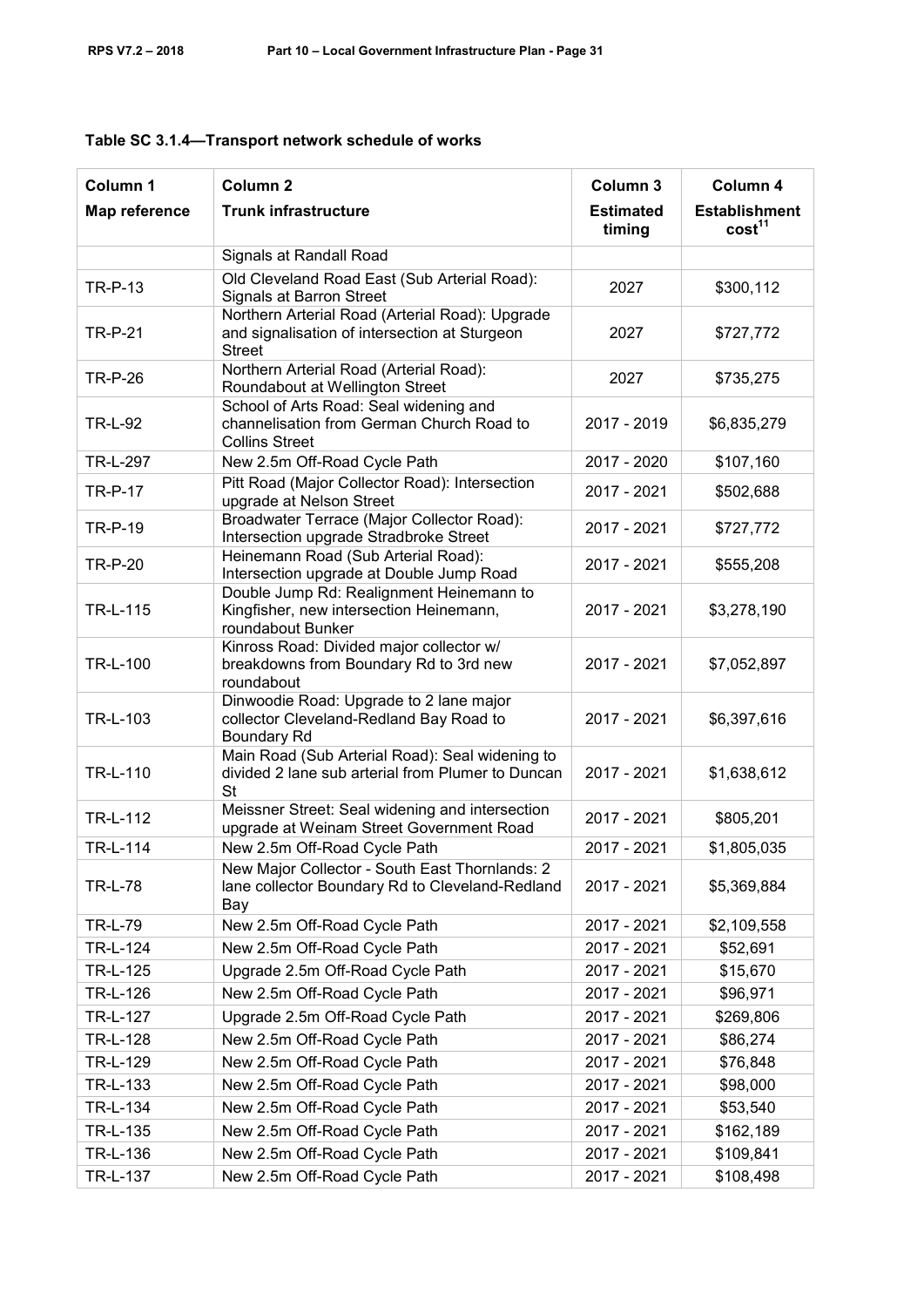**Table SC 3.1.4—Transport network schedule of works**

| Column 1<br>Map reference | Column 2<br>Trunk infrastructure | Column 3<br>Estimated timing | Column 4<br>Establishment cost[11] |
|---|---|---|---|
| | Signals at Randall Road | | |
| TR-P-13 | Old Cleveland Road East (Sub Arterial Road): Signals at Barron Street | 2027 | $300,112 |
| TR-P-21 | Northern Arterial Road (Arterial Road): Upgrade and signalisation of intersection at Sturgeon Street | 2027 | $727,772 |
| TR-P-26 | Northern Arterial Road (Arterial Road): Roundabout at Wellington Street | 2027 | $735,275 |
| TR-L-92 | School of Arts Road: Seal widening and channelisation from German Church Road to Collins Street | 2017 - 2019 | $6,835,279 |
| TR-L-297 | New 2.5m Off-Road Cycle Path | 2017 - 2020 | $107,160 |
| TR-P-17 | Pitt Road (Major Collector Road): Intersection upgrade at Nelson Street | 2017 - 2021 | $502,688 |
| TR-P-19 | Broadwater Terrace (Major Collector Road): Intersection upgrade Stradbroke Street | 2017 - 2021 | $727,772 |
| TR-P-20 | Heinemann Road (Sub Arterial Road): Intersection upgrade at Double Jump Road | 2017 - 2021 | $555,208 |
| TR-L-115 | Double Jump Rd: Realignment Heinemann to Kingfisher, new intersection Heinemann, roundabout Bunker | 2017 - 2021 | $3,278,190 |
| TR-L-100 | Kinross Road: Divided major collector w/ breakdowns from Boundary Rd to 3rd new roundabout | 2017 - 2021 | $7,052,897 |
| TR-L-103 | Dinwoodie Road: Upgrade to 2 lane major collector Cleveland-Redland Bay Road to Boundary Rd | 2017 - 2021 | $6,397,616 |
| TR-L-110 | Main Road (Sub Arterial Road): Seal widening to divided 2 lane sub arterial from Plumer to Duncan St | 2017 - 2021 | $1,638,612 |
| TR-L-112 | Meissner Street: Seal widening and intersection upgrade at Weinam Street Government Road | 2017 - 2021 | $805,201 |
| TR-L-114 | New 2.5m Off-Road Cycle Path | 2017 - 2021 | $1,805,035 |
| TR-L-78 | New Major Collector - South East Thornlands: 2 lane collector Boundary Rd to Cleveland-Redland Bay | 2017 - 2021 | $5,369,884 |
| TR-L-79 | New 2.5m Off-Road Cycle Path | 2017 - 2021 | $2,109,558 |
| TR-L-124 | New 2.5m Off-Road Cycle Path | 2017 - 2021 | $52,691 |
| TR-L-125 | Upgrade 2.5m Off-Road Cycle Path | 2017 - 2021 | $15,670 |
| TR-L-126 | New 2.5m Off-Road Cycle Path | 2017 - 2021 | $96,971 |
| TR-L-127 | Upgrade 2.5m Off-Road Cycle Path | 2017 - 2021 | $269,806 |
| TR-L-128 | New 2.5m Off-Road Cycle Path | 2017 - 2021 | $86,274 |
| TR-L-129 | New 2.5m Off-Road Cycle Path | 2017 - 2021 | $76,848 |
| TR-L-133 | New 2.5m Off-Road Cycle Path | 2017 - 2021 | $98,000 |
| TR-L-134 | New 2.5m Off-Road Cycle Path | 2017 - 2021 | $53,540 |
| TR-L-135 | New 2.5m Off-Road Cycle Path | 2017 - 2021 | $162,189 |
| TR-L-136 | New 2.5m Off-Road Cycle Path | 2017 - 2021 | $109,841 |
| TR-L-137 | New 2.5m Off-Road Cycle Path | 2017 - 2021 | $108,498 |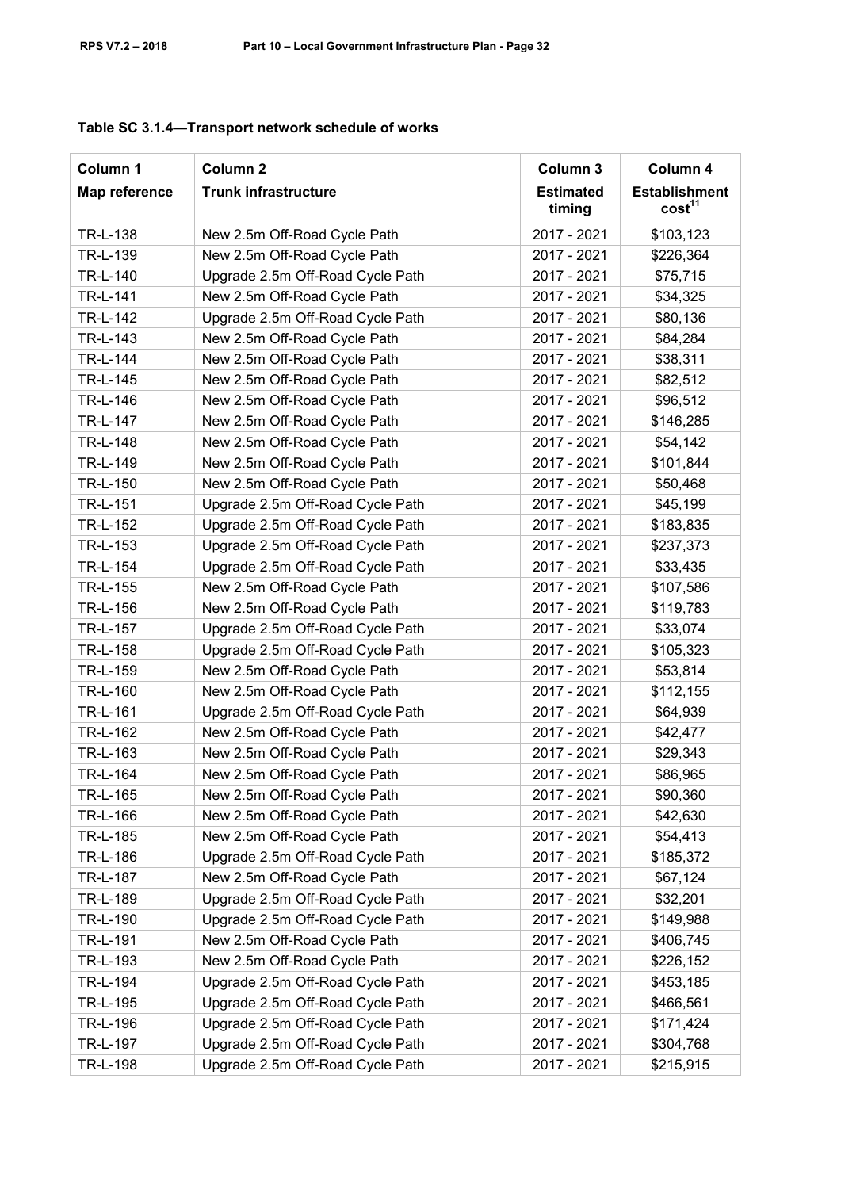**Table SC 3.1.4—Transport network schedule of works**

| Column 1<br>Map reference | Column 2<br>Trunk infrastructure | Column 3<br>Estimated timing | Column 4<br>Establishment cost[11] |
|---|---|---|---|
| TR-L-138 | New 2.5m Off-Road Cycle Path | 2017 - 2021 | $103,123 |
| TR-L-139 | New 2.5m Off-Road Cycle Path | 2017 - 2021 | $226,364 |
| TR-L-140 | Upgrade 2.5m Off-Road Cycle Path | 2017 - 2021 | $75,715 |
| TR-L-141 | New 2.5m Off-Road Cycle Path | 2017 - 2021 | $34,325 |
| TR-L-142 | Upgrade 2.5m Off-Road Cycle Path | 2017 - 2021 | $80,136 |
| TR-L-143 | New 2.5m Off-Road Cycle Path | 2017 - 2021 | $84,284 |
| TR-L-144 | New 2.5m Off-Road Cycle Path | 2017 - 2021 | $38,311 |
| TR-L-145 | New 2.5m Off-Road Cycle Path | 2017 - 2021 | $82,512 |
| TR-L-146 | New 2.5m Off-Road Cycle Path | 2017 - 2021 | $96,512 |
| TR-L-147 | New 2.5m Off-Road Cycle Path | 2017 - 2021 | $146,285 |
| TR-L-148 | New 2.5m Off-Road Cycle Path | 2017 - 2021 | $54,142 |
| TR-L-149 | New 2.5m Off-Road Cycle Path | 2017 - 2021 | $101,844 |
| TR-L-150 | New 2.5m Off-Road Cycle Path | 2017 - 2021 | $50,468 |
| TR-L-151 | Upgrade 2.5m Off-Road Cycle Path | 2017 - 2021 | $45,199 |
| TR-L-152 | Upgrade 2.5m Off-Road Cycle Path | 2017 - 2021 | $183,835 |
| TR-L-153 | Upgrade 2.5m Off-Road Cycle Path | 2017 - 2021 | $237,373 |
| TR-L-154 | Upgrade 2.5m Off-Road Cycle Path | 2017 - 2021 | $33,435 |
| TR-L-155 | New 2.5m Off-Road Cycle Path | 2017 - 2021 | $107,586 |
| TR-L-156 | New 2.5m Off-Road Cycle Path | 2017 - 2021 | $119,783 |
| TR-L-157 | Upgrade 2.5m Off-Road Cycle Path | 2017 - 2021 | $33,074 |
| TR-L-158 | Upgrade 2.5m Off-Road Cycle Path | 2017 - 2021 | $105,323 |
| TR-L-159 | New 2.5m Off-Road Cycle Path | 2017 - 2021 | $53,814 |
| TR-L-160 | New 2.5m Off-Road Cycle Path | 2017 - 2021 | $112,155 |
| TR-L-161 | Upgrade 2.5m Off-Road Cycle Path | 2017 - 2021 | $64,939 |
| TR-L-162 | New 2.5m Off-Road Cycle Path | 2017 - 2021 | $42,477 |
| TR-L-163 | New 2.5m Off-Road Cycle Path | 2017 - 2021 | $29,343 |
| TR-L-164 | New 2.5m Off-Road Cycle Path | 2017 - 2021 | $86,965 |
| TR-L-165 | New 2.5m Off-Road Cycle Path | 2017 - 2021 | $90,360 |
| TR-L-166 | New 2.5m Off-Road Cycle Path | 2017 - 2021 | $42,630 |
| TR-L-185 | New 2.5m Off-Road Cycle Path | 2017 - 2021 | $54,413 |
| TR-L-186 | Upgrade 2.5m Off-Road Cycle Path | 2017 - 2021 | $185,372 |
| TR-L-187 | New 2.5m Off-Road Cycle Path | 2017 - 2021 | $67,124 |
| TR-L-189 | Upgrade 2.5m Off-Road Cycle Path | 2017 - 2021 | $32,201 |
| TR-L-190 | Upgrade 2.5m Off-Road Cycle Path | 2017 - 2021 | $149,988 |
| TR-L-191 | New 2.5m Off-Road Cycle Path | 2017 - 2021 | $406,745 |
| TR-L-193 | New 2.5m Off-Road Cycle Path | 2017 - 2021 | $226,152 |
| TR-L-194 | Upgrade 2.5m Off-Road Cycle Path | 2017 - 2021 | $453,185 |
| TR-L-195 | Upgrade 2.5m Off-Road Cycle Path | 2017 - 2021 | $466,561 |
| TR-L-196 | Upgrade 2.5m Off-Road Cycle Path | 2017 - 2021 | $171,424 |
| TR-L-197 | Upgrade 2.5m Off-Road Cycle Path | 2017 - 2021 | $304,768 |
| TR-L-198 | Upgrade 2.5m Off-Road Cycle Path | 2017 - 2021 | $215,915 |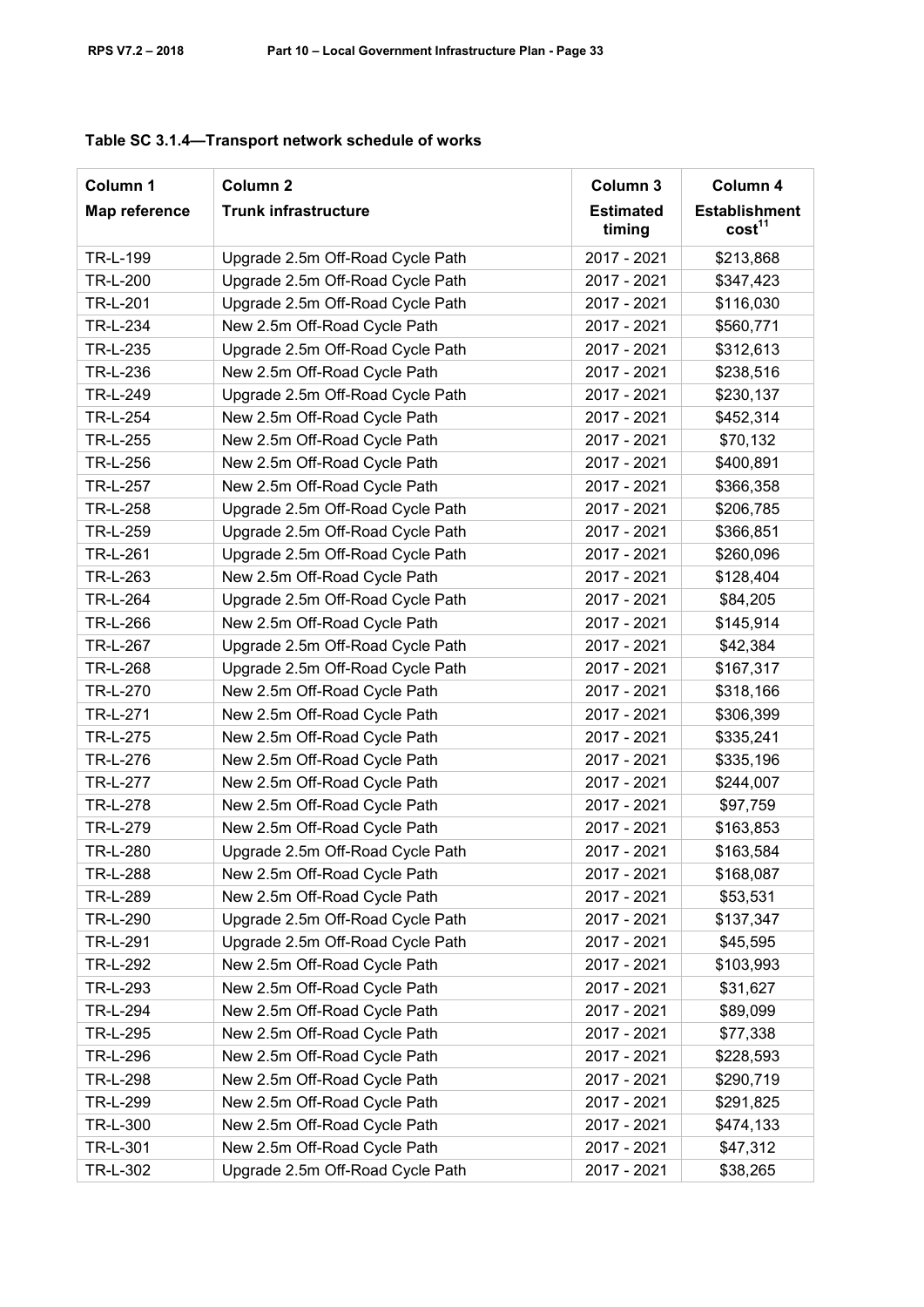**Table SC 3.1.4—Transport network schedule of works**

| Column 1<br>Map reference | Column 2<br>Trunk infrastructure | Column 3<br>Estimated timing | Column 4<br>Establishment cost[11] |
|---|---|---|---|
| TR-L-199 | Upgrade 2.5m Off-Road Cycle Path | 2017 - 2021 | $213,868 |
| TR-L-200 | Upgrade 2.5m Off-Road Cycle Path | 2017 - 2021 | $347,423 |
| TR-L-201 | Upgrade 2.5m Off-Road Cycle Path | 2017 - 2021 | $116,030 |
| TR-L-234 | New 2.5m Off-Road Cycle Path | 2017 - 2021 | $560,771 |
| TR-L-235 | Upgrade 2.5m Off-Road Cycle Path | 2017 - 2021 | $312,613 |
| TR-L-236 | New 2.5m Off-Road Cycle Path | 2017 - 2021 | $238,516 |
| TR-L-249 | Upgrade 2.5m Off-Road Cycle Path | 2017 - 2021 | $230,137 |
| TR-L-254 | New 2.5m Off-Road Cycle Path | 2017 - 2021 | $452,314 |
| TR-L-255 | New 2.5m Off-Road Cycle Path | 2017 - 2021 | $70,132 |
| TR-L-256 | New 2.5m Off-Road Cycle Path | 2017 - 2021 | $400,891 |
| TR-L-257 | New 2.5m Off-Road Cycle Path | 2017 - 2021 | $366,358 |
| TR-L-258 | Upgrade 2.5m Off-Road Cycle Path | 2017 - 2021 | $206,785 |
| TR-L-259 | Upgrade 2.5m Off-Road Cycle Path | 2017 - 2021 | $366,851 |
| TR-L-261 | Upgrade 2.5m Off-Road Cycle Path | 2017 - 2021 | $260,096 |
| TR-L-263 | New 2.5m Off-Road Cycle Path | 2017 - 2021 | $128,404 |
| TR-L-264 | Upgrade 2.5m Off-Road Cycle Path | 2017 - 2021 | $84,205 |
| TR-L-266 | New 2.5m Off-Road Cycle Path | 2017 - 2021 | $145,914 |
| TR-L-267 | Upgrade 2.5m Off-Road Cycle Path | 2017 - 2021 | $42,384 |
| TR-L-268 | Upgrade 2.5m Off-Road Cycle Path | 2017 - 2021 | $167,317 |
| TR-L-270 | New 2.5m Off-Road Cycle Path | 2017 - 2021 | $318,166 |
| TR-L-271 | New 2.5m Off-Road Cycle Path | 2017 - 2021 | $306,399 |
| TR-L-275 | New 2.5m Off-Road Cycle Path | 2017 - 2021 | $335,241 |
| TR-L-276 | New 2.5m Off-Road Cycle Path | 2017 - 2021 | $335,196 |
| TR-L-277 | New 2.5m Off-Road Cycle Path | 2017 - 2021 | $244,007 |
| TR-L-278 | New 2.5m Off-Road Cycle Path | 2017 - 2021 | $97,759 |
| TR-L-279 | New 2.5m Off-Road Cycle Path | 2017 - 2021 | $163,853 |
| TR-L-280 | Upgrade 2.5m Off-Road Cycle Path | 2017 - 2021 | $163,584 |
| TR-L-288 | New 2.5m Off-Road Cycle Path | 2017 - 2021 | $168,087 |
| TR-L-289 | New 2.5m Off-Road Cycle Path | 2017 - 2021 | $53,531 |
| TR-L-290 | Upgrade 2.5m Off-Road Cycle Path | 2017 - 2021 | $137,347 |
| TR-L-291 | Upgrade 2.5m Off-Road Cycle Path | 2017 - 2021 | $45,595 |
| TR-L-292 | New 2.5m Off-Road Cycle Path | 2017 - 2021 | $103,993 |
| TR-L-293 | New 2.5m Off-Road Cycle Path | 2017 - 2021 | $31,627 |
| TR-L-294 | New 2.5m Off-Road Cycle Path | 2017 - 2021 | $89,099 |
| TR-L-295 | New 2.5m Off-Road Cycle Path | 2017 - 2021 | $77,338 |
| TR-L-296 | New 2.5m Off-Road Cycle Path | 2017 - 2021 | $228,593 |
| TR-L-298 | New 2.5m Off-Road Cycle Path | 2017 - 2021 | $290,719 |
| TR-L-299 | New 2.5m Off-Road Cycle Path | 2017 - 2021 | $291,825 |
| TR-L-300 | New 2.5m Off-Road Cycle Path | 2017 - 2021 | $474,133 |
| TR-L-301 | New 2.5m Off-Road Cycle Path | 2017 - 2021 | $47,312 |
| TR-L-302 | Upgrade 2.5m Off-Road Cycle Path | 2017 - 2021 | $38,265 |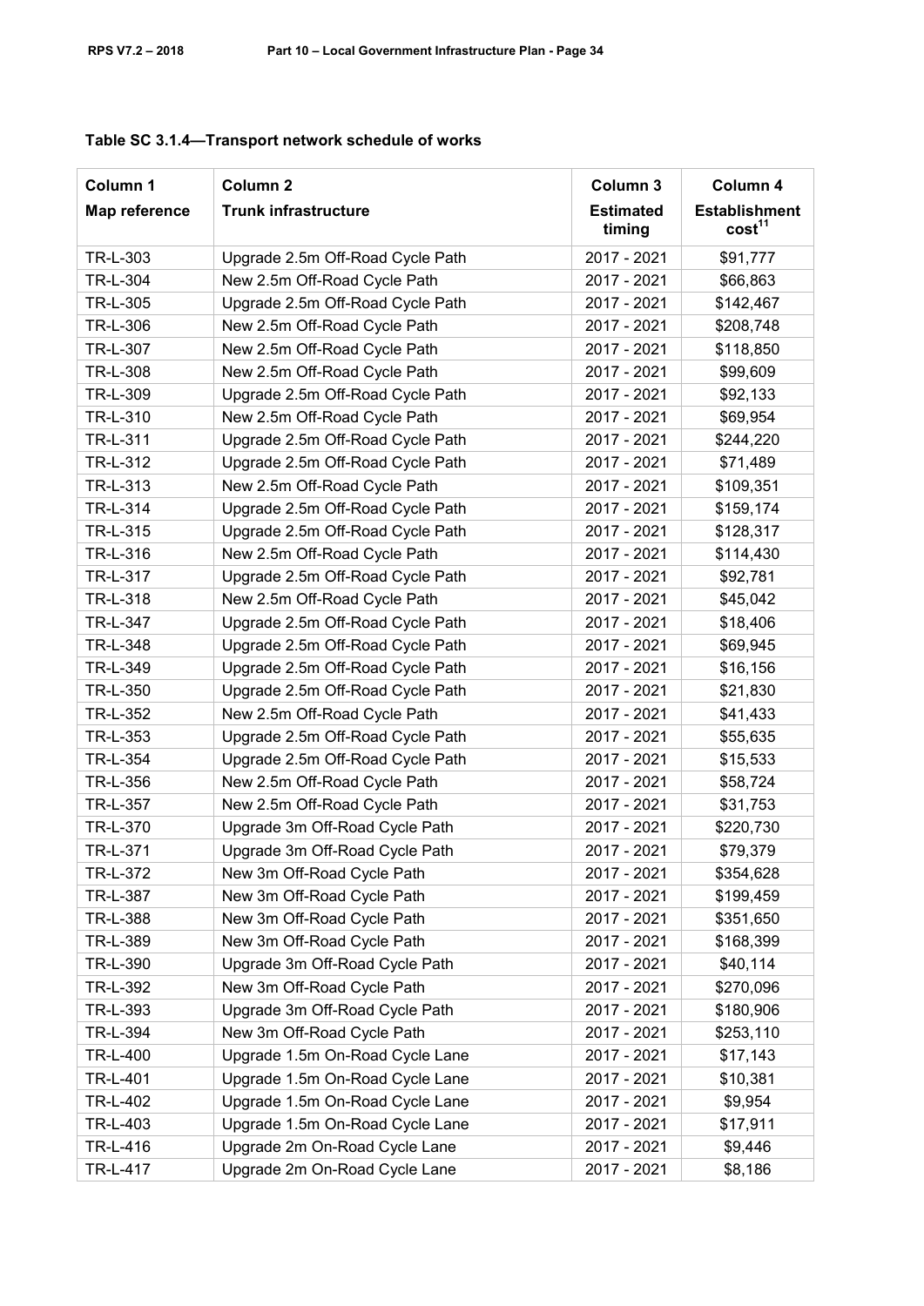**Table SC 3.1.4—Transport network schedule of works**

| Column 1<br>Map reference | Column 2<br>Trunk infrastructure | Column 3<br>Estimated timing | Column 4<br>Establishment cost[11] |
|---|---|---|---|
| TR-L-303 | Upgrade 2.5m Off-Road Cycle Path | 2017 - 2021 | $91,777 |
| TR-L-304 | New 2.5m Off-Road Cycle Path | 2017 - 2021 | $66,863 |
| TR-L-305 | Upgrade 2.5m Off-Road Cycle Path | 2017 - 2021 | $142,467 |
| TR-L-306 | New 2.5m Off-Road Cycle Path | 2017 - 2021 | $208,748 |
| TR-L-307 | New 2.5m Off-Road Cycle Path | 2017 - 2021 | $118,850 |
| TR-L-308 | New 2.5m Off-Road Cycle Path | 2017 - 2021 | $99,609 |
| TR-L-309 | Upgrade 2.5m Off-Road Cycle Path | 2017 - 2021 | $92,133 |
| TR-L-310 | New 2.5m Off-Road Cycle Path | 2017 - 2021 | $69,954 |
| TR-L-311 | Upgrade 2.5m Off-Road Cycle Path | 2017 - 2021 | $244,220 |
| TR-L-312 | Upgrade 2.5m Off-Road Cycle Path | 2017 - 2021 | $71,489 |
| TR-L-313 | New 2.5m Off-Road Cycle Path | 2017 - 2021 | $109,351 |
| TR-L-314 | Upgrade 2.5m Off-Road Cycle Path | 2017 - 2021 | $159,174 |
| TR-L-315 | Upgrade 2.5m Off-Road Cycle Path | 2017 - 2021 | $128,317 |
| TR-L-316 | New 2.5m Off-Road Cycle Path | 2017 - 2021 | $114,430 |
| TR-L-317 | Upgrade 2.5m Off-Road Cycle Path | 2017 - 2021 | $92,781 |
| TR-L-318 | New 2.5m Off-Road Cycle Path | 2017 - 2021 | $45,042 |
| TR-L-347 | Upgrade 2.5m Off-Road Cycle Path | 2017 - 2021 | $18,406 |
| TR-L-348 | Upgrade 2.5m Off-Road Cycle Path | 2017 - 2021 | $69,945 |
| TR-L-349 | Upgrade 2.5m Off-Road Cycle Path | 2017 - 2021 | $16,156 |
| TR-L-350 | Upgrade 2.5m Off-Road Cycle Path | 2017 - 2021 | $21,830 |
| TR-L-352 | New 2.5m Off-Road Cycle Path | 2017 - 2021 | $41,433 |
| TR-L-353 | Upgrade 2.5m Off-Road Cycle Path | 2017 - 2021 | $55,635 |
| TR-L-354 | Upgrade 2.5m Off-Road Cycle Path | 2017 - 2021 | $15,533 |
| TR-L-356 | New 2.5m Off-Road Cycle Path | 2017 - 2021 | $58,724 |
| TR-L-357 | New 2.5m Off-Road Cycle Path | 2017 - 2021 | $31,753 |
| TR-L-370 | Upgrade 3m Off-Road Cycle Path | 2017 - 2021 | $220,730 |
| TR-L-371 | Upgrade 3m Off-Road Cycle Path | 2017 - 2021 | $79,379 |
| TR-L-372 | New 3m Off-Road Cycle Path | 2017 - 2021 | $354,628 |
| TR-L-387 | New 3m Off-Road Cycle Path | 2017 - 2021 | $199,459 |
| TR-L-388 | New 3m Off-Road Cycle Path | 2017 - 2021 | $351,650 |
| TR-L-389 | New 3m Off-Road Cycle Path | 2017 - 2021 | $168,399 |
| TR-L-390 | Upgrade 3m Off-Road Cycle Path | 2017 - 2021 | $40,114 |
| TR-L-392 | New 3m Off-Road Cycle Path | 2017 - 2021 | $270,096 |
| TR-L-393 | Upgrade 3m Off-Road Cycle Path | 2017 - 2021 | $180,906 |
| TR-L-394 | New 3m Off-Road Cycle Path | 2017 - 2021 | $253,110 |
| TR-L-400 | Upgrade 1.5m On-Road Cycle Lane | 2017 - 2021 | $17,143 |
| TR-L-401 | Upgrade 1.5m On-Road Cycle Lane | 2017 - 2021 | $10,381 |
| TR-L-402 | Upgrade 1.5m On-Road Cycle Lane | 2017 - 2021 | $9,954 |
| TR-L-403 | Upgrade 1.5m On-Road Cycle Lane | 2017 - 2021 | $17,911 |
| TR-L-416 | Upgrade 2m On-Road Cycle Lane | 2017 - 2021 | $9,446 |
| TR-L-417 | Upgrade 2m On-Road Cycle Lane | 2017 - 2021 | $8,186 |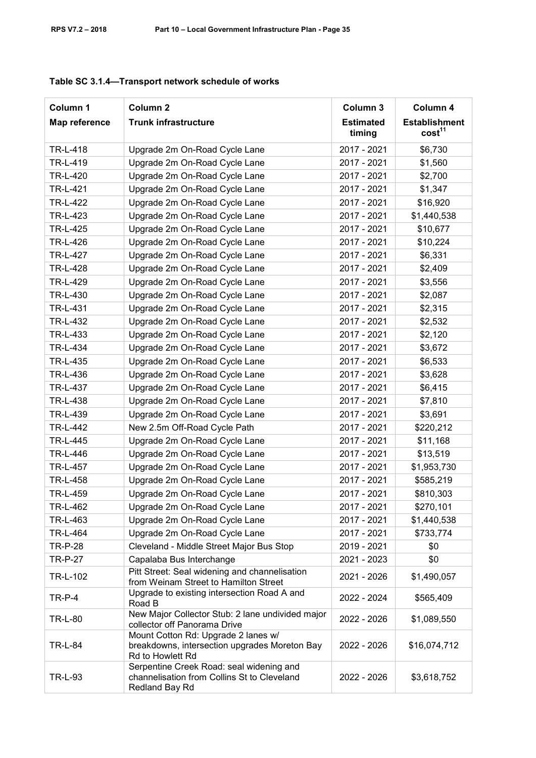**Table SC 3.1.4—Transport network schedule of works**

| Column 1<br>Map reference | Column 2<br>Trunk infrastructure | Column 3<br>Estimated timing | Column 4<br>Establishment cost[11] |
|---|---|---|---|
| TR-L-418 | Upgrade 2m On-Road Cycle Lane | 2017 - 2021 | $6,730 |
| TR-L-419 | Upgrade 2m On-Road Cycle Lane | 2017 - 2021 | $1,560 |
| TR-L-420 | Upgrade 2m On-Road Cycle Lane | 2017 - 2021 | $2,700 |
| TR-L-421 | Upgrade 2m On-Road Cycle Lane | 2017 - 2021 | $1,347 |
| TR-L-422 | Upgrade 2m On-Road Cycle Lane | 2017 - 2021 | $16,920 |
| TR-L-423 | Upgrade 2m On-Road Cycle Lane | 2017 - 2021 | $1,440,538 |
| TR-L-425 | Upgrade 2m On-Road Cycle Lane | 2017 - 2021 | $10,677 |
| TR-L-426 | Upgrade 2m On-Road Cycle Lane | 2017 - 2021 | $10,224 |
| TR-L-427 | Upgrade 2m On-Road Cycle Lane | 2017 - 2021 | $6,331 |
| TR-L-428 | Upgrade 2m On-Road Cycle Lane | 2017 - 2021 | $2,409 |
| TR-L-429 | Upgrade 2m On-Road Cycle Lane | 2017 - 2021 | $3,556 |
| TR-L-430 | Upgrade 2m On-Road Cycle Lane | 2017 - 2021 | $2,087 |
| TR-L-431 | Upgrade 2m On-Road Cycle Lane | 2017 - 2021 | $2,315 |
| TR-L-432 | Upgrade 2m On-Road Cycle Lane | 2017 - 2021 | $2,532 |
| TR-L-433 | Upgrade 2m On-Road Cycle Lane | 2017 - 2021 | $2,120 |
| TR-L-434 | Upgrade 2m On-Road Cycle Lane | 2017 - 2021 | $3,672 |
| TR-L-435 | Upgrade 2m On-Road Cycle Lane | 2017 - 2021 | $6,533 |
| TR-L-436 | Upgrade 2m On-Road Cycle Lane | 2017 - 2021 | $3,628 |
| TR-L-437 | Upgrade 2m On-Road Cycle Lane | 2017 - 2021 | $6,415 |
| TR-L-438 | Upgrade 2m On-Road Cycle Lane | 2017 - 2021 | $7,810 |
| TR-L-439 | Upgrade 2m On-Road Cycle Lane | 2017 - 2021 | $3,691 |
| TR-L-442 | New 2.5m Off-Road Cycle Path | 2017 - 2021 | $220,212 |
| TR-L-445 | Upgrade 2m On-Road Cycle Lane | 2017 - 2021 | $11,168 |
| TR-L-446 | Upgrade 2m On-Road Cycle Lane | 2017 - 2021 | $13,519 |
| TR-L-457 | Upgrade 2m On-Road Cycle Lane | 2017 - 2021 | $1,953,730 |
| TR-L-458 | Upgrade 2m On-Road Cycle Lane | 2017 - 2021 | $585,219 |
| TR-L-459 | Upgrade 2m On-Road Cycle Lane | 2017 - 2021 | $810,303 |
| TR-L-462 | Upgrade 2m On-Road Cycle Lane | 2017 - 2021 | $270,101 |
| TR-L-463 | Upgrade 2m On-Road Cycle Lane | 2017 - 2021 | $1,440,538 |
| TR-L-464 | Upgrade 2m On-Road Cycle Lane | 2017 - 2021 | $733,774 |
| TR-P-28 | Cleveland - Middle Street Major Bus Stop | 2019 - 2021 | $0 |
| TR-P-27 | Capalaba Bus Interchange | 2021 - 2023 | $0 |
| TR-L-102 | Pitt Street: Seal widening and channelisation from Weinam Street to Hamilton Street | 2021 - 2026 | $1,490,057 |
| TR-P-4 | Upgrade to existing intersection Road A and Road B | 2022 - 2024 | $565,409 |
| TR-L-80 | New Major Collector Stub: 2 lane undivided major collector off Panorama Drive | 2022 - 2026 | $1,089,550 |
| TR-L-84 | Mount Cotton Rd: Upgrade 2 lanes w/ breakdowns, intersection upgrades Moreton Bay Rd to Howlett Rd | 2022 - 2026 | $16,074,712 |
| TR-L-93 | Serpentine Creek Road: seal widening and channelisation from Collins St to Cleveland Redland Bay Rd | 2022 - 2026 | $3,618,752 |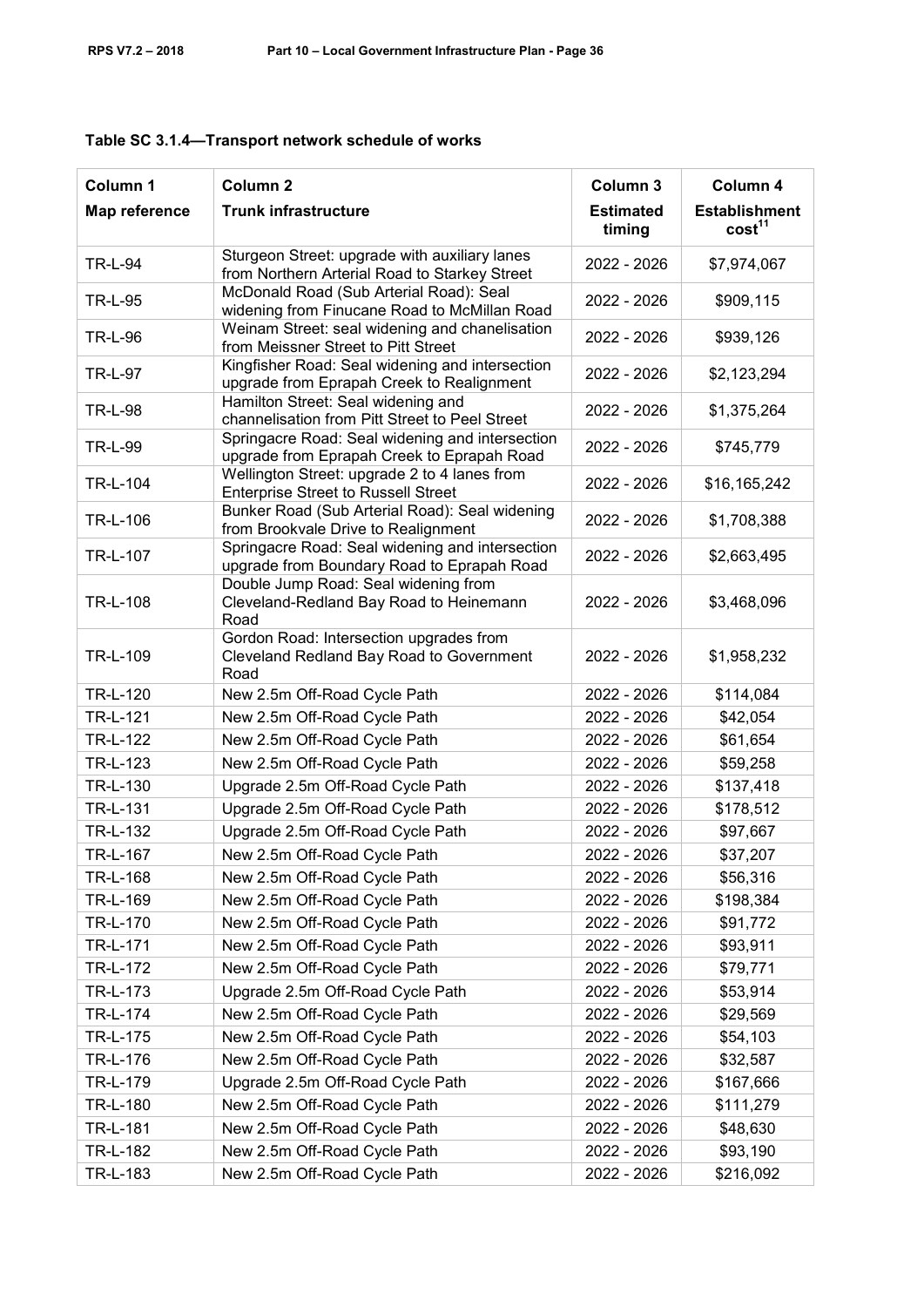**Table SC 3.1.4—Transport network schedule of works**

| Column 1<br>Map reference | Column 2<br>Trunk infrastructure | Column 3<br>Estimated timing | Column 4<br>Establishment cost[11] |
|---|---|---|---|
| TR-L-94 | Sturgeon Street: upgrade with auxiliary lanes from Northern Arterial Road to Starkey Street | 2022 - 2026 | $7,974,067 |
| TR-L-95 | McDonald Road (Sub Arterial Road): Seal widening from Finucane Road to McMillan Road | 2022 - 2026 | $909,115 |
| TR-L-96 | Weinam Street: seal widening and chanelisation from Meissner Street to Pitt Street | 2022 - 2026 | $939,126 |
| TR-L-97 | Kingfisher Road: Seal widening and intersection upgrade from Eprapah Creek to Realignment | 2022 - 2026 | $2,123,294 |
| TR-L-98 | Hamilton Street: Seal widening and channelisation from Pitt Street to Peel Street | 2022 - 2026 | $1,375,264 |
| TR-L-99 | Springacre Road: Seal widening and intersection upgrade from Eprapah Creek to Eprapah Road | 2022 - 2026 | $745,779 |
| TR-L-104 | Wellington Street: upgrade 2 to 4 lanes from Enterprise Street to Russell Street | 2022 - 2026 | $16,165,242 |
| TR-L-106 | Bunker Road (Sub Arterial Road): Seal widening from Brookvale Drive to Realignment | 2022 - 2026 | $1,708,388 |
| TR-L-107 | Springacre Road: Seal widening and intersection upgrade from Boundary Road to Eprapah Road | 2022 - 2026 | $2,663,495 |
| TR-L-108 | Double Jump Road: Seal widening from Cleveland-Redland Bay Road to Heinemann Road | 2022 - 2026 | $3,468,096 |
| TR-L-109 | Gordon Road: Intersection upgrades from Cleveland Redland Bay Road to Government Road | 2022 - 2026 | $1,958,232 |
| TR-L-120 | New 2.5m Off-Road Cycle Path | 2022 - 2026 | $114,084 |
| TR-L-121 | New 2.5m Off-Road Cycle Path | 2022 - 2026 | $42,054 |
| TR-L-122 | New 2.5m Off-Road Cycle Path | 2022 - 2026 | $61,654 |
| TR-L-123 | New 2.5m Off-Road Cycle Path | 2022 - 2026 | $59,258 |
| TR-L-130 | Upgrade 2.5m Off-Road Cycle Path | 2022 - 2026 | $137,418 |
| TR-L-131 | Upgrade 2.5m Off-Road Cycle Path | 2022 - 2026 | $178,512 |
| TR-L-132 | Upgrade 2.5m Off-Road Cycle Path | 2022 - 2026 | $97,667 |
| TR-L-167 | New 2.5m Off-Road Cycle Path | 2022 - 2026 | $37,207 |
| TR-L-168 | New 2.5m Off-Road Cycle Path | 2022 - 2026 | $56,316 |
| TR-L-169 | New 2.5m Off-Road Cycle Path | 2022 - 2026 | $198,384 |
| TR-L-170 | New 2.5m Off-Road Cycle Path | 2022 - 2026 | $91,772 |
| TR-L-171 | New 2.5m Off-Road Cycle Path | 2022 - 2026 | $93,911 |
| TR-L-172 | New 2.5m Off-Road Cycle Path | 2022 - 2026 | $79,771 |
| TR-L-173 | Upgrade 2.5m Off-Road Cycle Path | 2022 - 2026 | $53,914 |
| TR-L-174 | New 2.5m Off-Road Cycle Path | 2022 - 2026 | $29,569 |
| TR-L-175 | New 2.5m Off-Road Cycle Path | 2022 - 2026 | $54,103 |
| TR-L-176 | New 2.5m Off-Road Cycle Path | 2022 - 2026 | $32,587 |
| TR-L-179 | Upgrade 2.5m Off-Road Cycle Path | 2022 - 2026 | $167,666 |
| TR-L-180 | New 2.5m Off-Road Cycle Path | 2022 - 2026 | $111,279 |
| TR-L-181 | New 2.5m Off-Road Cycle Path | 2022 - 2026 | $48,630 |
| TR-L-182 | New 2.5m Off-Road Cycle Path | 2022 - 2026 | $93,190 |
| TR-L-183 | New 2.5m Off-Road Cycle Path | 2022 - 2026 | $216,092 |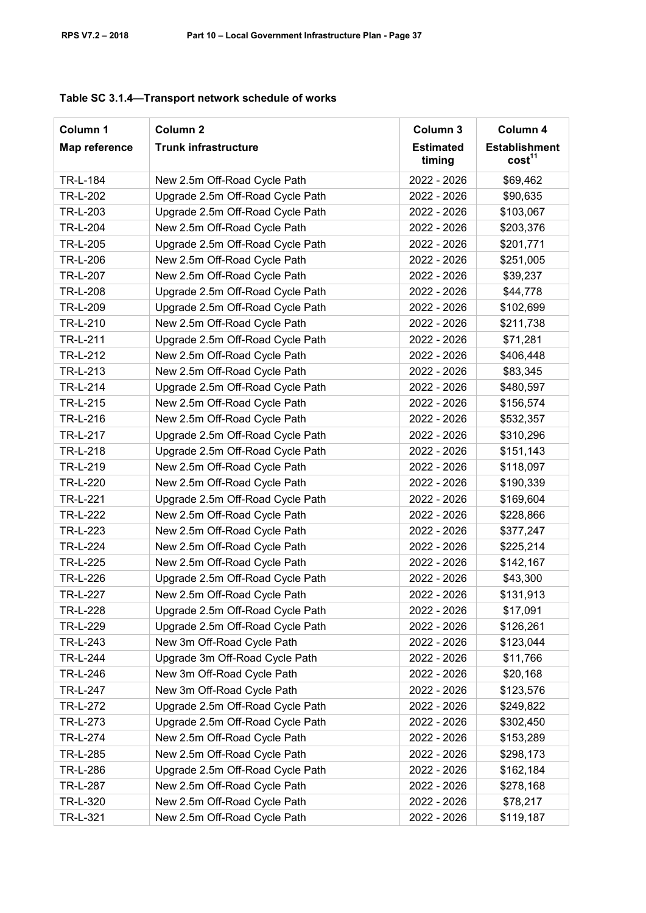**Table SC 3.1.4—Transport network schedule of works**

| Column 1<br>Map reference | Column 2<br>Trunk infrastructure | Column 3<br>Estimated timing | Column 4<br>Establishment cost[11] |
|---|---|---|---|
| TR-L-184 | New 2.5m Off-Road Cycle Path | 2022 - 2026 | $69,462 |
| TR-L-202 | Upgrade 2.5m Off-Road Cycle Path | 2022 - 2026 | $90,635 |
| TR-L-203 | Upgrade 2.5m Off-Road Cycle Path | 2022 - 2026 | $103,067 |
| TR-L-204 | New 2.5m Off-Road Cycle Path | 2022 - 2026 | $203,376 |
| TR-L-205 | Upgrade 2.5m Off-Road Cycle Path | 2022 - 2026 | $201,771 |
| TR-L-206 | New 2.5m Off-Road Cycle Path | 2022 - 2026 | $251,005 |
| TR-L-207 | New 2.5m Off-Road Cycle Path | 2022 - 2026 | $39,237 |
| TR-L-208 | Upgrade 2.5m Off-Road Cycle Path | 2022 - 2026 | $44,778 |
| TR-L-209 | Upgrade 2.5m Off-Road Cycle Path | 2022 - 2026 | $102,699 |
| TR-L-210 | New 2.5m Off-Road Cycle Path | 2022 - 2026 | $211,738 |
| TR-L-211 | Upgrade 2.5m Off-Road Cycle Path | 2022 - 2026 | $71,281 |
| TR-L-212 | New 2.5m Off-Road Cycle Path | 2022 - 2026 | $406,448 |
| TR-L-213 | New 2.5m Off-Road Cycle Path | 2022 - 2026 | $83,345 |
| TR-L-214 | Upgrade 2.5m Off-Road Cycle Path | 2022 - 2026 | $480,597 |
| TR-L-215 | New 2.5m Off-Road Cycle Path | 2022 - 2026 | $156,574 |
| TR-L-216 | New 2.5m Off-Road Cycle Path | 2022 - 2026 | $532,357 |
| TR-L-217 | Upgrade 2.5m Off-Road Cycle Path | 2022 - 2026 | $310,296 |
| TR-L-218 | Upgrade 2.5m Off-Road Cycle Path | 2022 - 2026 | $151,143 |
| TR-L-219 | New 2.5m Off-Road Cycle Path | 2022 - 2026 | $118,097 |
| TR-L-220 | New 2.5m Off-Road Cycle Path | 2022 - 2026 | $190,339 |
| TR-L-221 | Upgrade 2.5m Off-Road Cycle Path | 2022 - 2026 | $169,604 |
| TR-L-222 | New 2.5m Off-Road Cycle Path | 2022 - 2026 | $228,866 |
| TR-L-223 | New 2.5m Off-Road Cycle Path | 2022 - 2026 | $377,247 |
| TR-L-224 | New 2.5m Off-Road Cycle Path | 2022 - 2026 | $225,214 |
| TR-L-225 | New 2.5m Off-Road Cycle Path | 2022 - 2026 | $142,167 |
| TR-L-226 | Upgrade 2.5m Off-Road Cycle Path | 2022 - 2026 | $43,300 |
| TR-L-227 | New 2.5m Off-Road Cycle Path | 2022 - 2026 | $131,913 |
| TR-L-228 | Upgrade 2.5m Off-Road Cycle Path | 2022 - 2026 | $17,091 |
| TR-L-229 | Upgrade 2.5m Off-Road Cycle Path | 2022 - 2026 | $126,261 |
| TR-L-243 | New 3m Off-Road Cycle Path | 2022 - 2026 | $123,044 |
| TR-L-244 | Upgrade 3m Off-Road Cycle Path | 2022 - 2026 | $11,766 |
| TR-L-246 | New 3m Off-Road Cycle Path | 2022 - 2026 | $20,168 |
| TR-L-247 | New 3m Off-Road Cycle Path | 2022 - 2026 | $123,576 |
| TR-L-272 | Upgrade 2.5m Off-Road Cycle Path | 2022 - 2026 | $249,822 |
| TR-L-273 | Upgrade 2.5m Off-Road Cycle Path | 2022 - 2026 | $302,450 |
| TR-L-274 | New 2.5m Off-Road Cycle Path | 2022 - 2026 | $153,289 |
| TR-L-285 | New 2.5m Off-Road Cycle Path | 2022 - 2026 | $298,173 |
| TR-L-286 | Upgrade 2.5m Off-Road Cycle Path | 2022 - 2026 | $162,184 |
| TR-L-287 | New 2.5m Off-Road Cycle Path | 2022 - 2026 | $278,168 |
| TR-L-320 | New 2.5m Off-Road Cycle Path | 2022 - 2026 | $78,217 |
| TR-L-321 | New 2.5m Off-Road Cycle Path | 2022 - 2026 | $119,187 |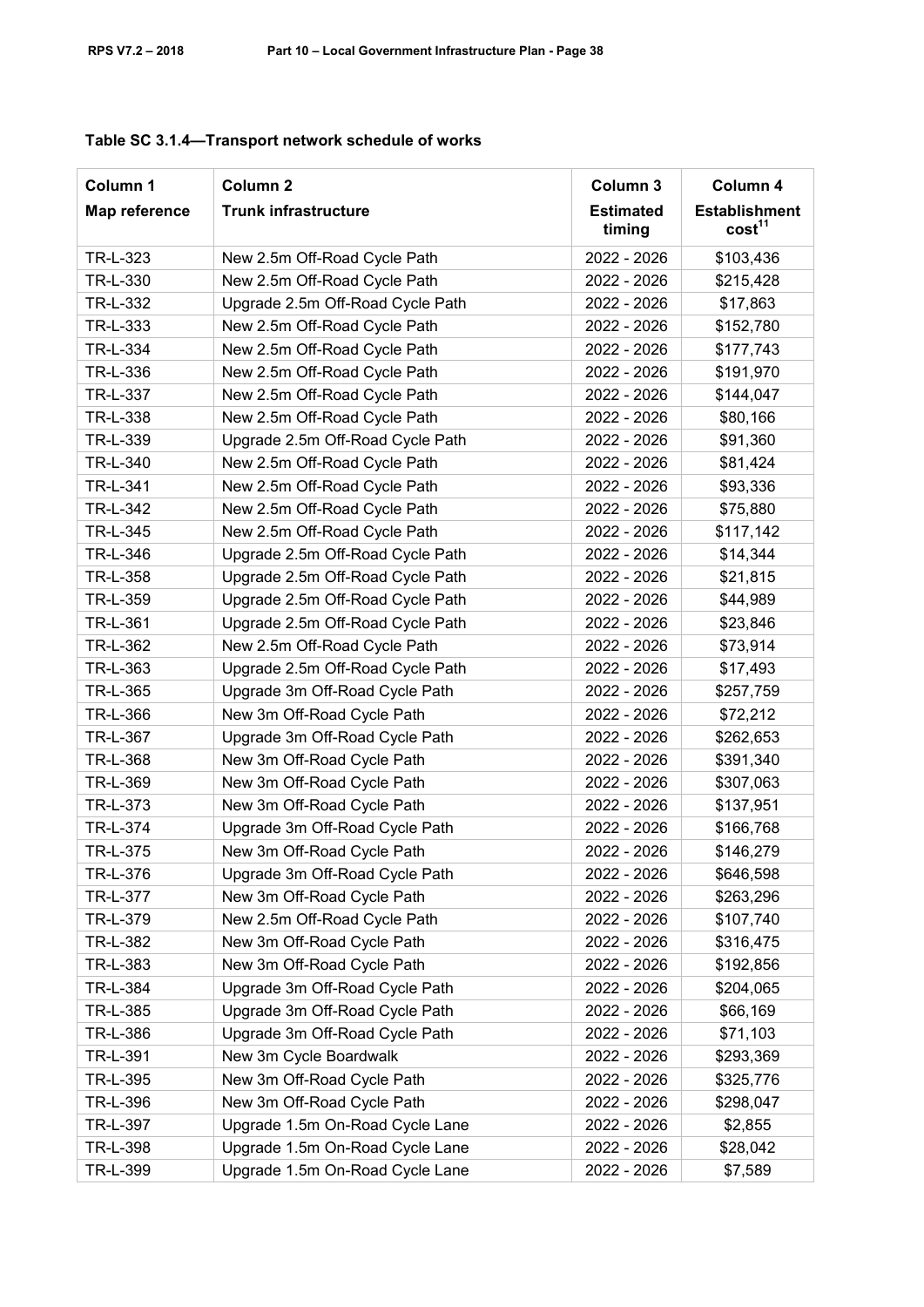**Table SC 3.1.4—Transport network schedule of works**

| Column 1<br>Map reference | Column 2<br>Trunk infrastructure | Column 3<br>Estimated timing | Column 4<br>Establishment cost[11] |
|---|---|---|---|
| TR-L-323 | New 2.5m Off-Road Cycle Path | 2022 - 2026 | $103,436 |
| TR-L-330 | New 2.5m Off-Road Cycle Path | 2022 - 2026 | $215,428 |
| TR-L-332 | Upgrade 2.5m Off-Road Cycle Path | 2022 - 2026 | $17,863 |
| TR-L-333 | New 2.5m Off-Road Cycle Path | 2022 - 2026 | $152,780 |
| TR-L-334 | New 2.5m Off-Road Cycle Path | 2022 - 2026 | $177,743 |
| TR-L-336 | New 2.5m Off-Road Cycle Path | 2022 - 2026 | $191,970 |
| TR-L-337 | New 2.5m Off-Road Cycle Path | 2022 - 2026 | $144,047 |
| TR-L-338 | New 2.5m Off-Road Cycle Path | 2022 - 2026 | $80,166 |
| TR-L-339 | Upgrade 2.5m Off-Road Cycle Path | 2022 - 2026 | $91,360 |
| TR-L-340 | New 2.5m Off-Road Cycle Path | 2022 - 2026 | $81,424 |
| TR-L-341 | New 2.5m Off-Road Cycle Path | 2022 - 2026 | $93,336 |
| TR-L-342 | New 2.5m Off-Road Cycle Path | 2022 - 2026 | $75,880 |
| TR-L-345 | New 2.5m Off-Road Cycle Path | 2022 - 2026 | $117,142 |
| TR-L-346 | Upgrade 2.5m Off-Road Cycle Path | 2022 - 2026 | $14,344 |
| TR-L-358 | Upgrade 2.5m Off-Road Cycle Path | 2022 - 2026 | $21,815 |
| TR-L-359 | Upgrade 2.5m Off-Road Cycle Path | 2022 - 2026 | $44,989 |
| TR-L-361 | Upgrade 2.5m Off-Road Cycle Path | 2022 - 2026 | $23,846 |
| TR-L-362 | New 2.5m Off-Road Cycle Path | 2022 - 2026 | $73,914 |
| TR-L-363 | Upgrade 2.5m Off-Road Cycle Path | 2022 - 2026 | $17,493 |
| TR-L-365 | Upgrade 3m Off-Road Cycle Path | 2022 - 2026 | $257,759 |
| TR-L-366 | New 3m Off-Road Cycle Path | 2022 - 2026 | $72,212 |
| TR-L-367 | Upgrade 3m Off-Road Cycle Path | 2022 - 2026 | $262,653 |
| TR-L-368 | New 3m Off-Road Cycle Path | 2022 - 2026 | $391,340 |
| TR-L-369 | New 3m Off-Road Cycle Path | 2022 - 2026 | $307,063 |
| TR-L-373 | New 3m Off-Road Cycle Path | 2022 - 2026 | $137,951 |
| TR-L-374 | Upgrade 3m Off-Road Cycle Path | 2022 - 2026 | $166,768 |
| TR-L-375 | New 3m Off-Road Cycle Path | 2022 - 2026 | $146,279 |
| TR-L-376 | Upgrade 3m Off-Road Cycle Path | 2022 - 2026 | $646,598 |
| TR-L-377 | New 3m Off-Road Cycle Path | 2022 - 2026 | $263,296 |
| TR-L-379 | New 2.5m Off-Road Cycle Path | 2022 - 2026 | $107,740 |
| TR-L-382 | New 3m Off-Road Cycle Path | 2022 - 2026 | $316,475 |
| TR-L-383 | New 3m Off-Road Cycle Path | 2022 - 2026 | $192,856 |
| TR-L-384 | Upgrade 3m Off-Road Cycle Path | 2022 - 2026 | $204,065 |
| TR-L-385 | Upgrade 3m Off-Road Cycle Path | 2022 - 2026 | $66,169 |
| TR-L-386 | Upgrade 3m Off-Road Cycle Path | 2022 - 2026 | $71,103 |
| TR-L-391 | New 3m Cycle Boardwalk | 2022 - 2026 | $293,369 |
| TR-L-395 | New 3m Off-Road Cycle Path | 2022 - 2026 | $325,776 |
| TR-L-396 | New 3m Off-Road Cycle Path | 2022 - 2026 | $298,047 |
| TR-L-397 | Upgrade 1.5m On-Road Cycle Lane | 2022 - 2026 | $2,855 |
| TR-L-398 | Upgrade 1.5m On-Road Cycle Lane | 2022 - 2026 | $28,042 |
| TR-L-399 | Upgrade 1.5m On-Road Cycle Lane | 2022 - 2026 | $7,589 |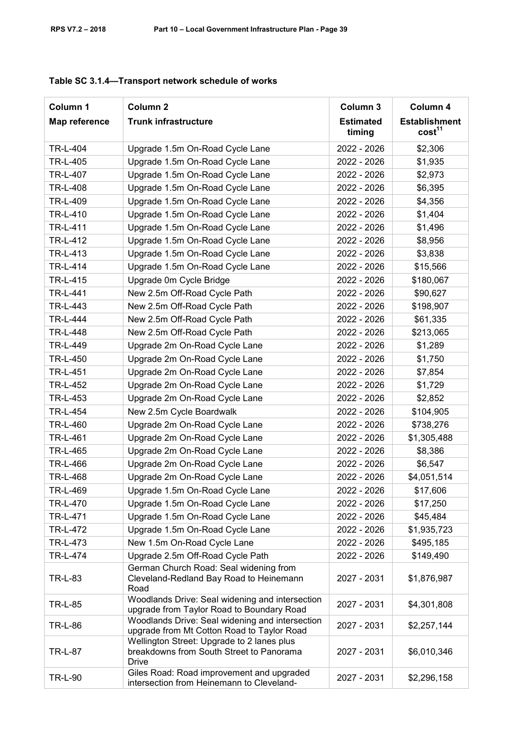**Table SC 3.1.4—Transport network schedule of works**

| Column 1<br>Map reference | Column 2<br>Trunk infrastructure | Column 3<br>Estimated timing | Column 4<br>Establishment cost[11] |
|---|---|---|---|
| TR-L-404 | Upgrade 1.5m On-Road Cycle Lane | 2022 - 2026 | $2,306 |
| TR-L-405 | Upgrade 1.5m On-Road Cycle Lane | 2022 - 2026 | $1,935 |
| TR-L-407 | Upgrade 1.5m On-Road Cycle Lane | 2022 - 2026 | $2,973 |
| TR-L-408 | Upgrade 1.5m On-Road Cycle Lane | 2022 - 2026 | $6,395 |
| TR-L-409 | Upgrade 1.5m On-Road Cycle Lane | 2022 - 2026 | $4,356 |
| TR-L-410 | Upgrade 1.5m On-Road Cycle Lane | 2022 - 2026 | $1,404 |
| TR-L-411 | Upgrade 1.5m On-Road Cycle Lane | 2022 - 2026 | $1,496 |
| TR-L-412 | Upgrade 1.5m On-Road Cycle Lane | 2022 - 2026 | $8,956 |
| TR-L-413 | Upgrade 1.5m On-Road Cycle Lane | 2022 - 2026 | $3,838 |
| TR-L-414 | Upgrade 1.5m On-Road Cycle Lane | 2022 - 2026 | $15,566 |
| TR-L-415 | Upgrade 0m Cycle Bridge | 2022 - 2026 | $180,067 |
| TR-L-441 | New 2.5m Off-Road Cycle Path | 2022 - 2026 | $90,627 |
| TR-L-443 | New 2.5m Off-Road Cycle Path | 2022 - 2026 | $198,907 |
| TR-L-444 | New 2.5m Off-Road Cycle Path | 2022 - 2026 | $61,335 |
| TR-L-448 | New 2.5m Off-Road Cycle Path | 2022 - 2026 | $213,065 |
| TR-L-449 | Upgrade 2m On-Road Cycle Lane | 2022 - 2026 | $1,289 |
| TR-L-450 | Upgrade 2m On-Road Cycle Lane | 2022 - 2026 | $1,750 |
| TR-L-451 | Upgrade 2m On-Road Cycle Lane | 2022 - 2026 | $7,854 |
| TR-L-452 | Upgrade 2m On-Road Cycle Lane | 2022 - 2026 | $1,729 |
| TR-L-453 | Upgrade 2m On-Road Cycle Lane | 2022 - 2026 | $2,852 |
| TR-L-454 | New 2.5m Cycle Boardwalk | 2022 - 2026 | $104,905 |
| TR-L-460 | Upgrade 2m On-Road Cycle Lane | 2022 - 2026 | $738,276 |
| TR-L-461 | Upgrade 2m On-Road Cycle Lane | 2022 - 2026 | $1,305,488 |
| TR-L-465 | Upgrade 2m On-Road Cycle Lane | 2022 - 2026 | $8,386 |
| TR-L-466 | Upgrade 2m On-Road Cycle Lane | 2022 - 2026 | $6,547 |
| TR-L-468 | Upgrade 2m On-Road Cycle Lane | 2022 - 2026 | $4,051,514 |
| TR-L-469 | Upgrade 1.5m On-Road Cycle Lane | 2022 - 2026 | $17,606 |
| TR-L-470 | Upgrade 1.5m On-Road Cycle Lane | 2022 - 2026 | $17,250 |
| TR-L-471 | Upgrade 1.5m On-Road Cycle Lane | 2022 - 2026 | $45,484 |
| TR-L-472 | Upgrade 1.5m On-Road Cycle Lane | 2022 - 2026 | $1,935,723 |
| TR-L-473 | New 1.5m On-Road Cycle Lane | 2022 - 2026 | $495,185 |
| TR-L-474 | Upgrade 2.5m Off-Road Cycle Path | 2022 - 2026 | $149,490 |
| TR-L-83 | German Church Road: Seal widening from Cleveland-Redland Bay Road to Heinemann Road | 2027 - 2031 | $1,876,987 |
| TR-L-85 | Woodlands Drive: Seal widening and intersection upgrade from Taylor Road to Boundary Road | 2027 - 2031 | $4,301,808 |
| TR-L-86 | Woodlands Drive: Seal widening and intersection upgrade from Mt Cotton Road to Taylor Road | 2027 - 2031 | $2,257,144 |
| TR-L-87 | Wellington Street: Upgrade to 2 lanes plus breakdowns from South Street to Panorama Drive | 2027 - 2031 | $6,010,346 |
| TR-L-90 | Giles Road: Road improvement and upgraded intersection from Heinemann to Cleveland- | 2027 - 2031 | $2,296,158 |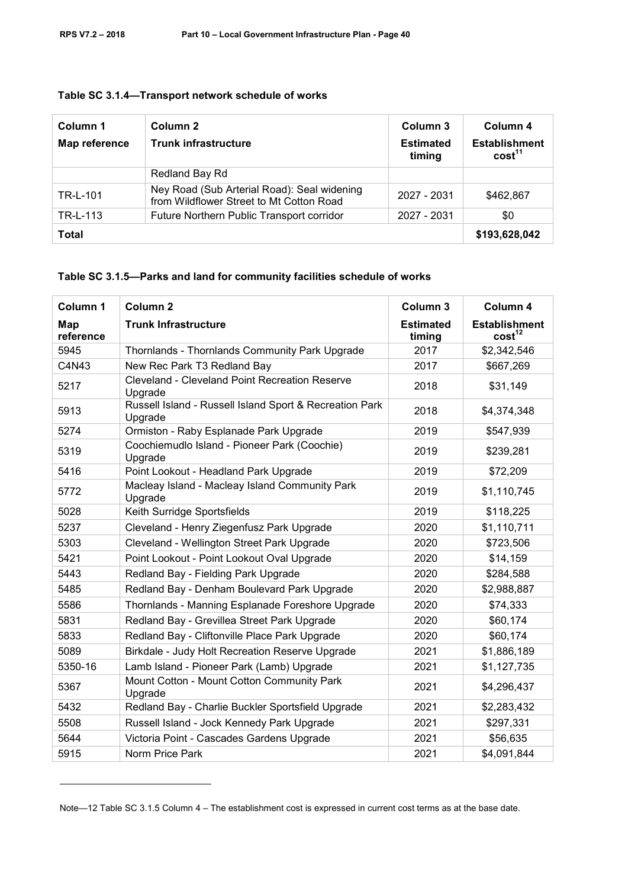**Table SC 3.1.4—Transport network schedule of works**

| Column 1 Map reference | Column 2 Trunk infrastructure | Column 3 Estimated timing | Column 4 Establishment cost[11] |
|---|---|---|---|
| | Redland Bay Rd | | |
| TR-L-101 | Ney Road (Sub Arterial Road): Seal widening from Wildflower Street to Mt Cotton Road | 2027 - 2031 | $462,867 |
| TR-L-113 | Future Northern Public Transport corridor | 2027 - 2031 | $0 |
| **Total** | | | **$193,628,042** |

**Table SC 3.1.5—Parks and land for community facilities schedule of works**

| Column 1 Map reference | Column 2 Trunk Infrastructure | Column 3 Estimated timing | Column 4 Establishment cost[12] |
|---|---|---|---|
| 5945 | Thornlands - Thornlands Community Park Upgrade | 2017 | $2,342,546 |
| C4N43 | New Rec Park T3 Redland Bay | 2017 | $667,269 |
| 5217 | Cleveland - Cleveland Point Recreation Reserve Upgrade | 2018 | $31,149 |
| 5913 | Russell Island - Russell Island Sport & Recreation Park Upgrade | 2018 | $4,374,348 |
| 5274 | Ormiston - Raby Esplanade Park Upgrade | 2019 | $547,939 |
| 5319 | Coochiemudlo Island - Pioneer Park (Coochie) Upgrade | 2019 | $239,281 |
| 5416 | Point Lookout - Headland Park Upgrade | 2019 | $72,209 |
| 5772 | Macleay Island - Macleay Island Community Park Upgrade | 2019 | $1,110,745 |
| 5028 | Keith Surridge Sportsfields | 2019 | $118,225 |
| 5237 | Cleveland - Henry Ziegenfusz Park Upgrade | 2020 | $1,110,711 |
| 5303 | Cleveland - Wellington Street Park Upgrade | 2020 | $723,506 |
| 5421 | Point Lookout - Point Lookout Oval Upgrade | 2020 | $14,159 |
| 5443 | Redland Bay - Fielding Park Upgrade | 2020 | $284,588 |
| 5485 | Redland Bay - Denham Boulevard Park Upgrade | 2020 | $2,988,887 |
| 5586 | Thornlands - Manning Esplanade Foreshore Upgrade | 2020 | $74,333 |
| 5831 | Redland Bay - Grevillea Street Park Upgrade | 2020 | $60,174 |
| 5833 | Redland Bay - Cliftonville Place Park Upgrade | 2020 | $60,174 |
| 5089 | Birkdale - Judy Holt Recreation Reserve Upgrade | 2021 | $1,886,189 |
| 5350-16 | Lamb Island - Pioneer Park (Lamb) Upgrade | 2021 | $1,127,735 |
| 5367 | Mount Cotton - Mount Cotton Community Park Upgrade | 2021 | $4,296,437 |
| 5432 | Redland Bay - Charlie Buckler Sportsfield Upgrade | 2021 | $2,283,432 |
| 5508 | Russell Island - Jock Kennedy Park Upgrade | 2021 | $297,331 |
| 5644 | Victoria Point - Cascades Gardens Upgrade | 2021 | $56,635 |
| 5915 | Norm Price Park | 2021 | $4,091,844 |

Note—12 Table SC 3.1.5 Column 4 – The establishment cost is expressed in current cost terms as at the base date.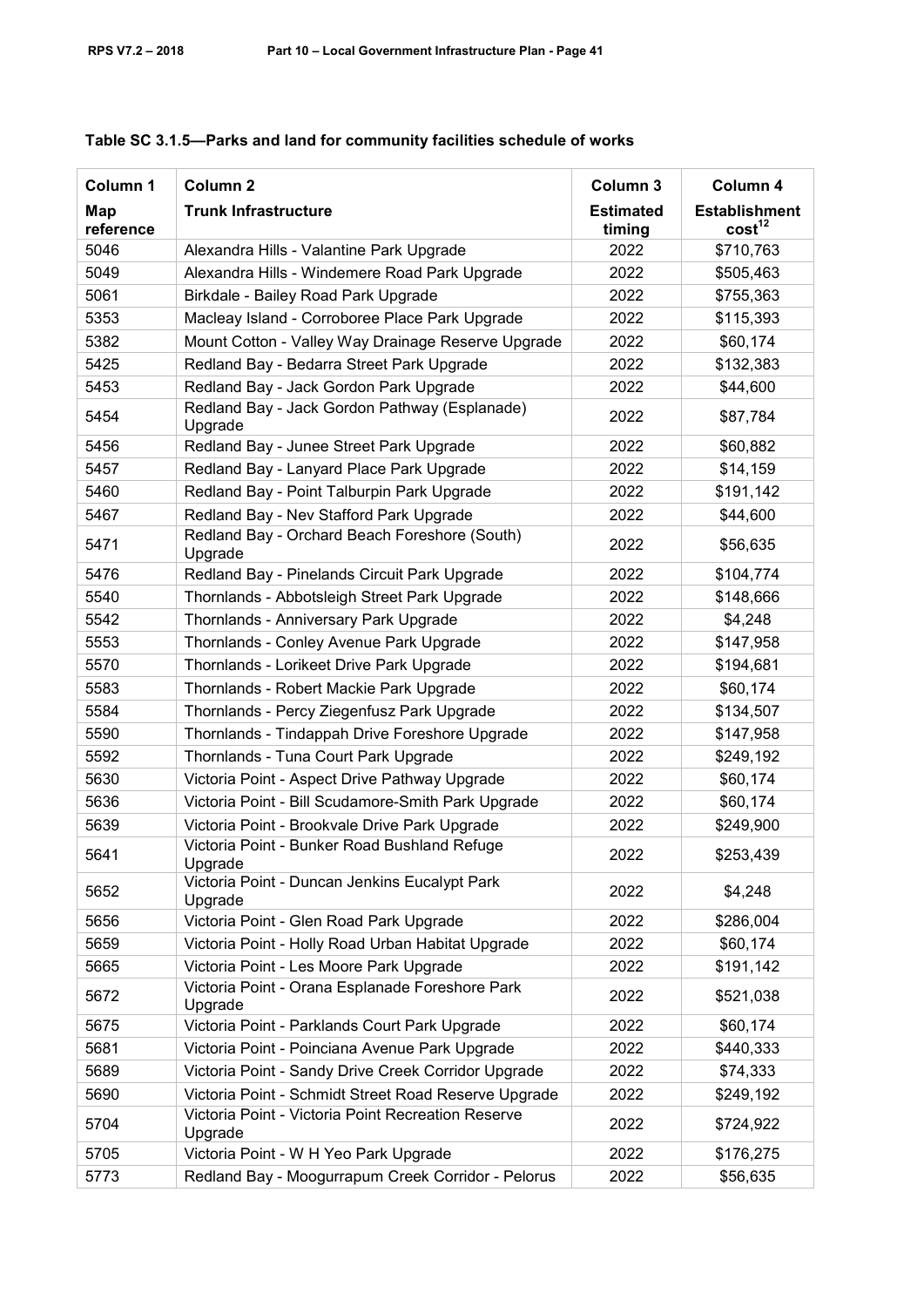**Table SC 3.1.5—Parks and land for community facilities schedule of works**

| Column 1 | Column 2 | Column 3 | Column 4 |
|---|---|---|---|
| **Map reference** | **Trunk Infrastructure** | **Estimated timing** | **Establishment cost[12]** |
| 5046 | Alexandra Hills - Valantine Park Upgrade | 2022 | $710,763 |
| 5049 | Alexandra Hills - Windemere Road Park Upgrade | 2022 | $505,463 |
| 5061 | Birkdale - Bailey Road Park Upgrade | 2022 | $755,363 |
| 5353 | Macleay Island - Corroboree Place Park Upgrade | 2022 | $115,393 |
| 5382 | Mount Cotton - Valley Way Drainage Reserve Upgrade | 2022 | $60,174 |
| 5425 | Redland Bay - Bedarra Street Park Upgrade | 2022 | $132,383 |
| 5453 | Redland Bay - Jack Gordon Park Upgrade | 2022 | $44,600 |
| 5454 | Redland Bay - Jack Gordon Pathway (Esplanade) Upgrade | 2022 | $87,784 |
| 5456 | Redland Bay - Junee Street Park Upgrade | 2022 | $60,882 |
| 5457 | Redland Bay - Lanyard Place Park Upgrade | 2022 | $14,159 |
| 5460 | Redland Bay - Point Talburpin Park Upgrade | 2022 | $191,142 |
| 5467 | Redland Bay - Nev Stafford Park Upgrade | 2022 | $44,600 |
| 5471 | Redland Bay - Orchard Beach Foreshore (South) Upgrade | 2022 | $56,635 |
| 5476 | Redland Bay - Pinelands Circuit Park Upgrade | 2022 | $104,774 |
| 5540 | Thornlands - Abbotsleigh Street Park Upgrade | 2022 | $148,666 |
| 5542 | Thornlands - Anniversary Park Upgrade | 2022 | $4,248 |
| 5553 | Thornlands - Conley Avenue Park Upgrade | 2022 | $147,958 |
| 5570 | Thornlands - Lorikeet Drive Park Upgrade | 2022 | $194,681 |
| 5583 | Thornlands - Robert Mackie Park Upgrade | 2022 | $60,174 |
| 5584 | Thornlands - Percy Ziegenfusz Park Upgrade | 2022 | $134,507 |
| 5590 | Thornlands - Tindappah Drive Foreshore Upgrade | 2022 | $147,958 |
| 5592 | Thornlands - Tuna Court Park Upgrade | 2022 | $249,192 |
| 5630 | Victoria Point - Aspect Drive Pathway Upgrade | 2022 | $60,174 |
| 5636 | Victoria Point - Bill Scudamore-Smith Park Upgrade | 2022 | $60,174 |
| 5639 | Victoria Point - Brookvale Drive Park Upgrade | 2022 | $249,900 |
| 5641 | Victoria Point - Bunker Road Bushland Refuge Upgrade | 2022 | $253,439 |
| 5652 | Victoria Point - Duncan Jenkins Eucalypt Park Upgrade | 2022 | $4,248 |
| 5656 | Victoria Point - Glen Road Park Upgrade | 2022 | $286,004 |
| 5659 | Victoria Point - Holly Road Urban Habitat Upgrade | 2022 | $60,174 |
| 5665 | Victoria Point - Les Moore Park Upgrade | 2022 | $191,142 |
| 5672 | Victoria Point - Orana Esplanade Foreshore Park Upgrade | 2022 | $521,038 |
| 5675 | Victoria Point - Parklands Court Park Upgrade | 2022 | $60,174 |
| 5681 | Victoria Point - Poinciana Avenue Park Upgrade | 2022 | $440,333 |
| 5689 | Victoria Point - Sandy Drive Creek Corridor Upgrade | 2022 | $74,333 |
| 5690 | Victoria Point - Schmidt Street Road Reserve Upgrade | 2022 | $249,192 |
| 5704 | Victoria Point - Victoria Point Recreation Reserve Upgrade | 2022 | $724,922 |
| 5705 | Victoria Point - W H Yeo Park Upgrade | 2022 | $176,275 |
| 5773 | Redland Bay - Moogurrapum Creek Corridor - Pelorus | 2022 | $56,635 |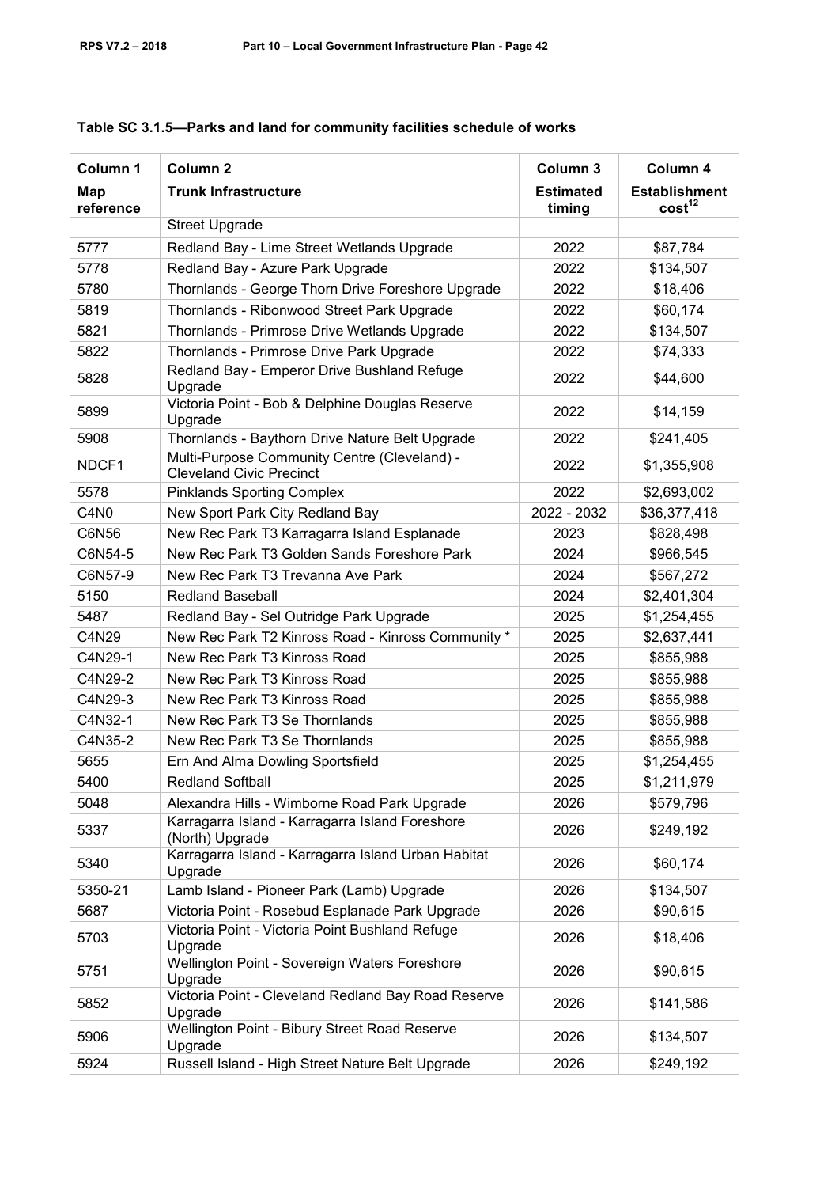**Table SC 3.1.5—Parks and land for community facilities schedule of works**

| Column 1<br>Map reference | Column 2<br>Trunk Infrastructure | Column 3<br>Estimated timing | Column 4<br>Establishment cost[12] |
|---|---|---|---|
| | Street Upgrade | | |
| 5777 | Redland Bay - Lime Street Wetlands Upgrade | 2022 | $87,784 |
| 5778 | Redland Bay - Azure Park Upgrade | 2022 | $134,507 |
| 5780 | Thornlands - George Thorn Drive Foreshore Upgrade | 2022 | $18,406 |
| 5819 | Thornlands - Ribonwood Street Park Upgrade | 2022 | $60,174 |
| 5821 | Thornlands - Primrose Drive Wetlands Upgrade | 2022 | $134,507 |
| 5822 | Thornlands - Primrose Drive Park Upgrade | 2022 | $74,333 |
| 5828 | Redland Bay - Emperor Drive Bushland Refuge Upgrade | 2022 | $44,600 |
| 5899 | Victoria Point - Bob & Delphine Douglas Reserve Upgrade | 2022 | $14,159 |
| 5908 | Thornlands - Baythorn Drive Nature Belt Upgrade | 2022 | $241,405 |
| NDCF1 | Multi-Purpose Community Centre (Cleveland) - Cleveland Civic Precinct | 2022 | $1,355,908 |
| 5578 | Pinklands Sporting Complex | 2022 | $2,693,002 |
| C4N0 | New Sport Park City Redland Bay | 2022 - 2032 | $36,377,418 |
| C6N56 | New Rec Park T3 Karragarra Island Esplanade | 2023 | $828,498 |
| C6N54-5 | New Rec Park T3 Golden Sands Foreshore Park | 2024 | $966,545 |
| C6N57-9 | New Rec Park T3 Trevanna Ave Park | 2024 | $567,272 |
| 5150 | Redland Baseball | 2024 | $2,401,304 |
| 5487 | Redland Bay - Sel Outridge Park Upgrade | 2025 | $1,254,455 |
| C4N29 | New Rec Park T2 Kinross Road - Kinross Community * | 2025 | $2,637,441 |
| C4N29-1 | New Rec Park T3 Kinross Road | 2025 | $855,988 |
| C4N29-2 | New Rec Park T3 Kinross Road | 2025 | $855,988 |
| C4N29-3 | New Rec Park T3 Kinross Road | 2025 | $855,988 |
| C4N32-1 | New Rec Park T3 Se Thornlands | 2025 | $855,988 |
| C4N35-2 | New Rec Park T3 Se Thornlands | 2025 | $855,988 |
| 5655 | Ern And Alma Dowling Sportsfield | 2025 | $1,254,455 |
| 5400 | Redland Softball | 2025 | $1,211,979 |
| 5048 | Alexandra Hills - Wimborne Road Park Upgrade | 2026 | $579,796 |
| 5337 | Karragarra Island - Karragarra Island Foreshore (North) Upgrade | 2026 | $249,192 |
| 5340 | Karragarra Island - Karragarra Island Urban Habitat Upgrade | 2026 | $60,174 |
| 5350-21 | Lamb Island - Pioneer Park (Lamb) Upgrade | 2026 | $134,507 |
| 5687 | Victoria Point - Rosebud Esplanade Park Upgrade | 2026 | $90,615 |
| 5703 | Victoria Point - Victoria Point Bushland Refuge Upgrade | 2026 | $18,406 |
| 5751 | Wellington Point - Sovereign Waters Foreshore Upgrade | 2026 | $90,615 |
| 5852 | Victoria Point - Cleveland Redland Bay Road Reserve Upgrade | 2026 | $141,586 |
| 5906 | Wellington Point - Bibury Street Road Reserve Upgrade | 2026 | $134,507 |
| 5924 | Russell Island - High Street Nature Belt Upgrade | 2026 | $249,192 |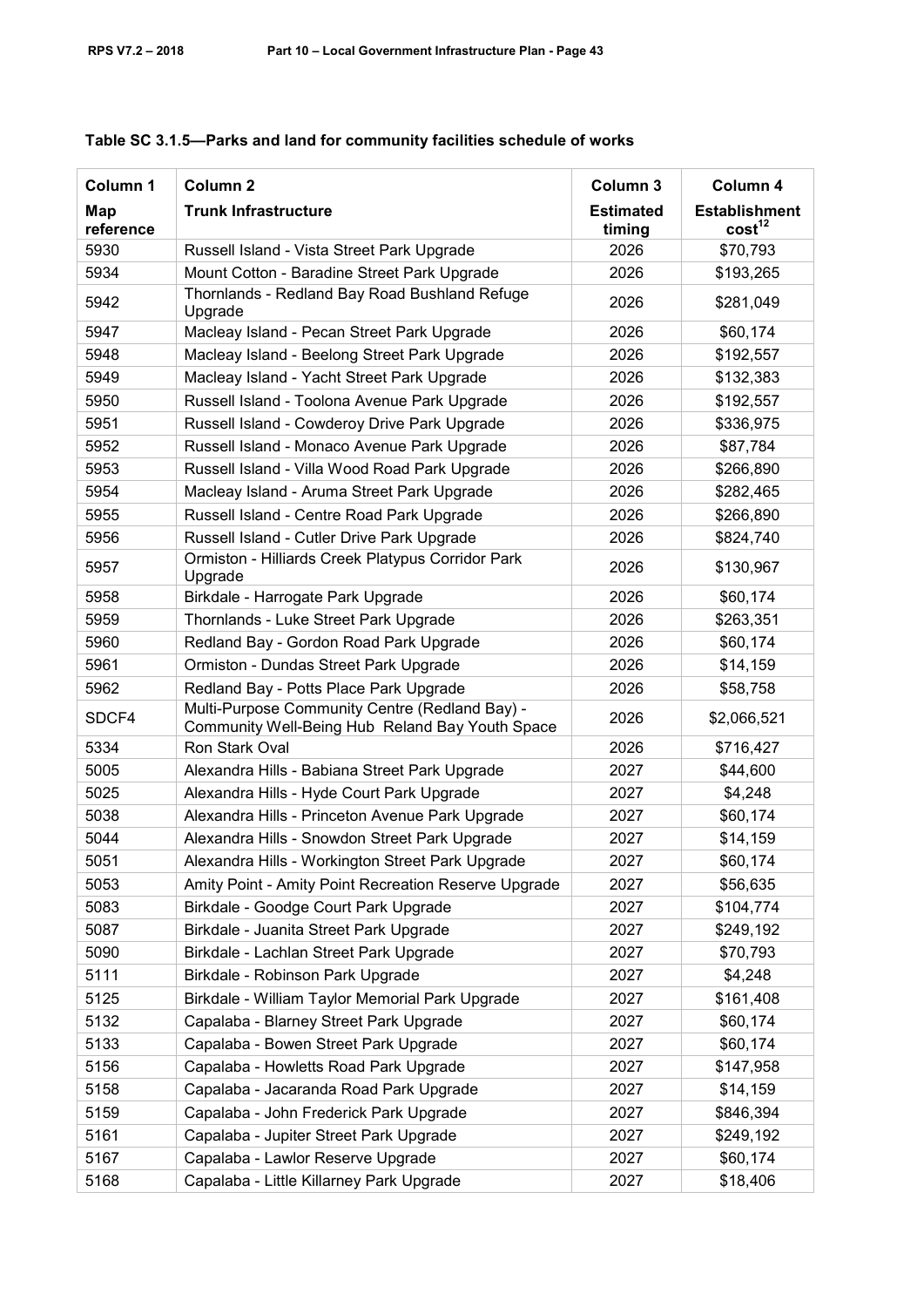### Table SC 3.1.5—Parks and land for community facilities schedule of works

| Column 1 | Column 2 | Column 3 | Column 4 |
|---|---|---|---|
| **Map reference** | **Trunk Infrastructure** | **Estimated timing** | **Establishment cost**[12] |
| 5930 | Russell Island - Vista Street Park Upgrade | 2026 | $70,793 |
| 5934 | Mount Cotton - Baradine Street Park Upgrade | 2026 | $193,265 |
| 5942 | Thornlands - Redland Bay Road Bushland Refuge Upgrade | 2026 | $281,049 |
| 5947 | Macleay Island - Pecan Street Park Upgrade | 2026 | $60,174 |
| 5948 | Macleay Island - Beelong Street Park Upgrade | 2026 | $192,557 |
| 5949 | Macleay Island - Yacht Street Park Upgrade | 2026 | $132,383 |
| 5950 | Russell Island - Toolona Avenue Park Upgrade | 2026 | $192,557 |
| 5951 | Russell Island - Cowderoy Drive Park Upgrade | 2026 | $336,975 |
| 5952 | Russell Island - Monaco Avenue Park Upgrade | 2026 | $87,784 |
| 5953 | Russell Island - Villa Wood Road Park Upgrade | 2026 | $266,890 |
| 5954 | Macleay Island - Aruma Street Park Upgrade | 2026 | $282,465 |
| 5955 | Russell Island - Centre Road Park Upgrade | 2026 | $266,890 |
| 5956 | Russell Island - Cutler Drive Park Upgrade | 2026 | $824,740 |
| 5957 | Ormiston - Hilliards Creek Platypus Corridor Park Upgrade | 2026 | $130,967 |
| 5958 | Birkdale - Harrogate Park Upgrade | 2026 | $60,174 |
| 5959 | Thornlands - Luke Street Park Upgrade | 2026 | $263,351 |
| 5960 | Redland Bay - Gordon Road Park Upgrade | 2026 | $60,174 |
| 5961 | Ormiston - Dundas Street Park Upgrade | 2026 | $14,159 |
| 5962 | Redland Bay - Potts Place Park Upgrade | 2026 | $58,758 |
| SDCF4 | Multi-Purpose Community Centre (Redland Bay) - Community Well-Being Hub Reland Bay Youth Space | 2026 | $2,066,521 |
| 5334 | Ron Stark Oval | 2026 | $716,427 |
| 5005 | Alexandra Hills - Babiana Street Park Upgrade | 2027 | $44,600 |
| 5025 | Alexandra Hills - Hyde Court Park Upgrade | 2027 | $4,248 |
| 5038 | Alexandra Hills - Princeton Avenue Park Upgrade | 2027 | $60,174 |
| 5044 | Alexandra Hills - Snowdon Street Park Upgrade | 2027 | $14,159 |
| 5051 | Alexandra Hills - Workington Street Park Upgrade | 2027 | $60,174 |
| 5053 | Amity Point - Amity Point Recreation Reserve Upgrade | 2027 | $56,635 |
| 5083 | Birkdale - Goodge Court Park Upgrade | 2027 | $104,774 |
| 5087 | Birkdale - Juanita Street Park Upgrade | 2027 | $249,192 |
| 5090 | Birkdale - Lachlan Street Park Upgrade | 2027 | $70,793 |
| 5111 | Birkdale - Robinson Park Upgrade | 2027 | $4,248 |
| 5125 | Birkdale - William Taylor Memorial Park Upgrade | 2027 | $161,408 |
| 5132 | Capalaba - Blarney Street Park Upgrade | 2027 | $60,174 |
| 5133 | Capalaba - Bowen Street Park Upgrade | 2027 | $60,174 |
| 5156 | Capalaba - Howletts Road Park Upgrade | 2027 | $147,958 |
| 5158 | Capalaba - Jacaranda Road Park Upgrade | 2027 | $14,159 |
| 5159 | Capalaba - John Frederick Park Upgrade | 2027 | $846,394 |
| 5161 | Capalaba - Jupiter Street Park Upgrade | 2027 | $249,192 |
| 5167 | Capalaba - Lawlor Reserve Upgrade | 2027 | $60,174 |
| 5168 | Capalaba - Little Killarney Park Upgrade | 2027 | $18,406 |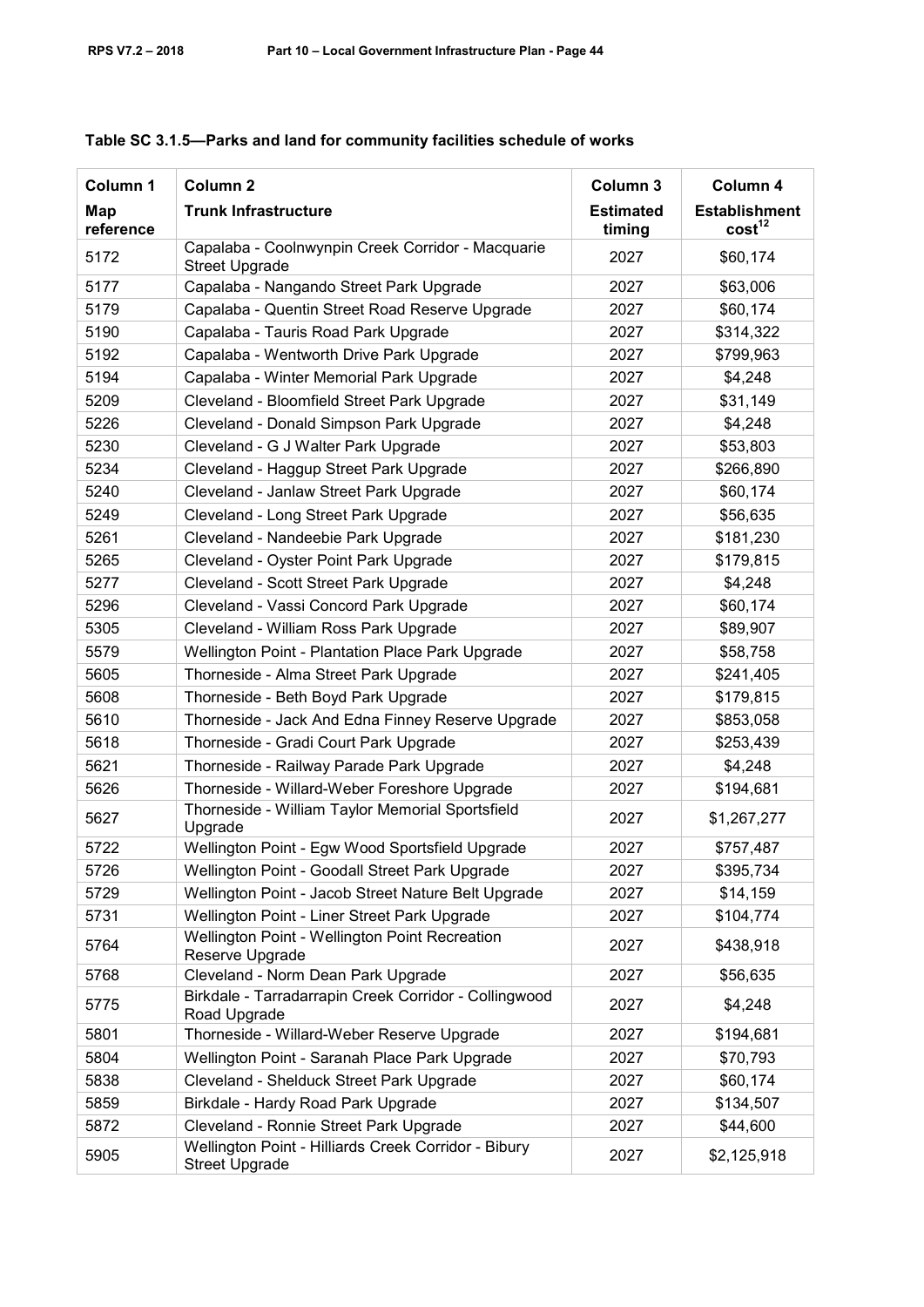**Table SC 3.1.5—Parks and land for community facilities schedule of works**

| Column 1<br>Map reference | Column 2<br>Trunk Infrastructure | Column 3<br>Estimated timing | Column 4<br>Establishment cost[12] |
|---|---|---|---|
| 5172 | Capalaba - Coolnwynpin Creek Corridor - Macquarie Street Upgrade | 2027 | $60,174 |
| 5177 | Capalaba - Nangando Street Park Upgrade | 2027 | $63,006 |
| 5179 | Capalaba - Quentin Street Road Reserve Upgrade | 2027 | $60,174 |
| 5190 | Capalaba - Tauris Road Park Upgrade | 2027 | $314,322 |
| 5192 | Capalaba - Wentworth Drive Park Upgrade | 2027 | $799,963 |
| 5194 | Capalaba - Winter Memorial Park Upgrade | 2027 | $4,248 |
| 5209 | Cleveland - Bloomfield Street Park Upgrade | 2027 | $31,149 |
| 5226 | Cleveland - Donald Simpson Park Upgrade | 2027 | $4,248 |
| 5230 | Cleveland - G J Walter Park Upgrade | 2027 | $53,803 |
| 5234 | Cleveland - Haggup Street Park Upgrade | 2027 | $266,890 |
| 5240 | Cleveland - Janlaw Street Park Upgrade | 2027 | $60,174 |
| 5249 | Cleveland - Long Street Park Upgrade | 2027 | $56,635 |
| 5261 | Cleveland - Nandeebie Park Upgrade | 2027 | $181,230 |
| 5265 | Cleveland - Oyster Point Park Upgrade | 2027 | $179,815 |
| 5277 | Cleveland - Scott Street Park Upgrade | 2027 | $4,248 |
| 5296 | Cleveland - Vassi Concord Park Upgrade | 2027 | $60,174 |
| 5305 | Cleveland - William Ross Park Upgrade | 2027 | $89,907 |
| 5579 | Wellington Point - Plantation Place Park Upgrade | 2027 | $58,758 |
| 5605 | Thorneside - Alma Street Park Upgrade | 2027 | $241,405 |
| 5608 | Thorneside - Beth Boyd Park Upgrade | 2027 | $179,815 |
| 5610 | Thorneside - Jack And Edna Finney Reserve Upgrade | 2027 | $853,058 |
| 5618 | Thorneside - Gradi Court Park Upgrade | 2027 | $253,439 |
| 5621 | Thorneside - Railway Parade Park Upgrade | 2027 | $4,248 |
| 5626 | Thorneside - Willard-Weber Foreshore Upgrade | 2027 | $194,681 |
| 5627 | Thorneside - William Taylor Memorial Sportsfield Upgrade | 2027 | $1,267,277 |
| 5722 | Wellington Point - Egw Wood Sportsfield Upgrade | 2027 | $757,487 |
| 5726 | Wellington Point - Goodall Street Park Upgrade | 2027 | $395,734 |
| 5729 | Wellington Point - Jacob Street Nature Belt Upgrade | 2027 | $14,159 |
| 5731 | Wellington Point - Liner Street Park Upgrade | 2027 | $104,774 |
| 5764 | Wellington Point - Wellington Point Recreation Reserve Upgrade | 2027 | $438,918 |
| 5768 | Cleveland - Norm Dean Park Upgrade | 2027 | $56,635 |
| 5775 | Birkdale - Tarradarrapin Creek Corridor - Collingwood Road Upgrade | 2027 | $4,248 |
| 5801 | Thorneside - Willard-Weber Reserve Upgrade | 2027 | $194,681 |
| 5804 | Wellington Point - Saranah Place Park Upgrade | 2027 | $70,793 |
| 5838 | Cleveland - Shelduck Street Park Upgrade | 2027 | $60,174 |
| 5859 | Birkdale - Hardy Road Park Upgrade | 2027 | $134,507 |
| 5872 | Cleveland - Ronnie Street Park Upgrade | 2027 | $44,600 |
| 5905 | Wellington Point - Hilliards Creek Corridor - Bibury Street Upgrade | 2027 | $2,125,918 |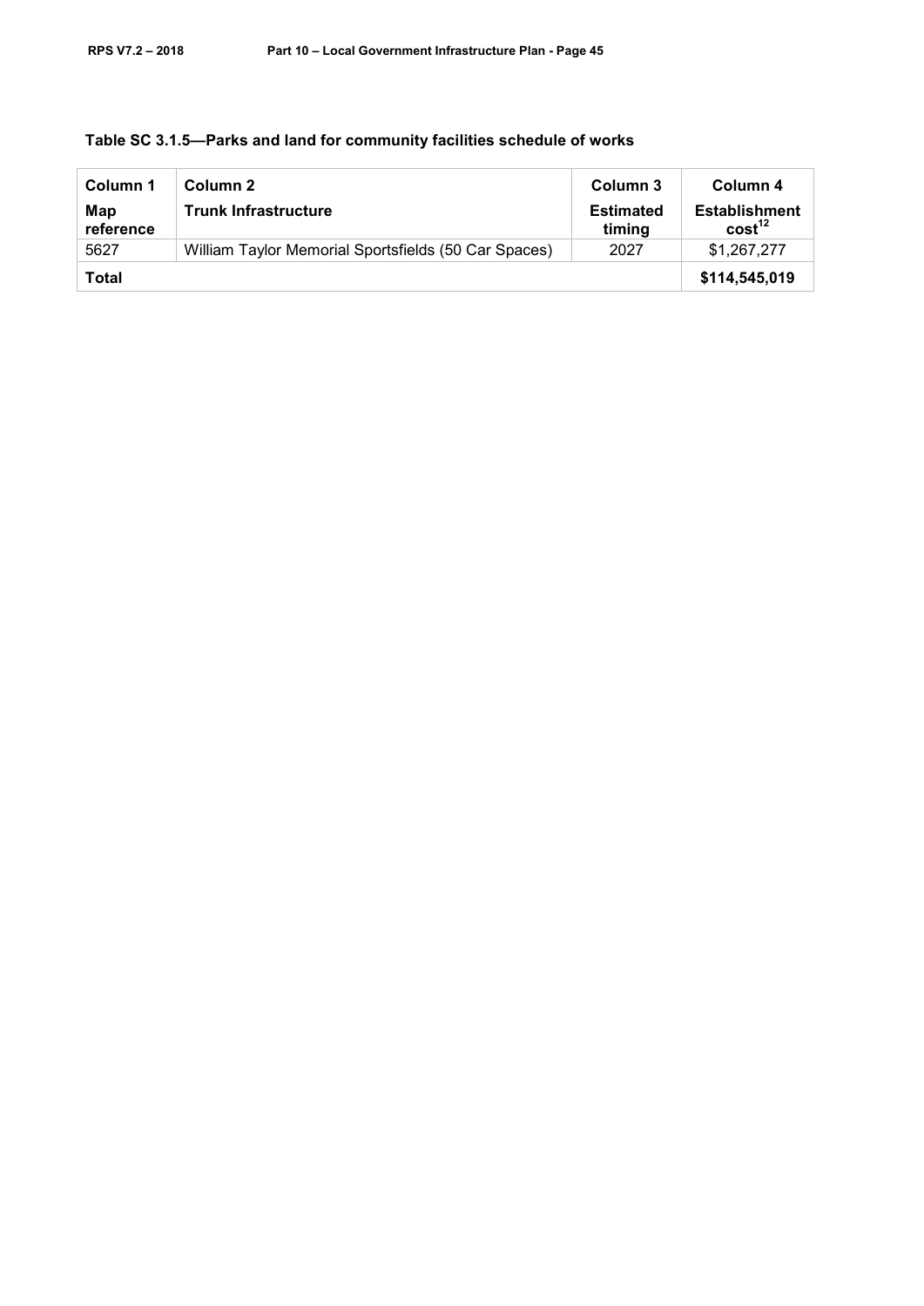### Table SC 3.1.5—Parks and land for community facilities schedule of works

| Column 1<br>Map reference | Column 2<br>Trunk Infrastructure | Column 3<br>Estimated timing | Column 4<br>Establishment cost[12] |
|---|---|---|---|
| 5627 | William Taylor Memorial Sportsfields (50 Car Spaces) | 2027 | $1,267,277 |
| **Total** | | | **$114,545,019** |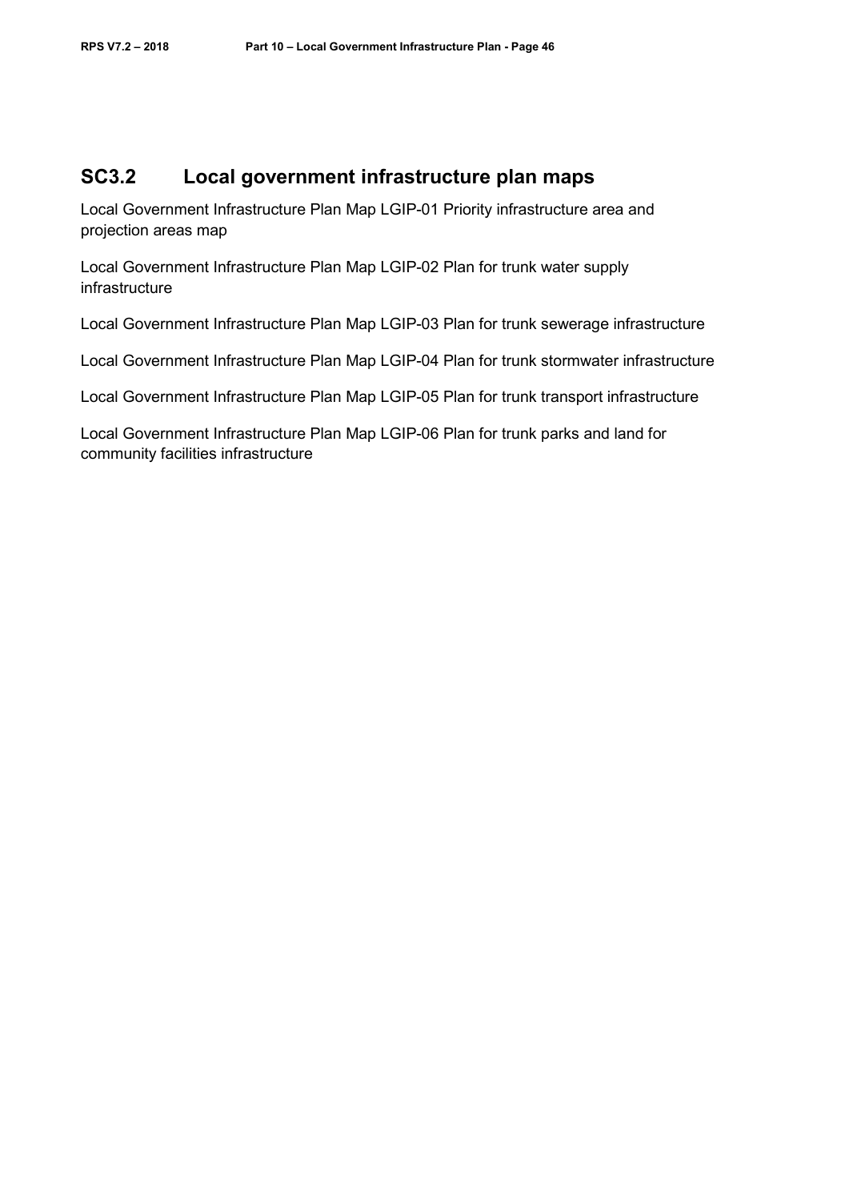## SC3.2 Local government infrastructure plan maps

Local Government Infrastructure Plan Map LGIP-01 Priority infrastructure area and projection areas map

Local Government Infrastructure Plan Map LGIP-02 Plan for trunk water supply infrastructure

Local Government Infrastructure Plan Map LGIP-03 Plan for trunk sewerage infrastructure

Local Government Infrastructure Plan Map LGIP-04 Plan for trunk stormwater infrastructure

Local Government Infrastructure Plan Map LGIP-05 Plan for trunk transport infrastructure

Local Government Infrastructure Plan Map LGIP-06 Plan for trunk parks and land for community facilities infrastructure